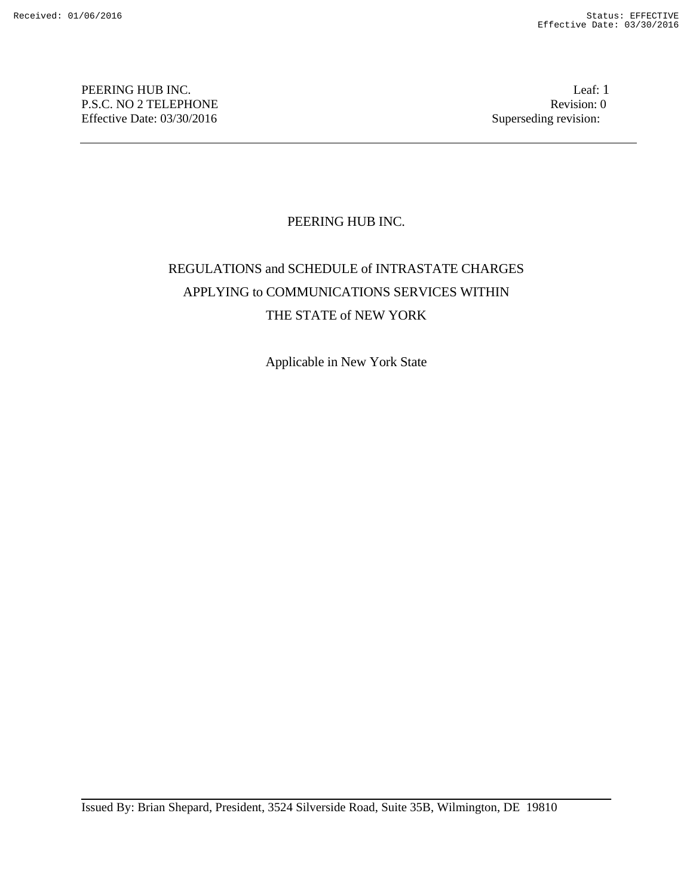PEERING HUB INC.
P.S.C. NO 2 TELEPHONE
Effective Date: 03/30/2016

Leaf: 1
Revision: 0
Superseding revision:

# PEERING HUB INC.

## REGULATIONS and SCHEDULE of INTRASTATE CHARGES APPLYING to COMMUNICATIONS SERVICES WITHIN THE STATE of NEW YORK

Applicable in New York State

Issued By: Brian Shepard, President, 3524 Silverside Road, Suite 35B, Wilmington, DE 19810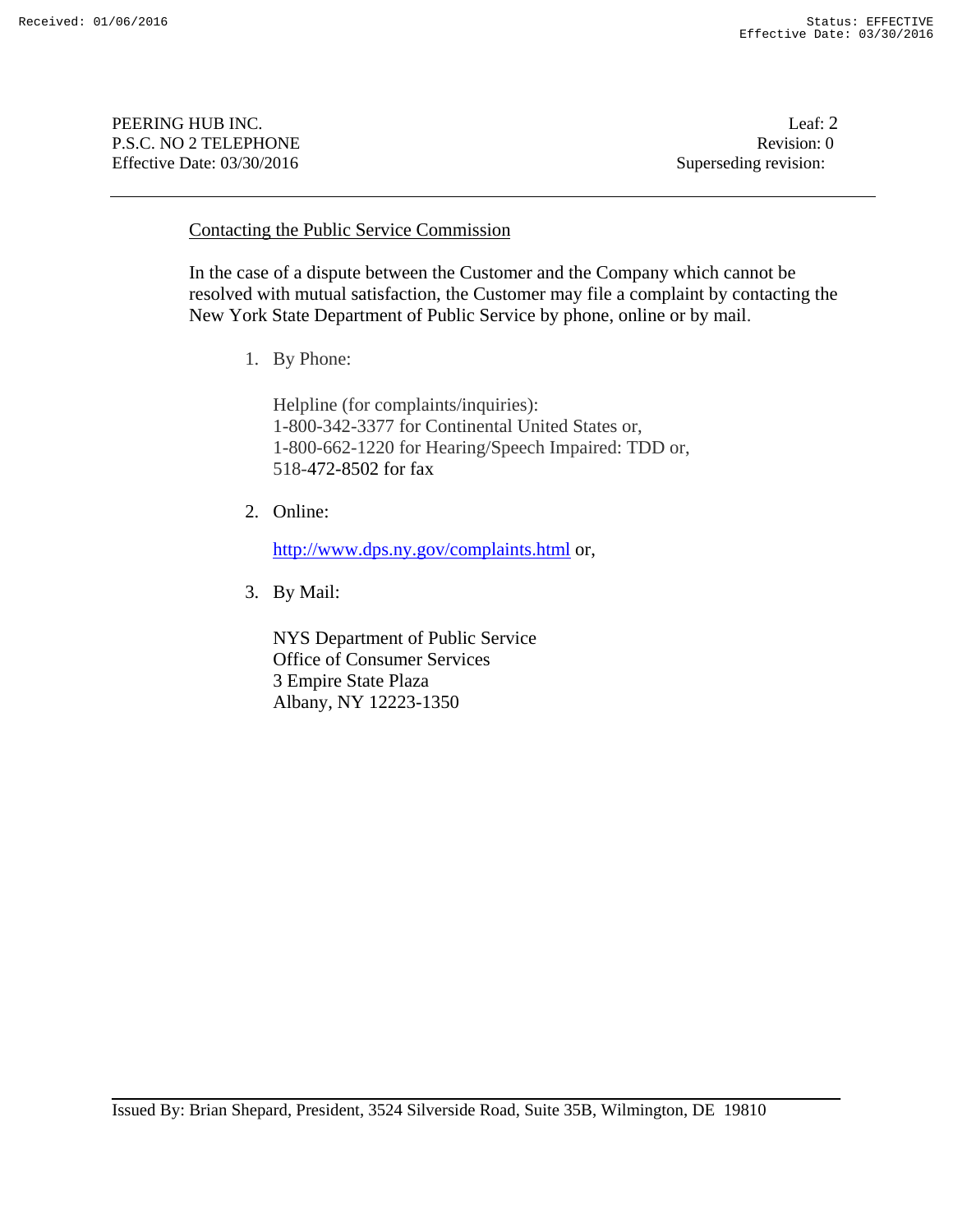## Contacting the Public Service Commission

In the case of a dispute between the Customer and the Company which cannot be resolved with mutual satisfaction, the Customer may file a complaint by contacting the New York State Department of Public Service by phone, online or by mail.

1. By Phone:

   Helpline (for complaints/inquiries):
   1-800-342-3377 for Continental United States or,
   1-800-662-1220 for Hearing/Speech Impaired: TDD or,
   518-472-8502 for fax

2. Online:

   http://www.dps.ny.gov/complaints.html or,

3. By Mail:

   NYS Department of Public Service
   Office of Consumer Services
   3 Empire State Plaza
   Albany, NY 12223-1350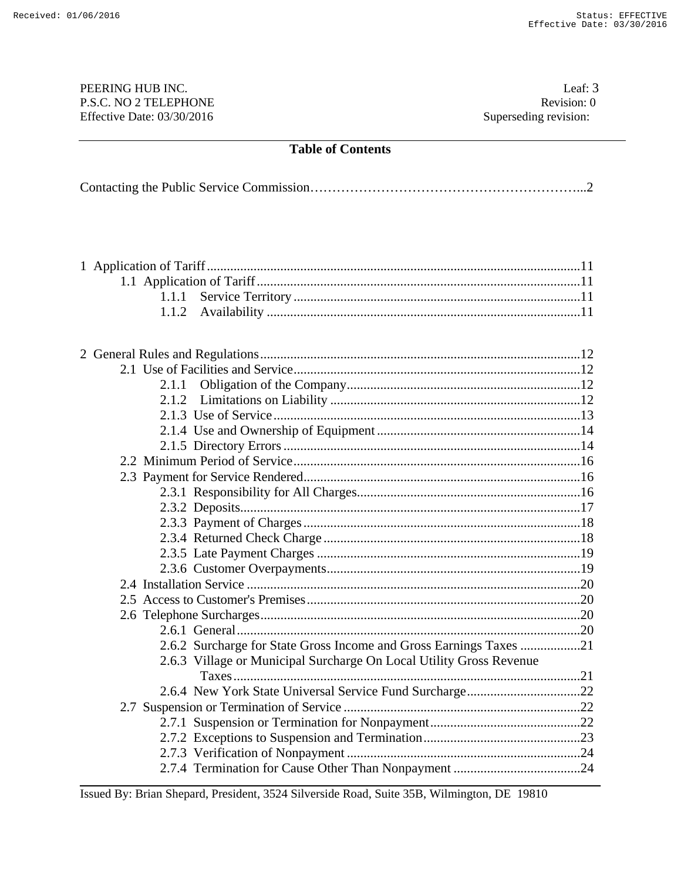## Table of Contents

Contacting the Public Service Commission……………………………………………………...2

1 Application of Tariff ....................................................................................................11
- 1.1 Application of Tariff ..............................................................................................11
  - 1.1.1 Service Territory ..........................................................................................11
  - 1.1.2 Availability .................................................................................................11

2 General Rules and Regulations ......................................................................................12
- 2.1 Use of Facilities and Service ....................................................................................12
  - 2.1.1 Obligation of the Company ...........................................................................12
  - 2.1.2 Limitations on Liability ................................................................................12
  - 2.1.3 Use of Service ..............................................................................................13
  - 2.1.4 Use and Ownership of Equipment ..................................................................14
  - 2.1.5 Directory Errors ...........................................................................................14
- 2.2 Minimum Period of Service ......................................................................................16
- 2.3 Payment for Service Rendered ..................................................................................16
  - 2.3.1 Responsibility for All Charges .......................................................................16
  - 2.3.2 Deposits .......................................................................................................17
  - 2.3.3 Payment of Charges .......................................................................................18
  - 2.3.4 Returned Check Charge .................................................................................18
  - 2.3.5 Late Payment Charges ...................................................................................19
  - 2.3.6 Customer Overpayments ................................................................................19
- 2.4 Installation Service ..................................................................................................20
- 2.5 Access to Customer's Premises ..................................................................................20
- 2.6 Telephone Surcharges ...............................................................................................20
  - 2.6.1 General .........................................................................................................20
  - 2.6.2 Surcharge for State Gross Income and Gross Earnings Taxes ..............................21
  - 2.6.3 Village or Municipal Surcharge On Local Utility Gross Revenue Taxes ...............21
  - 2.6.4 New York State Universal Service Fund Surcharge ............................................22
- 2.7 Suspension or Termination of Service .........................................................................22
  - 2.7.1 Suspension or Termination for Nonpayment .....................................................22
  - 2.7.2 Exceptions to Suspension and Termination .......................................................23
  - 2.7.3 Verification of Nonpayment ...........................................................................24
  - 2.7.4 Termination for Cause Other Than Nonpayment ...............................................24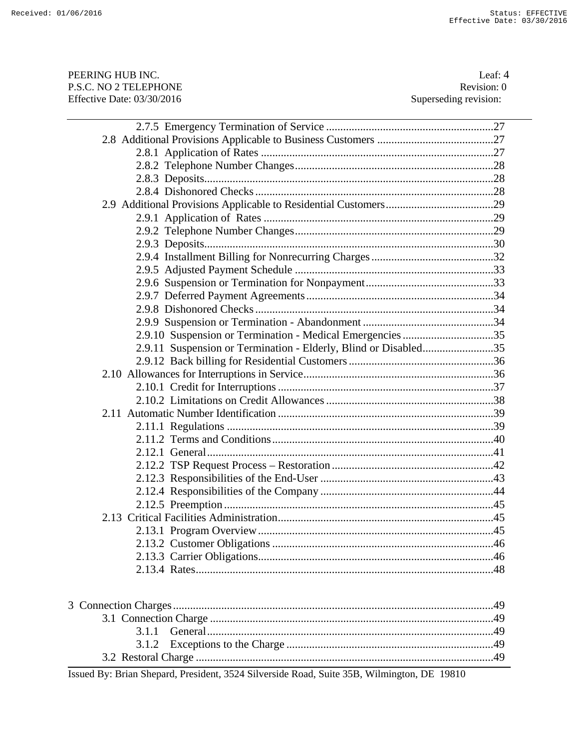2.7.5 Emergency Termination of Service ....................................................................27
2.8 Additional Provisions Applicable to Business Customers ........................................27
2.8.1 Application of Rates ...............................................................................27
2.8.2 Telephone Number Changes......................................................................28
2.8.3 Deposits.................................................................................................28
2.8.4 Dishonored Checks ...................................................................................28
2.9 Additional Provisions Applicable to Residential Customers......................................29
2.9.1 Application of Rates ...............................................................................29
2.9.2 Telephone Number Changes......................................................................29
2.9.3 Deposits.................................................................................................30
2.9.4 Installment Billing for Nonrecurring Charges ...........................................32
2.9.5 Adjusted Payment Schedule ......................................................................33
2.9.6 Suspension or Termination for Nonpayment.............................................33
2.9.7 Deferred Payment Agreements ..................................................................34
2.9.8 Dishonored Checks ...................................................................................34
2.9.9 Suspension or Termination - Abandonment ..............................................34
2.9.10 Suspension or Termination - Medical Emergencies ................................35
2.9.11 Suspension or Termination - Elderly, Blind or Disabled.........................35
2.9.12 Back billing for Residential Customers ...................................................36
2.10 Allowances for Interruptions in Service..................................................................36
2.10.1 Credit for Interruptions ...........................................................................37
2.10.2 Limitations on Credit Allowances ...........................................................38
2.11 Automatic Number Identification ...........................................................................39
2.11.1 Regulations ............................................................................................39
2.11.2 Terms and Conditions.............................................................................40
2.12.1 General...................................................................................................41
2.12.2 TSP Request Process – Restoration .........................................................42
2.12.3 Responsibilities of the End-User .............................................................43
2.12.4 Responsibilities of the Company .............................................................44
2.12.5 Preemption .............................................................................................45
2.13 Critical Facilities Administration...........................................................................45
2.13.1 Program Overview ..................................................................................45
2.13.2 Customer Obligations .............................................................................46
2.13.3 Carrier Obligations..................................................................................46
2.13.4 Rates.......................................................................................................48

3 Connection Charges.......................................................................................................49
3.1 Connection Charge ....................................................................................................49
3.1.1 General.....................................................................................................49
3.1.2 Exceptions to the Charge .........................................................................49
3.2 Restoral Charge ........................................................................................................49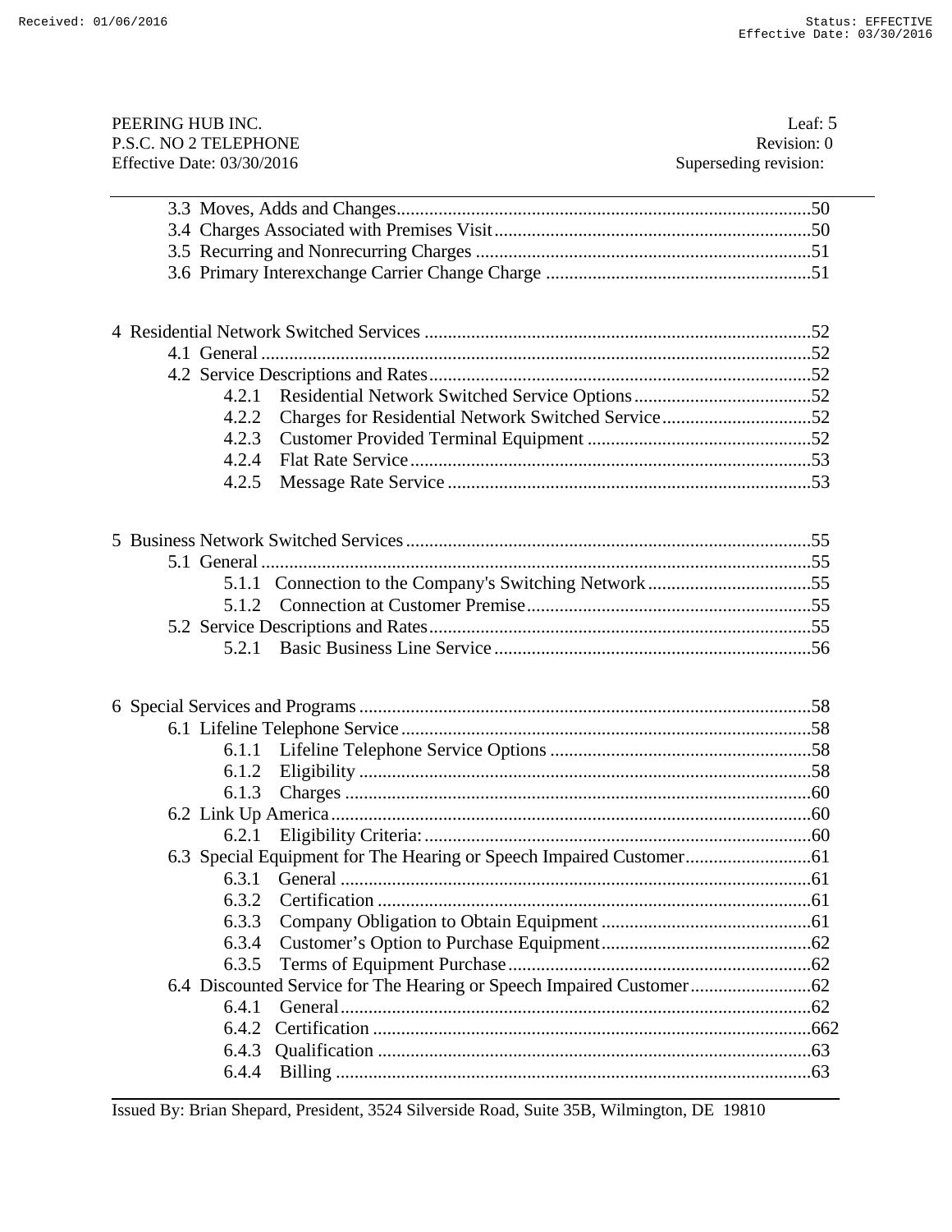3.3 Moves, Adds and Changes........................................................................................50
3.4 Charges Associated with Premises Visit....................................................................50
3.5 Recurring and Nonrecurring Charges .........................................................................51
3.6 Primary Interexchange Carrier Change Charge .........................................................51

4 Residential Network Switched Services ..................................................................................52
4.1 General ....................................................................................................................52
4.2 Service Descriptions and Rates..................................................................................52
4.2.1 Residential Network Switched Service Options......................................52
4.2.2 Charges for Residential Network Switched Service................................52
4.2.3 Customer Provided Terminal Equipment ................................................52
4.2.4 Flat Rate Service.......................................................................................53
4.2.5 Message Rate Service ..............................................................................53

5 Business Network Switched Services......................................................................................55
5.1 General ....................................................................................................................55
5.1.1 Connection to the Company's Switching Network...................................55
5.1.2 Connection at Customer Premise.............................................................55
5.2 Service Descriptions and Rates..................................................................................55
5.2.1 Basic Business Line Service ....................................................................56

6 Special Services and Programs ................................................................................................58
6.1 Lifeline Telephone Service........................................................................................58
6.1.1 Lifeline Telephone Service Options ........................................................58
6.1.2 Eligibility .................................................................................................58
6.1.3 Charges ....................................................................................................60
6.2 Link Up America.......................................................................................................60
6.2.1 Eligibility Criteria:...................................................................................60
6.3 Special Equipment for The Hearing or Speech Impaired Customer...........................61
6.3.1 General .....................................................................................................61
6.3.2 Certification .............................................................................................61
6.3.3 Company Obligation to Obtain Equipment .............................................61
6.3.4 Customer's Option to Purchase Equipment.............................................62
6.3.5 Terms of Equipment Purchase.................................................................62
6.4 Discounted Service for The Hearing or Speech Impaired Customer..........................62
6.4.1 General.....................................................................................................62
6.4.2 Certification .............................................................................................662
6.4.3 Qualification ............................................................................................63
6.4.4 Billing ......................................................................................................63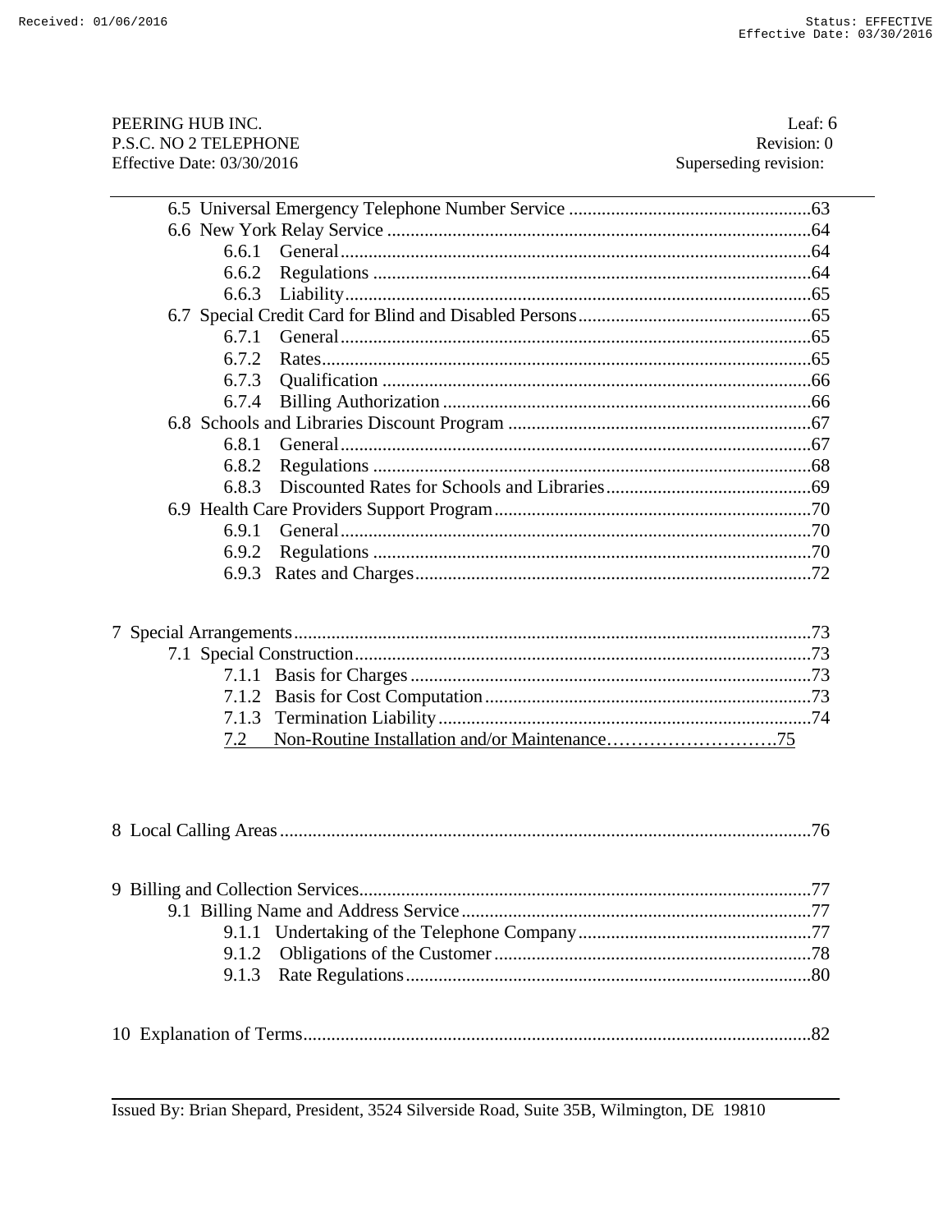6.5 Universal Emergency Telephone Number Service ....................................................63
6.6 New York Relay Service ..........................................................................................64
  6.6.1 General....................................................................................................64
  6.6.2 Regulations .............................................................................................64
  6.6.3 Liability...................................................................................................65
6.7 Special Credit Card for Blind and Disabled Persons..................................................65
  6.7.1 General....................................................................................................65
  6.7.2 Rates........................................................................................................65
  6.7.3 Qualification ...........................................................................................66
  6.7.4 Billing Authorization ..............................................................................66
6.8 Schools and Libraries Discount Program .................................................................67
  6.8.1 General....................................................................................................67
  6.8.2 Regulations .............................................................................................68
  6.8.3 Discounted Rates for Schools and Libraries............................................69
6.9 Health Care Providers Support Program...................................................................70
  6.9.1 General....................................................................................................70
  6.9.2 Regulations .............................................................................................70
  6.9.3 Rates and Charges....................................................................................72

7 Special Arrangements..............................................................................................................73
7.1 Special Construction.................................................................................................73
  7.1.1 Basis for Charges .....................................................................................73
  7.1.2 Basis for Cost Computation......................................................................73
  7.1.3 Termination Liability................................................................................74
  7.2 Non-Routine Installation and/or Maintenance……………………….75

8 Local Calling Areas.................................................................................................................76

9 Billing and Collection Services................................................................................................77
9.1 Billing Name and Address Service...........................................................................77
  9.1.1 Undertaking of the Telephone Company..................................................77
  9.1.2 Obligations of the Customer....................................................................78
  9.1.3 Rate Regulations......................................................................................80

10 Explanation of Terms............................................................................................................82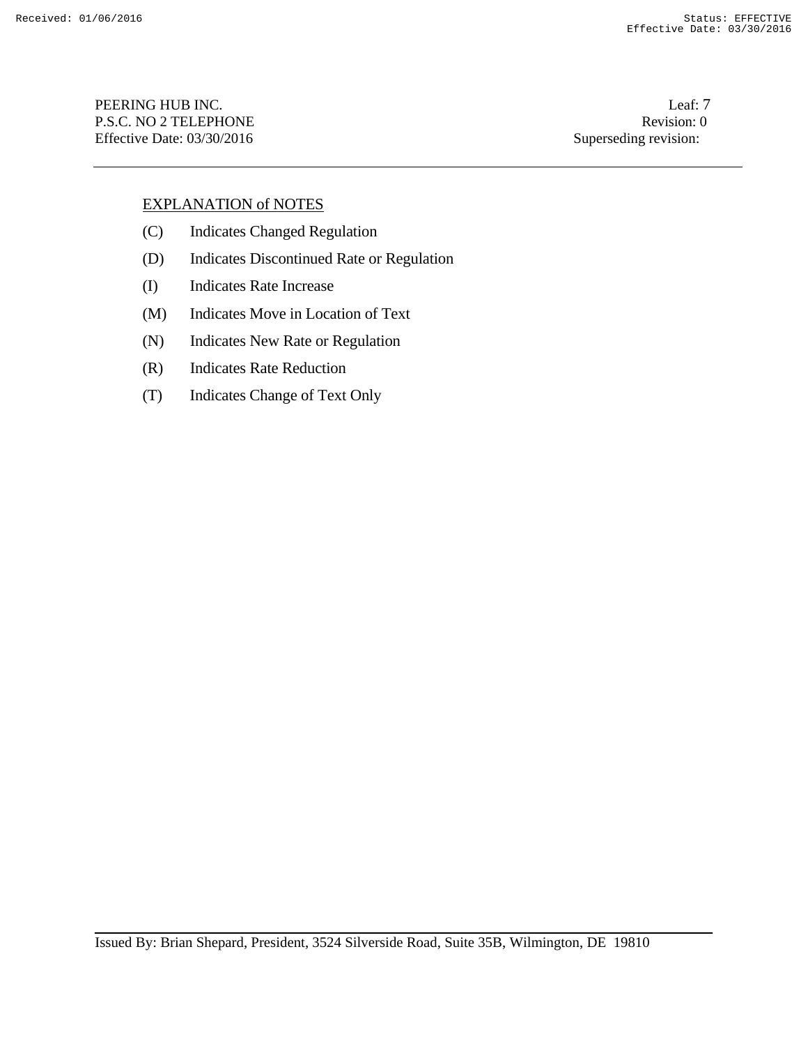## EXPLANATION of NOTES

(C) Indicates Changed Regulation

(D) Indicates Discontinued Rate or Regulation

(I) Indicates Rate Increase

(M) Indicates Move in Location of Text

(N) Indicates New Rate or Regulation

(R) Indicates Rate Reduction

(T) Indicates Change of Text Only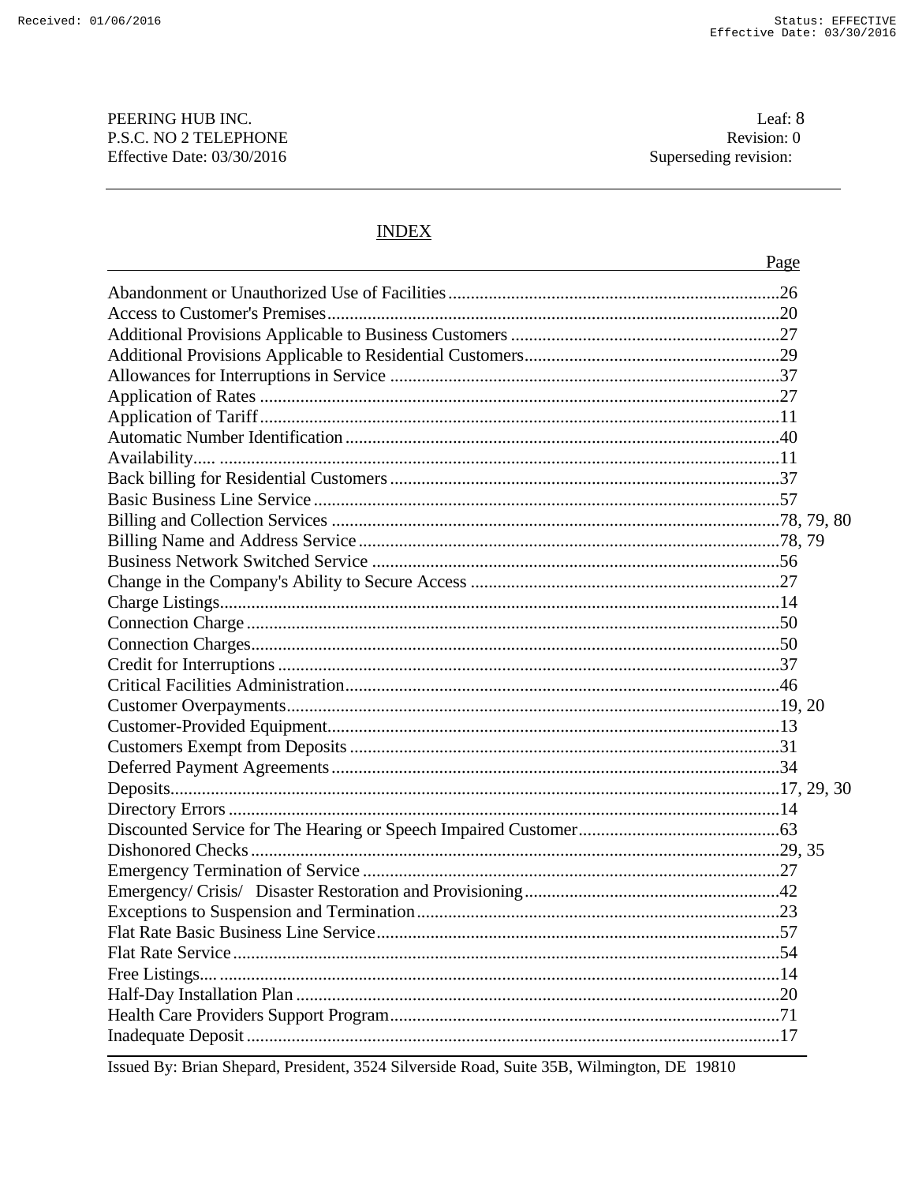PEERING HUB INC.
P.S.C. NO 2 TELEPHONE
Effective Date: 03/30/2016

Leaf: 8
Revision: 0
Superseding revision:

## INDEX

| | Page |
|---|---|
| Abandonment or Unauthorized Use of Facilities | 26 |
| Access to Customer's Premises | 20 |
| Additional Provisions Applicable to Business Customers | 27 |
| Additional Provisions Applicable to Residential Customers | 29 |
| Allowances for Interruptions in Service | 37 |
| Application of Rates | 27 |
| Application of Tariff | 11 |
| Automatic Number Identification | 40 |
| Availability | 11 |
| Back billing for Residential Customers | 37 |
| Basic Business Line Service | 57 |
| Billing and Collection Services | 78, 79, 80 |
| Billing Name and Address Service | 78, 79 |
| Business Network Switched Service | 56 |
| Change in the Company's Ability to Secure Access | 27 |
| Charge Listings | 14 |
| Connection Charge | 50 |
| Connection Charges | 50 |
| Credit for Interruptions | 37 |
| Critical Facilities Administration | 46 |
| Customer Overpayments | 19, 20 |
| Customer-Provided Equipment | 13 |
| Customers Exempt from Deposits | 31 |
| Deferred Payment Agreements | 34 |
| Deposits | 17, 29, 30 |
| Directory Errors | 14 |
| Discounted Service for The Hearing or Speech Impaired Customer | 63 |
| Dishonored Checks | 29, 35 |
| Emergency Termination of Service | 27 |
| Emergency/ Crisis/ Disaster Restoration and Provisioning | 42 |
| Exceptions to Suspension and Termination | 23 |
| Flat Rate Basic Business Line Service | 57 |
| Flat Rate Service | 54 |
| Free Listings | 14 |
| Half-Day Installation Plan | 20 |
| Health Care Providers Support Program | 71 |
| Inadequate Deposit | 17 |

Issued By: Brian Shepard, President, 3524 Silverside Road, Suite 35B, Wilmington, DE 19810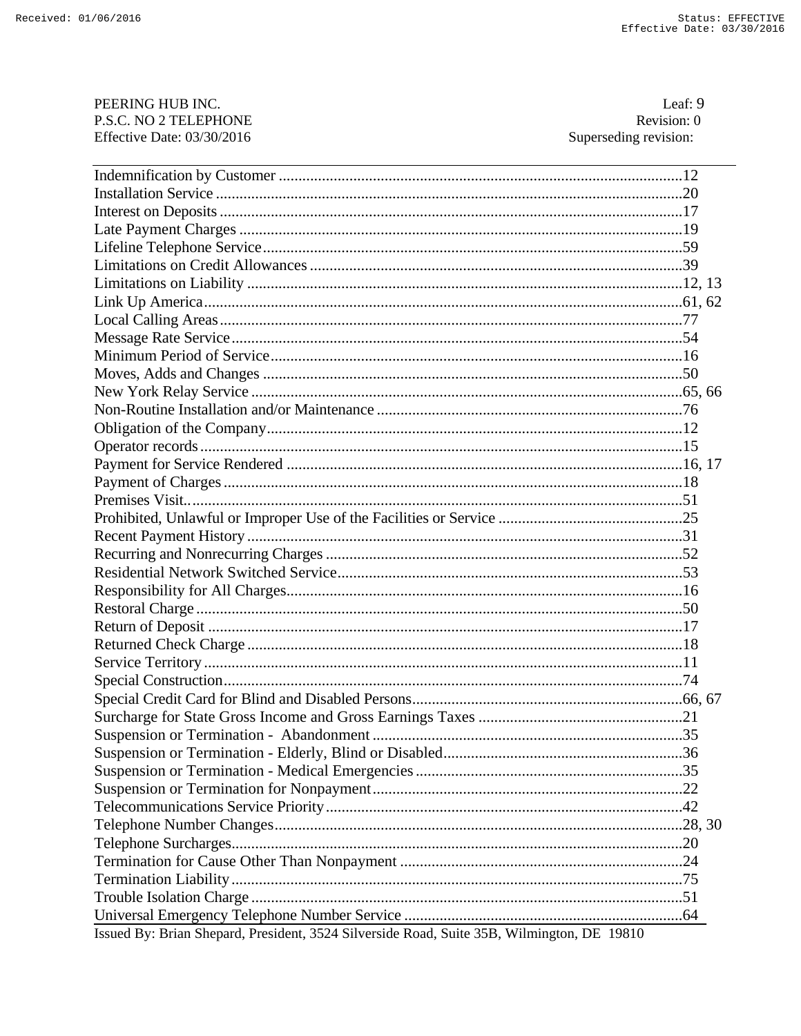Indemnification by Customer ....................................................................................................12
Installation Service ....................................................................................................................20
Interest on Deposits ...................................................................................................................17
Late Payment Charges ...............................................................................................................19
Lifeline Telephone Service........................................................................................................59
Limitations on Credit Allowances .............................................................................................39
Limitations on Liability .............................................................................................................12, 13
Link Up America.......................................................................................................................61, 62
Local Calling Areas...................................................................................................................77
Message Rate Service................................................................................................................54
Minimum Period of Service.......................................................................................................16
Moves, Adds and Changes ........................................................................................................50
New York Relay Service ...........................................................................................................65, 66
Non-Routine Installation and/or Maintenance ...........................................................................76
Obligation of the Company.......................................................................................................12
Operator records ........................................................................................................................15
Payment for Service Rendered ..................................................................................................16, 17
Payment of Charges ..................................................................................................................18
Premises Visit.. ..........................................................................................................................51
Prohibited, Unlawful or Improper Use of the Facilities or Service ..............................................25
Recent Payment History ............................................................................................................31
Recurring and Nonrecurring Charges ........................................................................................52
Residential Network Switched Service......................................................................................53
Responsibility for All Charges..................................................................................................16
Restoral Charge .........................................................................................................................50
Return of Deposit ......................................................................................................................17
Returned Check Charge .............................................................................................................18
Service Territory ........................................................................................................................11
Special Construction...................................................................................................................74
Special Credit Card for Blind and Disabled Persons...................................................................66, 67
Surcharge for State Gross Income and Gross Earnings Taxes ...................................................21
Suspension or Termination - Abandonment .............................................................................35
Suspension or Termination - Elderly, Blind or Disabled............................................................36
Suspension or Termination - Medical Emergencies ...................................................................35
Suspension or Termination for Nonpayment..............................................................................22
Telecommunications Service Priority .........................................................................................42
Telephone Number Changes......................................................................................................28, 30
Telephone Surcharges.................................................................................................................20
Termination for Cause Other Than Nonpayment ......................................................................24
Termination Liability .................................................................................................................75
Trouble Isolation Charge ...........................................................................................................51
Universal Emergency Telephone Number Service .....................................................................64

Issued By: Brian Shepard, President, 3524 Silverside Road, Suite 35B, Wilmington, DE 19810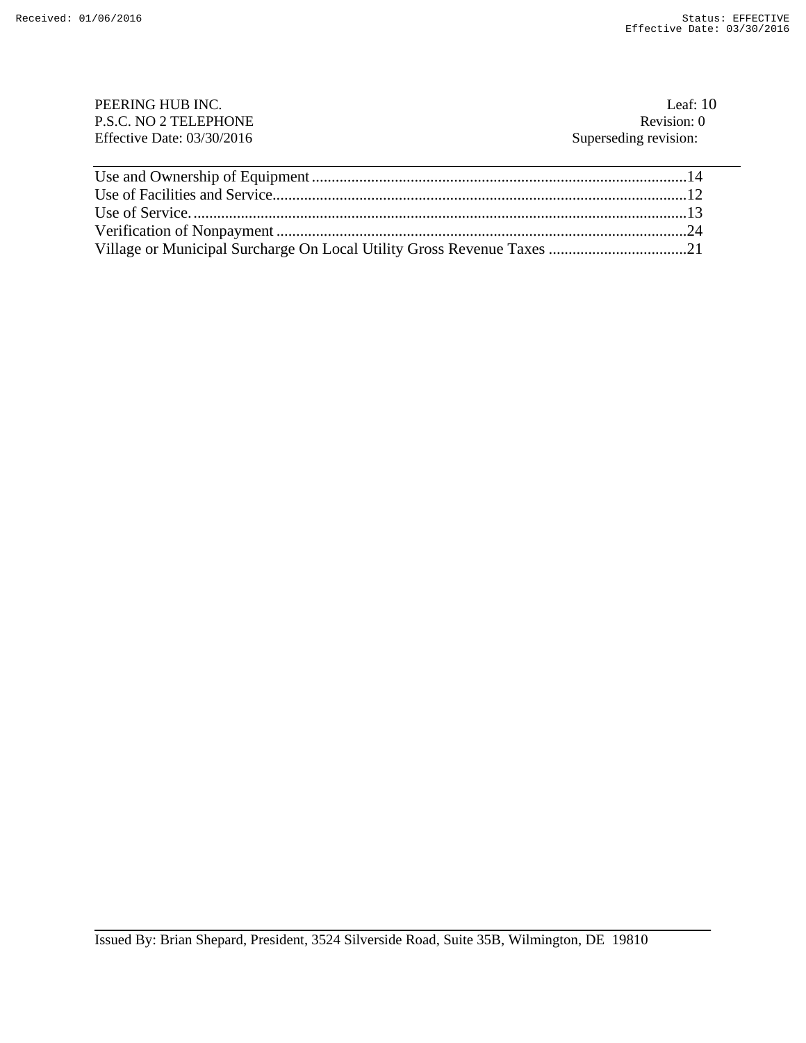PEERING HUB INC. Leaf: 10
P.S.C. NO 2 TELEPHONE Revision: 0
Effective Date: 03/30/2016 Superseding revision:

Use and Ownership of Equipment ..............................................................................................14
Use of Facilities and Service.........................................................................................................12
Use of Service. ..............................................................................................................................13
Verification of Nonpayment .........................................................................................................24
Village or Municipal Surcharge On Local Utility Gross Revenue Taxes ....................................21

Issued By: Brian Shepard, President, 3524 Silverside Road, Suite 35B, Wilmington, DE 19810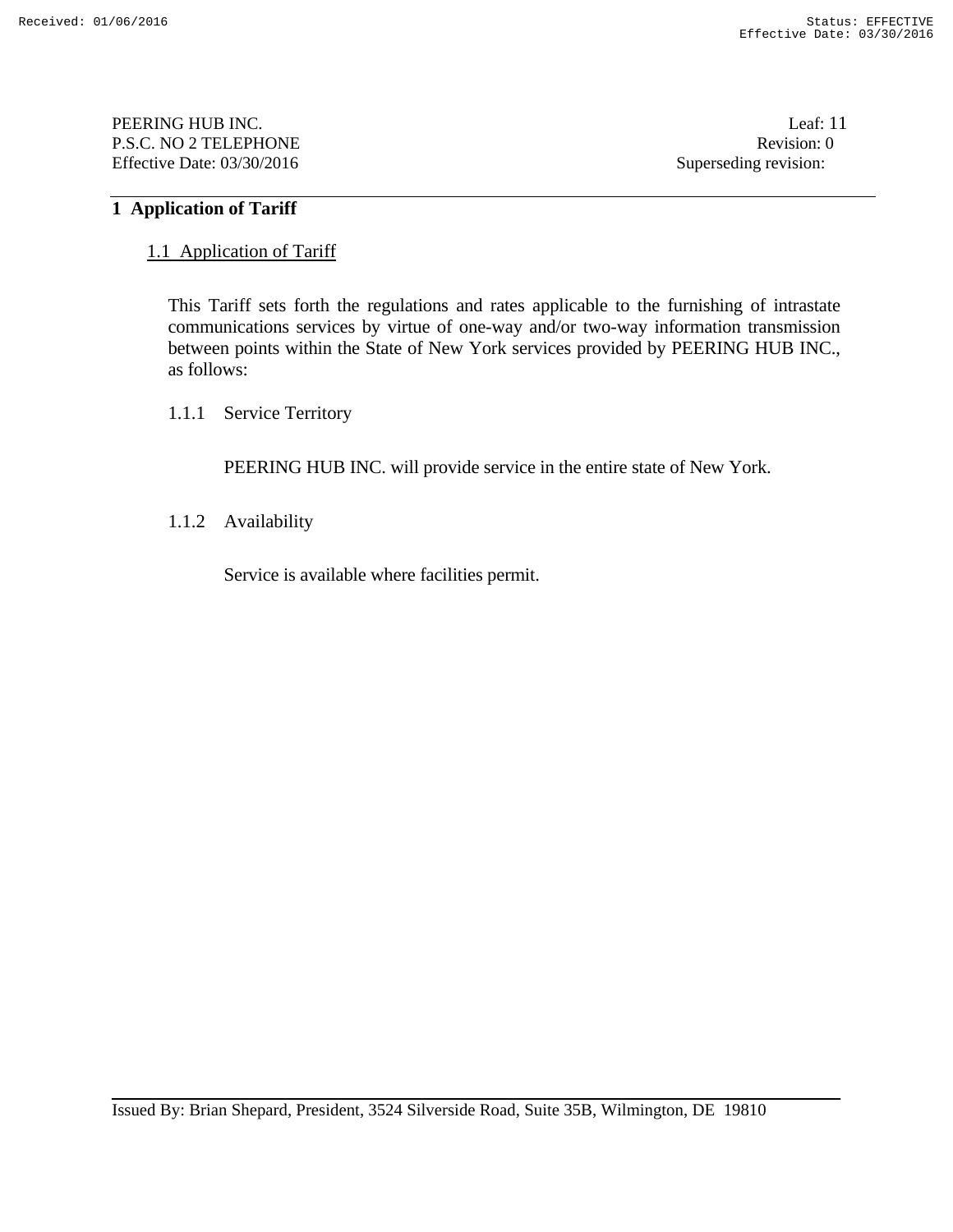# 1 Application of Tariff

## 1.1 Application of Tariff

This Tariff sets forth the regulations and rates applicable to the furnishing of intrastate communications services by virtue of one-way and/or two-way information transmission between points within the State of New York services provided by PEERING HUB INC., as follows:

### 1.1.1 Service Territory

PEERING HUB INC. will provide service in the entire state of New York.

### 1.1.2 Availability

Service is available where facilities permit.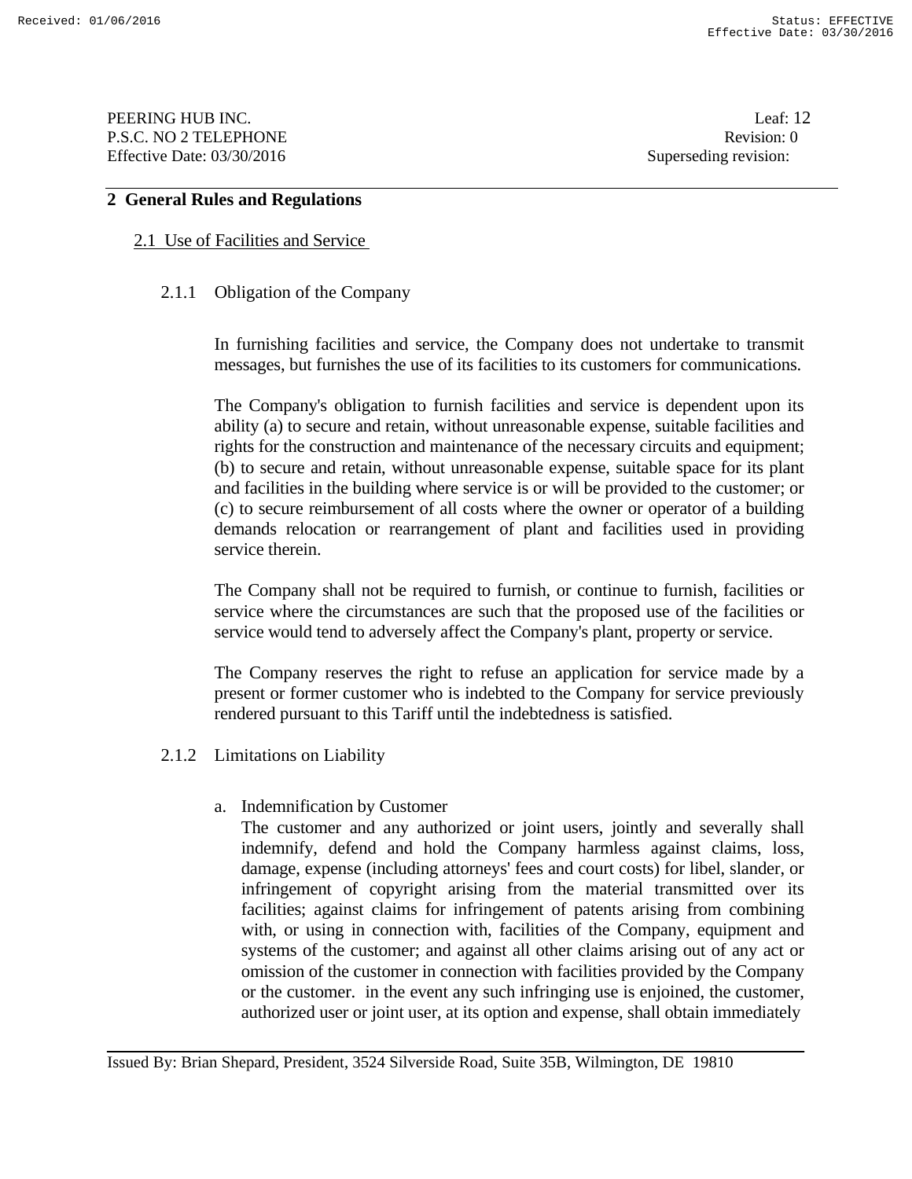## 2 General Rules and Regulations

### 2.1 Use of Facilities and Service

#### 2.1.1 Obligation of the Company

In furnishing facilities and service, the Company does not undertake to transmit messages, but furnishes the use of its facilities to its customers for communications.

The Company's obligation to furnish facilities and service is dependent upon its ability (a) to secure and retain, without unreasonable expense, suitable facilities and rights for the construction and maintenance of the necessary circuits and equipment; (b) to secure and retain, without unreasonable expense, suitable space for its plant and facilities in the building where service is or will be provided to the customer; or (c) to secure reimbursement of all costs where the owner or operator of a building demands relocation or rearrangement of plant and facilities used in providing service therein.

The Company shall not be required to furnish, or continue to furnish, facilities or service where the circumstances are such that the proposed use of the facilities or service would tend to adversely affect the Company's plant, property or service.

The Company reserves the right to refuse an application for service made by a present or former customer who is indebted to the Company for service previously rendered pursuant to this Tariff until the indebtedness is satisfied.

#### 2.1.2 Limitations on Liability

a. Indemnification by Customer
   The customer and any authorized or joint users, jointly and severally shall indemnify, defend and hold the Company harmless against claims, loss, damage, expense (including attorneys' fees and court costs) for libel, slander, or infringement of copyright arising from the material transmitted over its facilities; against claims for infringement of patents arising from combining with, or using in connection with, facilities of the Company, equipment and systems of the customer; and against all other claims arising out of any act or omission of the customer in connection with facilities provided by the Company or the customer. in the event any such infringing use is enjoined, the customer, authorized user or joint user, at its option and expense, shall obtain immediately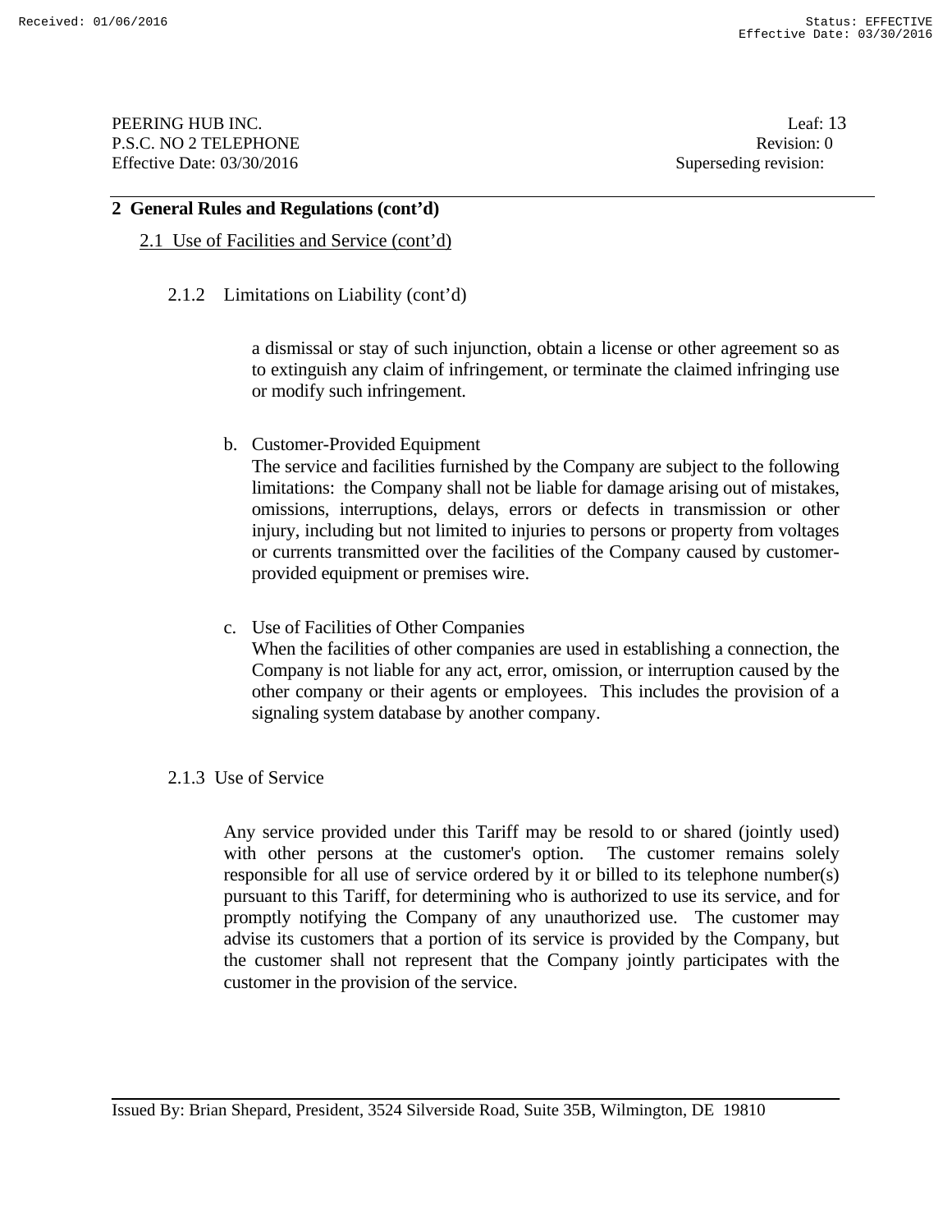## 2 General Rules and Regulations (cont'd)

### 2.1 Use of Facilities and Service (cont'd)

#### 2.1.2 Limitations on Liability (cont'd)

a dismissal or stay of such injunction, obtain a license or other agreement so as to extinguish any claim of infringement, or terminate the claimed infringing use or modify such infringement.

b. Customer-Provided Equipment
The service and facilities furnished by the Company are subject to the following limitations: the Company shall not be liable for damage arising out of mistakes, omissions, interruptions, delays, errors or defects in transmission or other injury, including but not limited to injuries to persons or property from voltages or currents transmitted over the facilities of the Company caused by customer-provided equipment or premises wire.

c. Use of Facilities of Other Companies
When the facilities of other companies are used in establishing a connection, the Company is not liable for any act, error, omission, or interruption caused by the other company or their agents or employees. This includes the provision of a signaling system database by another company.

#### 2.1.3 Use of Service

Any service provided under this Tariff may be resold to or shared (jointly used) with other persons at the customer's option. The customer remains solely responsible for all use of service ordered by it or billed to its telephone number(s) pursuant to this Tariff, for determining who is authorized to use its service, and for promptly notifying the Company of any unauthorized use. The customer may advise its customers that a portion of its service is provided by the Company, but the customer shall not represent that the Company jointly participates with the customer in the provision of the service.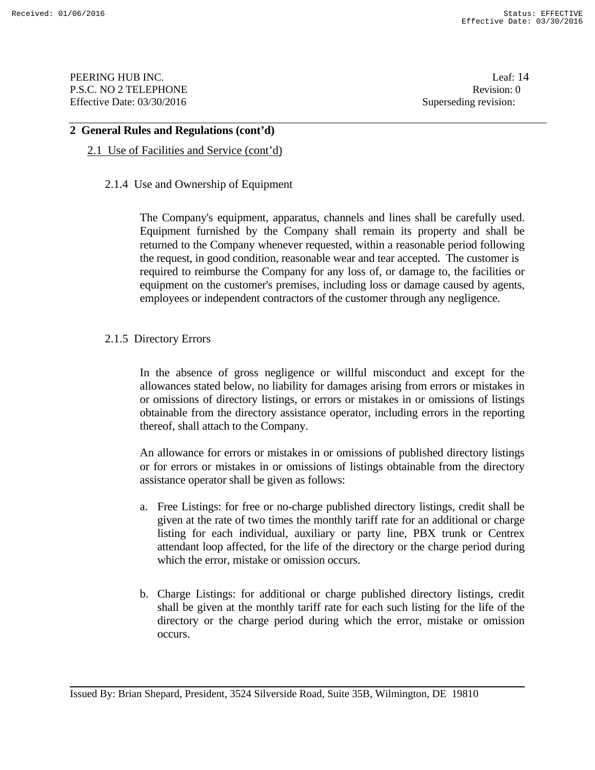## 2 General Rules and Regulations (cont'd)

2.1 Use of Facilities and Service (cont'd)

2.1.4 Use and Ownership of Equipment

The Company's equipment, apparatus, channels and lines shall be carefully used. Equipment furnished by the Company shall remain its property and shall be returned to the Company whenever requested, within a reasonable period following the request, in good condition, reasonable wear and tear accepted. The customer is required to reimburse the Company for any loss of, or damage to, the facilities or equipment on the customer's premises, including loss or damage caused by agents, employees or independent contractors of the customer through any negligence.

2.1.5 Directory Errors

In the absence of gross negligence or willful misconduct and except for the allowances stated below, no liability for damages arising from errors or mistakes in or omissions of directory listings, or errors or mistakes in or omissions of listings obtainable from the directory assistance operator, including errors in the reporting thereof, shall attach to the Company.

An allowance for errors or mistakes in or omissions of published directory listings or for errors or mistakes in or omissions of listings obtainable from the directory assistance operator shall be given as follows:

a. Free Listings: for free or no-charge published directory listings, credit shall be given at the rate of two times the monthly tariff rate for an additional or charge listing for each individual, auxiliary or party line, PBX trunk or Centrex attendant loop affected, for the life of the directory or the charge period during which the error, mistake or omission occurs.

b. Charge Listings: for additional or charge published directory listings, credit shall be given at the monthly tariff rate for each such listing for the life of the directory or the charge period during which the error, mistake or omission occurs.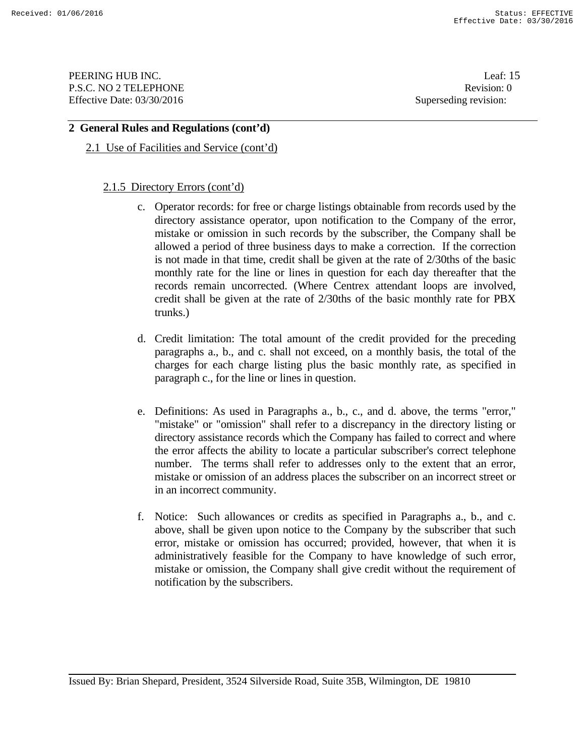## 2 General Rules and Regulations (cont'd)

### 2.1 Use of Facilities and Service (cont'd)

#### 2.1.5 Directory Errors (cont'd)

c. Operator records: for free or charge listings obtainable from records used by the directory assistance operator, upon notification to the Company of the error, mistake or omission in such records by the subscriber, the Company shall be allowed a period of three business days to make a correction. If the correction is not made in that time, credit shall be given at the rate of 2/30ths of the basic monthly rate for the line or lines in question for each day thereafter that the records remain uncorrected. (Where Centrex attendant loops are involved, credit shall be given at the rate of 2/30ths of the basic monthly rate for PBX trunks.)

d. Credit limitation: The total amount of the credit provided for the preceding paragraphs a., b., and c. shall not exceed, on a monthly basis, the total of the charges for each charge listing plus the basic monthly rate, as specified in paragraph c., for the line or lines in question.

e. Definitions: As used in Paragraphs a., b., c., and d. above, the terms "error," "mistake" or "omission" shall refer to a discrepancy in the directory listing or directory assistance records which the Company has failed to correct and where the error affects the ability to locate a particular subscriber's correct telephone number. The terms shall refer to addresses only to the extent that an error, mistake or omission of an address places the subscriber on an incorrect street or in an incorrect community.

f. Notice: Such allowances or credits as specified in Paragraphs a., b., and c. above, shall be given upon notice to the Company by the subscriber that such error, mistake or omission has occurred; provided, however, that when it is administratively feasible for the Company to have knowledge of such error, mistake or omission, the Company shall give credit without the requirement of notification by the subscribers.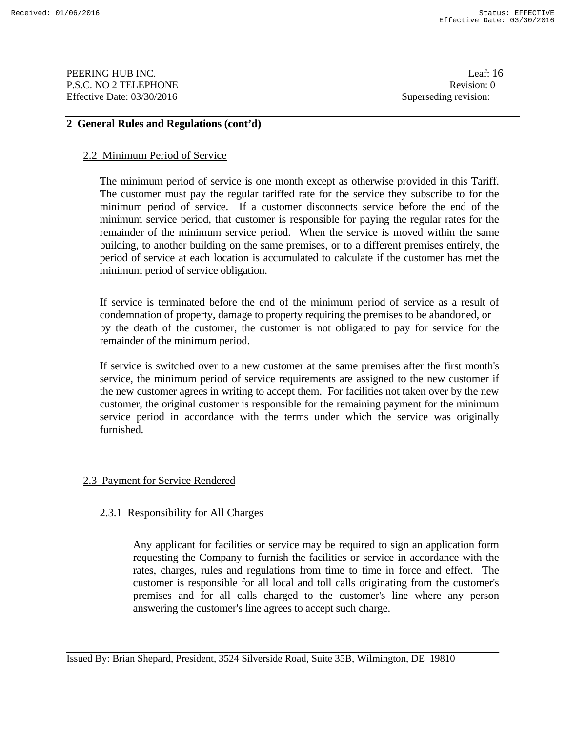## 2 General Rules and Regulations (cont'd)

### 2.2 Minimum Period of Service

The minimum period of service is one month except as otherwise provided in this Tariff. The customer must pay the regular tariffed rate for the service they subscribe to for the minimum period of service. If a customer disconnects service before the end of the minimum service period, that customer is responsible for paying the regular rates for the remainder of the minimum service period. When the service is moved within the same building, to another building on the same premises, or to a different premises entirely, the period of service at each location is accumulated to calculate if the customer has met the minimum period of service obligation.

If service is terminated before the end of the minimum period of service as a result of condemnation of property, damage to property requiring the premises to be abandoned, or by the death of the customer, the customer is not obligated to pay for service for the remainder of the minimum period.

If service is switched over to a new customer at the same premises after the first month's service, the minimum period of service requirements are assigned to the new customer if the new customer agrees in writing to accept them. For facilities not taken over by the new customer, the original customer is responsible for the remaining payment for the minimum service period in accordance with the terms under which the service was originally furnished.

### 2.3 Payment for Service Rendered

#### 2.3.1 Responsibility for All Charges

Any applicant for facilities or service may be required to sign an application form requesting the Company to furnish the facilities or service in accordance with the rates, charges, rules and regulations from time to time in force and effect. The customer is responsible for all local and toll calls originating from the customer's premises and for all calls charged to the customer's line where any person answering the customer's line agrees to accept such charge.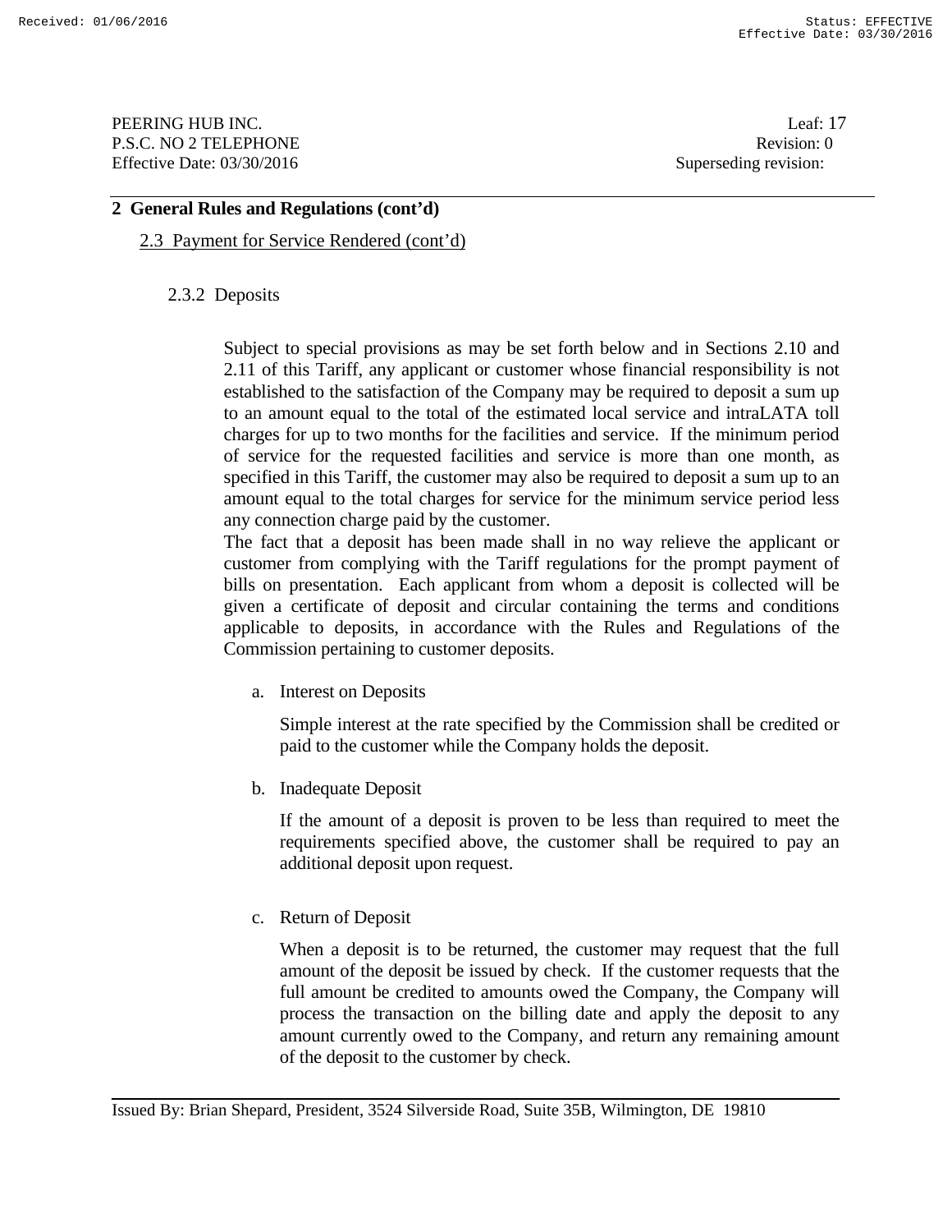## 2 General Rules and Regulations (cont'd)

### 2.3 Payment for Service Rendered (cont'd)

#### 2.3.2 Deposits

Subject to special provisions as may be set forth below and in Sections 2.10 and 2.11 of this Tariff, any applicant or customer whose financial responsibility is not established to the satisfaction of the Company may be required to deposit a sum up to an amount equal to the total of the estimated local service and intraLATA toll charges for up to two months for the facilities and service. If the minimum period of service for the requested facilities and service is more than one month, as specified in this Tariff, the customer may also be required to deposit a sum up to an amount equal to the total charges for service for the minimum service period less any connection charge paid by the customer.

The fact that a deposit has been made shall in no way relieve the applicant or customer from complying with the Tariff regulations for the prompt payment of bills on presentation. Each applicant from whom a deposit is collected will be given a certificate of deposit and circular containing the terms and conditions applicable to deposits, in accordance with the Rules and Regulations of the Commission pertaining to customer deposits.

a. Interest on Deposits

Simple interest at the rate specified by the Commission shall be credited or paid to the customer while the Company holds the deposit.

b. Inadequate Deposit

If the amount of a deposit is proven to be less than required to meet the requirements specified above, the customer shall be required to pay an additional deposit upon request.

c. Return of Deposit

When a deposit is to be returned, the customer may request that the full amount of the deposit be issued by check. If the customer requests that the full amount be credited to amounts owed the Company, the Company will process the transaction on the billing date and apply the deposit to any amount currently owed to the Company, and return any remaining amount of the deposit to the customer by check.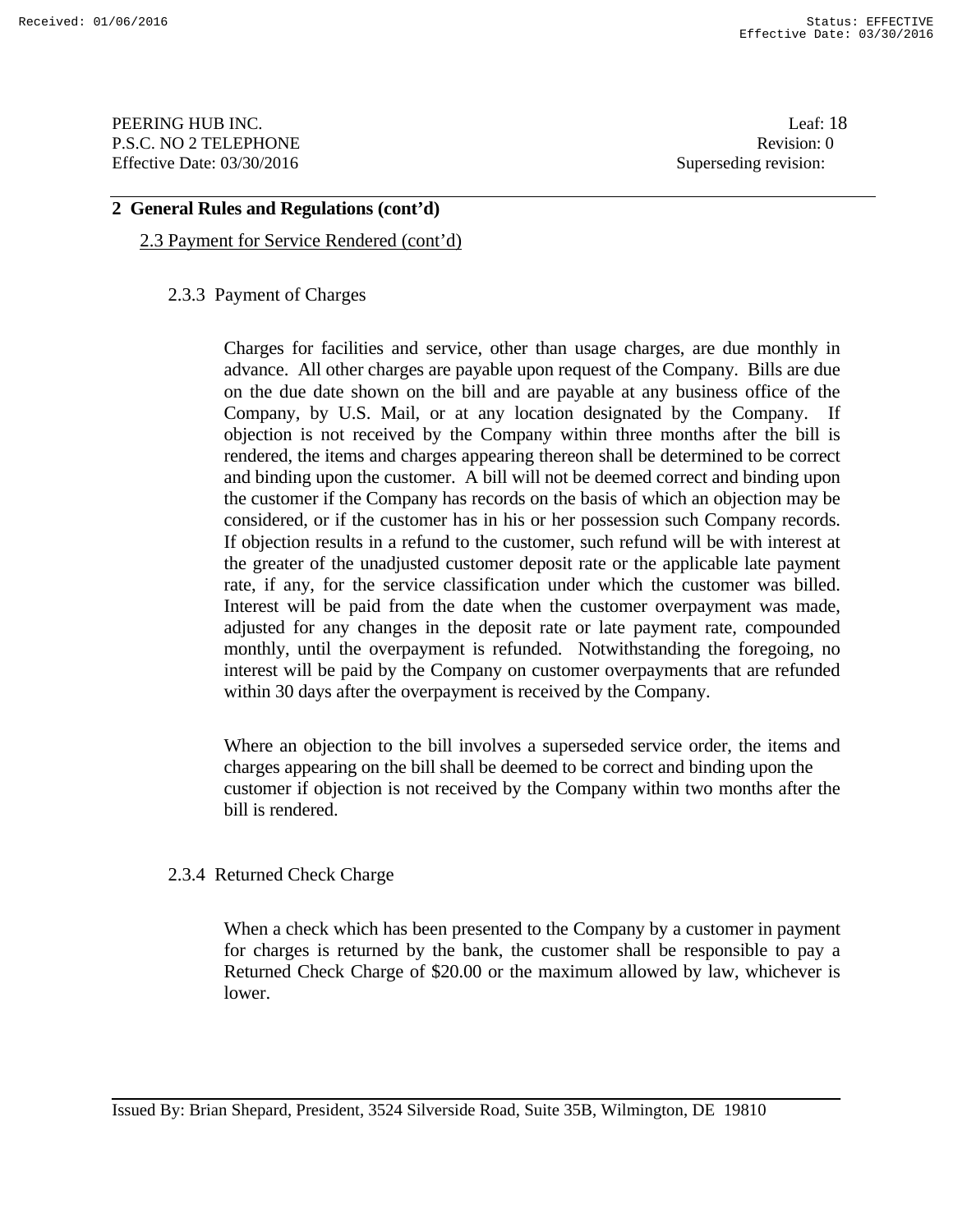## 2 General Rules and Regulations (cont'd)

2.3 Payment for Service Rendered (cont'd)

### 2.3.3 Payment of Charges

Charges for facilities and service, other than usage charges, are due monthly in advance. All other charges are payable upon request of the Company. Bills are due on the due date shown on the bill and are payable at any business office of the Company, by U.S. Mail, or at any location designated by the Company. If objection is not received by the Company within three months after the bill is rendered, the items and charges appearing thereon shall be determined to be correct and binding upon the customer. A bill will not be deemed correct and binding upon the customer if the Company has records on the basis of which an objection may be considered, or if the customer has in his or her possession such Company records. If objection results in a refund to the customer, such refund will be with interest at the greater of the unadjusted customer deposit rate or the applicable late payment rate, if any, for the service classification under which the customer was billed. Interest will be paid from the date when the customer overpayment was made, adjusted for any changes in the deposit rate or late payment rate, compounded monthly, until the overpayment is refunded. Notwithstanding the foregoing, no interest will be paid by the Company on customer overpayments that are refunded within 30 days after the overpayment is received by the Company.

Where an objection to the bill involves a superseded service order, the items and charges appearing on the bill shall be deemed to be correct and binding upon the customer if objection is not received by the Company within two months after the bill is rendered.

### 2.3.4 Returned Check Charge

When a check which has been presented to the Company by a customer in payment for charges is returned by the bank, the customer shall be responsible to pay a Returned Check Charge of $20.00 or the maximum allowed by law, whichever is lower.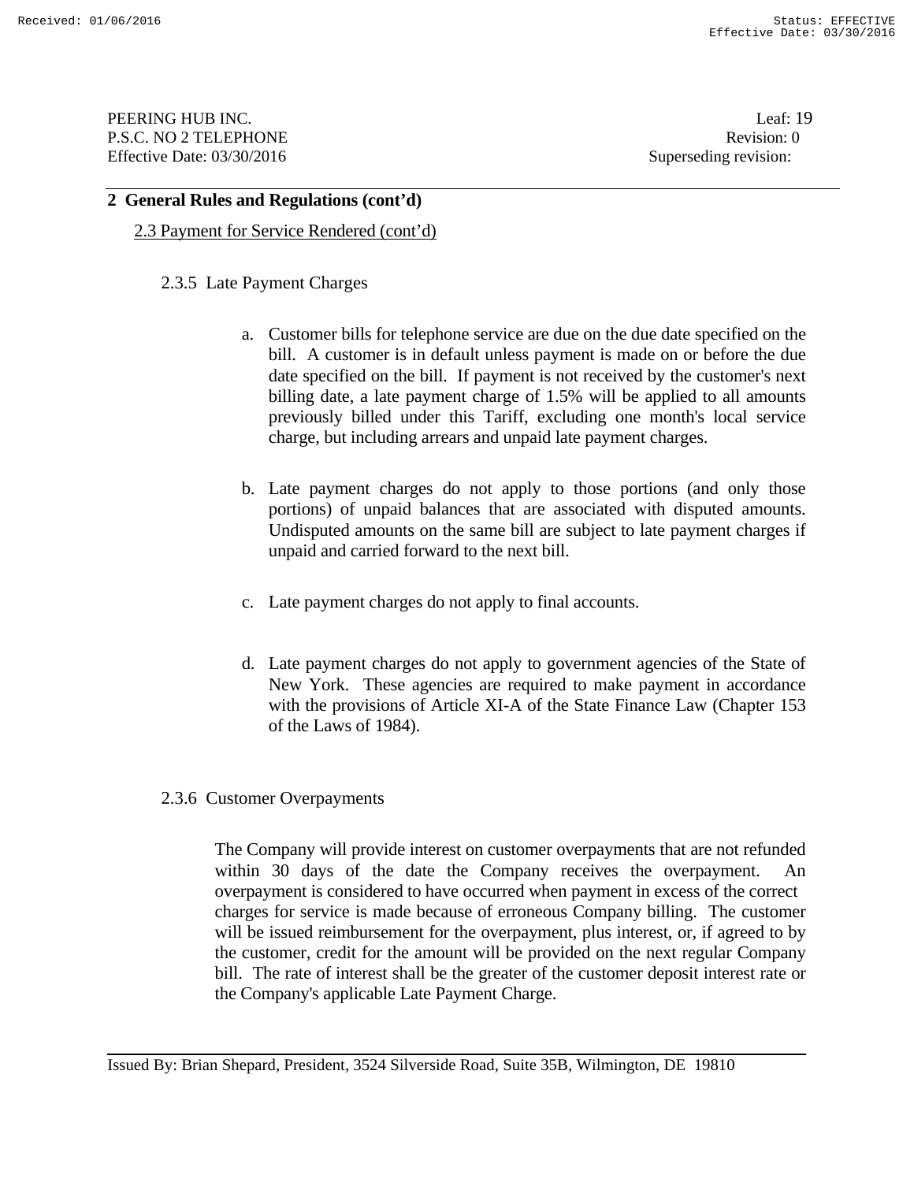## 2 General Rules and Regulations (cont'd)

2.3 Payment for Service Rendered (cont'd)

### 2.3.5 Late Payment Charges

a. Customer bills for telephone service are due on the due date specified on the bill. A customer is in default unless payment is made on or before the due date specified on the bill. If payment is not received by the customer's next billing date, a late payment charge of 1.5% will be applied to all amounts previously billed under this Tariff, excluding one month's local service charge, but including arrears and unpaid late payment charges.

b. Late payment charges do not apply to those portions (and only those portions) of unpaid balances that are associated with disputed amounts. Undisputed amounts on the same bill are subject to late payment charges if unpaid and carried forward to the next bill.

c. Late payment charges do not apply to final accounts.

d. Late payment charges do not apply to government agencies of the State of New York. These agencies are required to make payment in accordance with the provisions of Article XI-A of the State Finance Law (Chapter 153 of the Laws of 1984).

### 2.3.6 Customer Overpayments

The Company will provide interest on customer overpayments that are not refunded within 30 days of the date the Company receives the overpayment. An overpayment is considered to have occurred when payment in excess of the correct charges for service is made because of erroneous Company billing. The customer will be issued reimbursement for the overpayment, plus interest, or, if agreed to by the customer, credit for the amount will be provided on the next regular Company bill. The rate of interest shall be the greater of the customer deposit interest rate or the Company's applicable Late Payment Charge.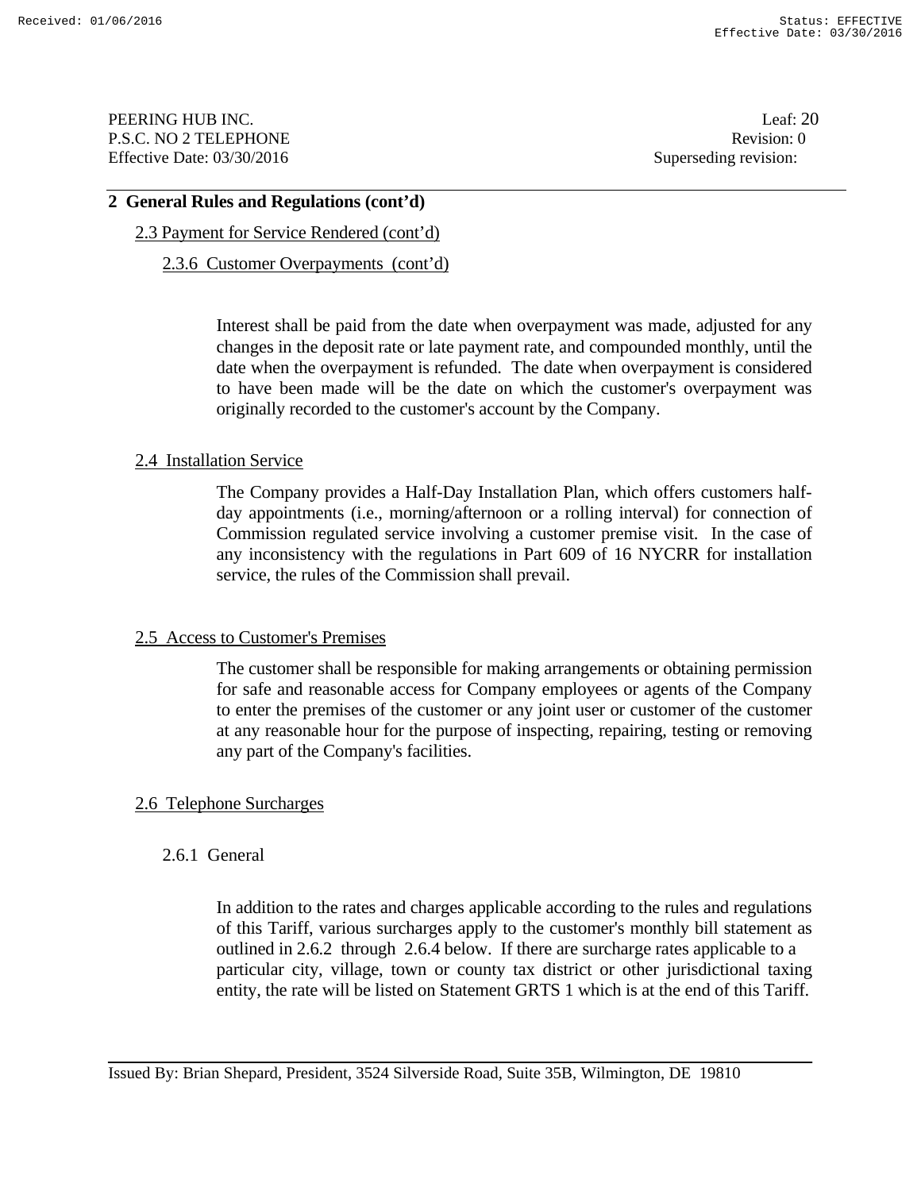## 2 General Rules and Regulations (cont'd)

### 2.3 Payment for Service Rendered (cont'd)

#### 2.3.6 Customer Overpayments (cont'd)

Interest shall be paid from the date when overpayment was made, adjusted for any changes in the deposit rate or late payment rate, and compounded monthly, until the date when the overpayment is refunded. The date when overpayment is considered to have been made will be the date on which the customer's overpayment was originally recorded to the customer's account by the Company.

### 2.4 Installation Service

The Company provides a Half-Day Installation Plan, which offers customers half-day appointments (i.e., morning/afternoon or a rolling interval) for connection of Commission regulated service involving a customer premise visit. In the case of any inconsistency with the regulations in Part 609 of 16 NYCRR for installation service, the rules of the Commission shall prevail.

### 2.5 Access to Customer's Premises

The customer shall be responsible for making arrangements or obtaining permission for safe and reasonable access for Company employees or agents of the Company to enter the premises of the customer or any joint user or customer of the customer at any reasonable hour for the purpose of inspecting, repairing, testing or removing any part of the Company's facilities.

### 2.6 Telephone Surcharges

#### 2.6.1 General

In addition to the rates and charges applicable according to the rules and regulations of this Tariff, various surcharges apply to the customer's monthly bill statement as outlined in 2.6.2 through 2.6.4 below. If there are surcharge rates applicable to a particular city, village, town or county tax district or other jurisdictional taxing entity, the rate will be listed on Statement GRTS 1 which is at the end of this Tariff.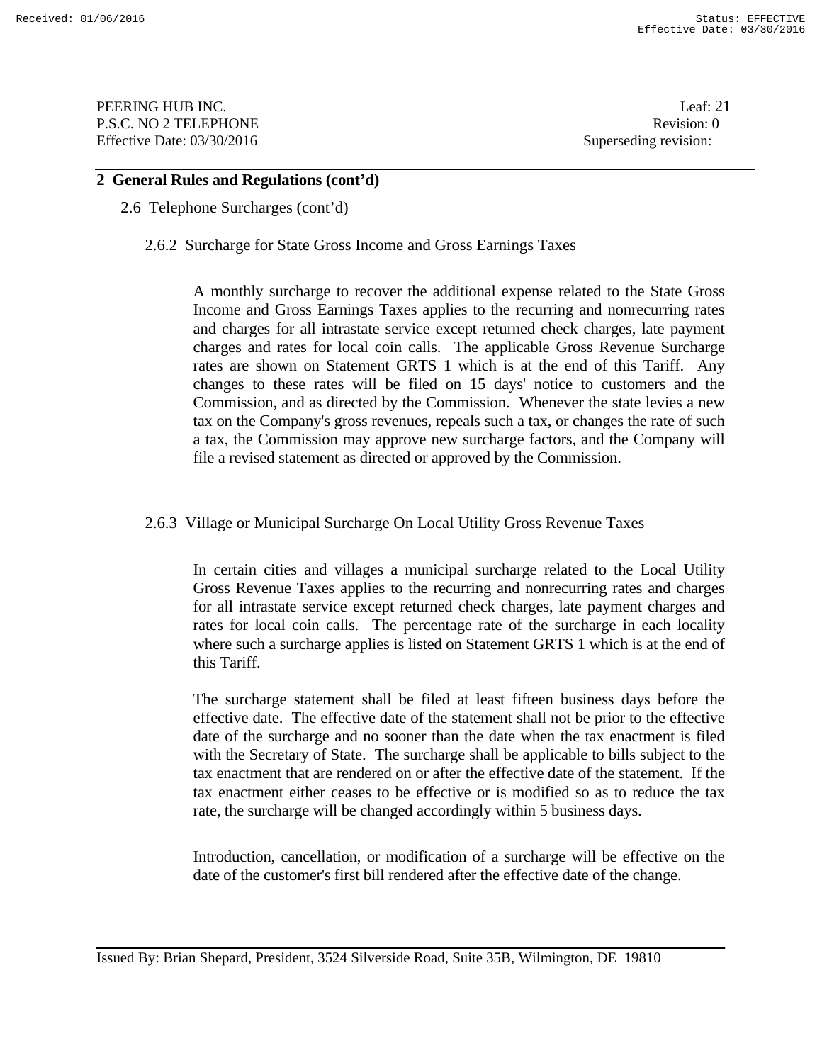## 2 General Rules and Regulations (cont'd)

### 2.6 Telephone Surcharges (cont'd)

#### 2.6.2 Surcharge for State Gross Income and Gross Earnings Taxes

A monthly surcharge to recover the additional expense related to the State Gross Income and Gross Earnings Taxes applies to the recurring and nonrecurring rates and charges for all intrastate service except returned check charges, late payment charges and rates for local coin calls. The applicable Gross Revenue Surcharge rates are shown on Statement GRTS 1 which is at the end of this Tariff. Any changes to these rates will be filed on 15 days' notice to customers and the Commission, and as directed by the Commission. Whenever the state levies a new tax on the Company's gross revenues, repeals such a tax, or changes the rate of such a tax, the Commission may approve new surcharge factors, and the Company will file a revised statement as directed or approved by the Commission.

#### 2.6.3 Village or Municipal Surcharge On Local Utility Gross Revenue Taxes

In certain cities and villages a municipal surcharge related to the Local Utility Gross Revenue Taxes applies to the recurring and nonrecurring rates and charges for all intrastate service except returned check charges, late payment charges and rates for local coin calls. The percentage rate of the surcharge in each locality where such a surcharge applies is listed on Statement GRTS 1 which is at the end of this Tariff.

The surcharge statement shall be filed at least fifteen business days before the effective date. The effective date of the statement shall not be prior to the effective date of the surcharge and no sooner than the date when the tax enactment is filed with the Secretary of State. The surcharge shall be applicable to bills subject to the tax enactment that are rendered on or after the effective date of the statement. If the tax enactment either ceases to be effective or is modified so as to reduce the tax rate, the surcharge will be changed accordingly within 5 business days.

Introduction, cancellation, or modification of a surcharge will be effective on the date of the customer's first bill rendered after the effective date of the change.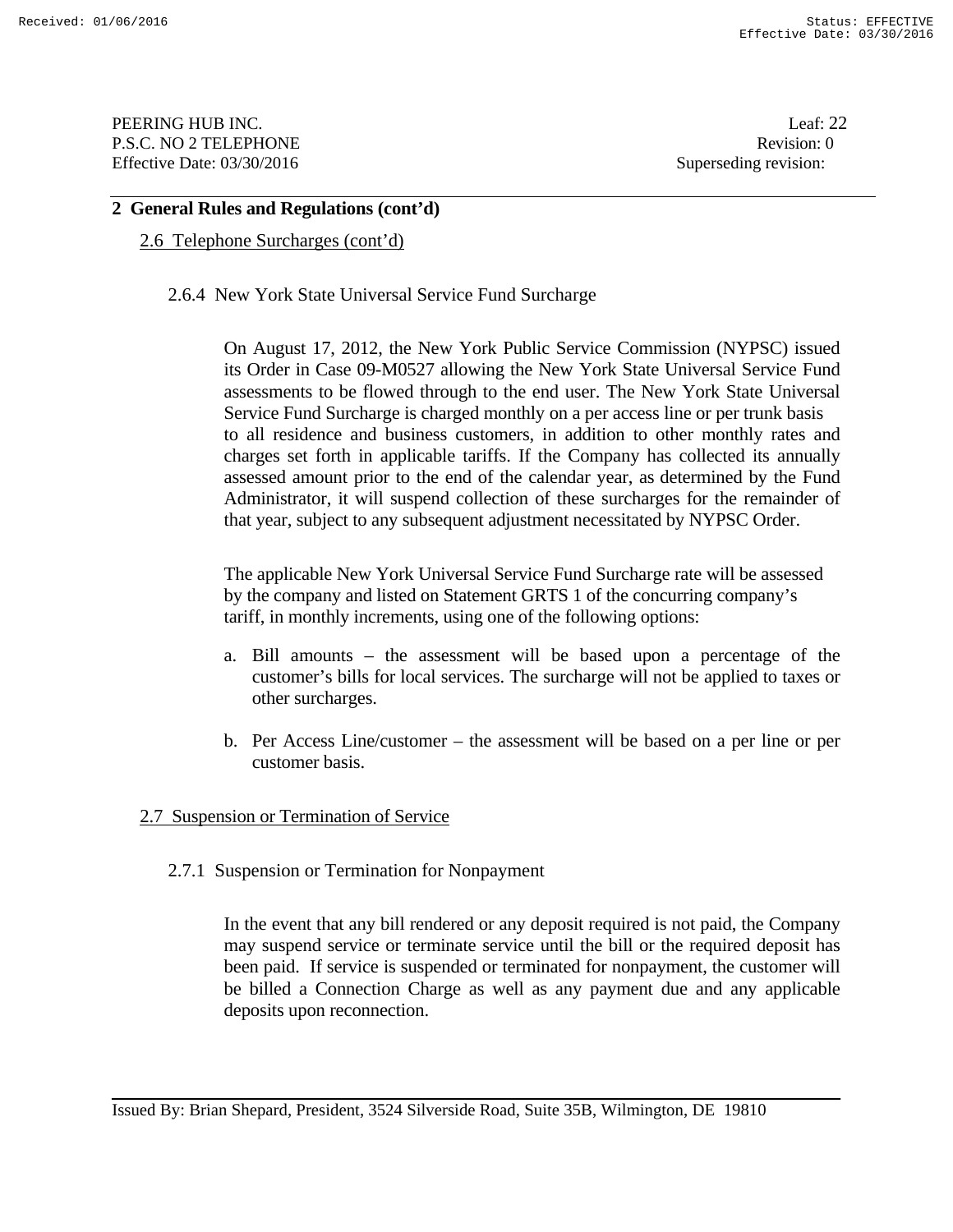## 2 General Rules and Regulations (cont'd)

### 2.6 Telephone Surcharges (cont'd)

#### 2.6.4 New York State Universal Service Fund Surcharge

On August 17, 2012, the New York Public Service Commission (NYPSC) issued its Order in Case 09-M0527 allowing the New York State Universal Service Fund assessments to be flowed through to the end user. The New York State Universal Service Fund Surcharge is charged monthly on a per access line or per trunk basis to all residence and business customers, in addition to other monthly rates and charges set forth in applicable tariffs. If the Company has collected its annually assessed amount prior to the end of the calendar year, as determined by the Fund Administrator, it will suspend collection of these surcharges for the remainder of that year, subject to any subsequent adjustment necessitated by NYPSC Order.

The applicable New York Universal Service Fund Surcharge rate will be assessed by the company and listed on Statement GRTS 1 of the concurring company's tariff, in monthly increments, using one of the following options:

a. Bill amounts – the assessment will be based upon a percentage of the customer's bills for local services. The surcharge will not be applied to taxes or other surcharges.

b. Per Access Line/customer – the assessment will be based on a per line or per customer basis.

### 2.7 Suspension or Termination of Service

#### 2.7.1 Suspension or Termination for Nonpayment

In the event that any bill rendered or any deposit required is not paid, the Company may suspend service or terminate service until the bill or the required deposit has been paid. If service is suspended or terminated for nonpayment, the customer will be billed a Connection Charge as well as any payment due and any applicable deposits upon reconnection.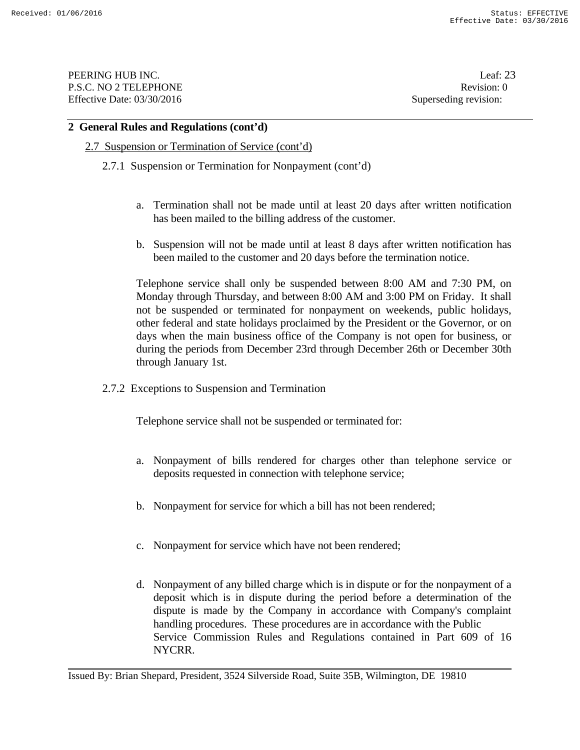## 2 General Rules and Regulations (cont'd)

### 2.7 Suspension or Termination of Service (cont'd)

#### 2.7.1 Suspension or Termination for Nonpayment (cont'd)

a. Termination shall not be made until at least 20 days after written notification has been mailed to the billing address of the customer.

b. Suspension will not be made until at least 8 days after written notification has been mailed to the customer and 20 days before the termination notice.

Telephone service shall only be suspended between 8:00 AM and 7:30 PM, on Monday through Thursday, and between 8:00 AM and 3:00 PM on Friday. It shall not be suspended or terminated for nonpayment on weekends, public holidays, other federal and state holidays proclaimed by the President or the Governor, or on days when the main business office of the Company is not open for business, or during the periods from December 23rd through December 26th or December 30th through January 1st.

#### 2.7.2 Exceptions to Suspension and Termination

Telephone service shall not be suspended or terminated for:

a. Nonpayment of bills rendered for charges other than telephone service or deposits requested in connection with telephone service;

b. Nonpayment for service for which a bill has not been rendered;

c. Nonpayment for service which have not been rendered;

d. Nonpayment of any billed charge which is in dispute or for the nonpayment of a deposit which is in dispute during the period before a determination of the dispute is made by the Company in accordance with Company's complaint handling procedures. These procedures are in accordance with the Public Service Commission Rules and Regulations contained in Part 609 of 16 NYCRR.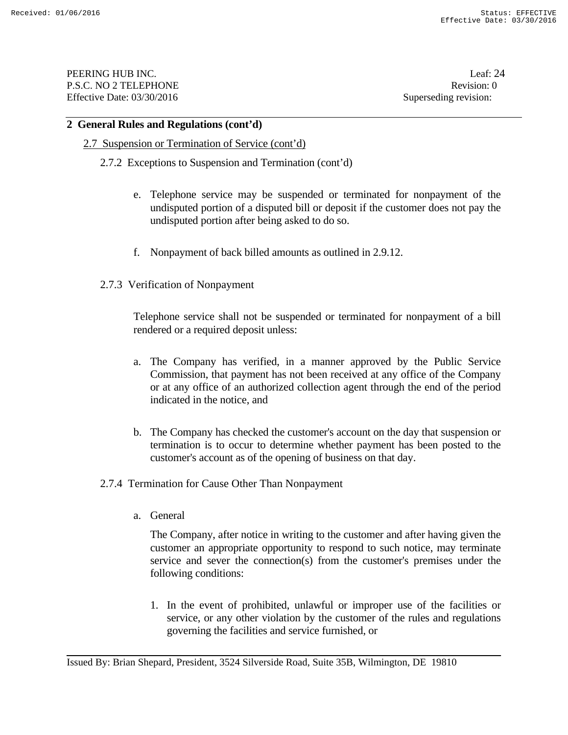## 2 General Rules and Regulations (cont'd)

2.7 Suspension or Termination of Service (cont'd)

2.7.2 Exceptions to Suspension and Termination (cont'd)

e. Telephone service may be suspended or terminated for nonpayment of the undisputed portion of a disputed bill or deposit if the customer does not pay the undisputed portion after being asked to do so.

f. Nonpayment of back billed amounts as outlined in 2.9.12.

2.7.3 Verification of Nonpayment

Telephone service shall not be suspended or terminated for nonpayment of a bill rendered or a required deposit unless:

a. The Company has verified, in a manner approved by the Public Service Commission, that payment has not been received at any office of the Company or at any office of an authorized collection agent through the end of the period indicated in the notice, and

b. The Company has checked the customer's account on the day that suspension or termination is to occur to determine whether payment has been posted to the customer's account as of the opening of business on that day.

2.7.4 Termination for Cause Other Than Nonpayment

a. General

The Company, after notice in writing to the customer and after having given the customer an appropriate opportunity to respond to such notice, may terminate service and sever the connection(s) from the customer's premises under the following conditions:

1. In the event of prohibited, unlawful or improper use of the facilities or service, or any other violation by the customer of the rules and regulations governing the facilities and service furnished, or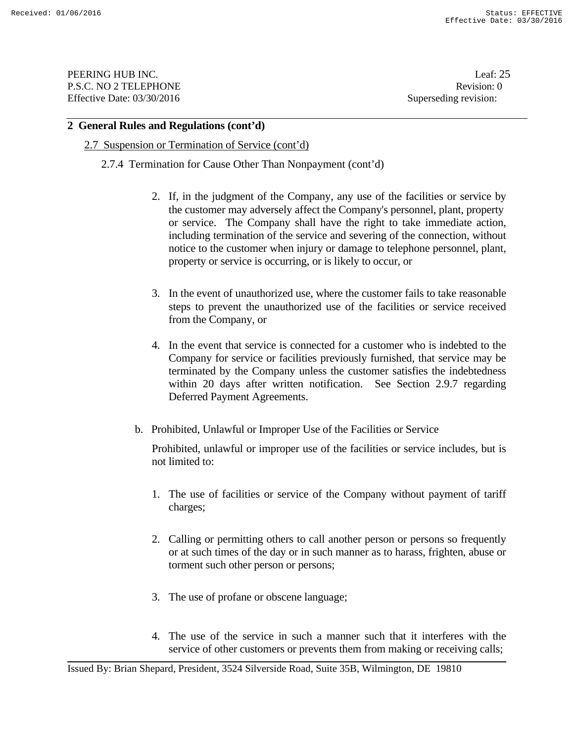## 2 General Rules and Regulations (cont'd)

### 2.7 Suspension or Termination of Service (cont'd)

#### 2.7.4 Termination for Cause Other Than Nonpayment (cont'd)

2. If, in the judgment of the Company, any use of the facilities or service by the customer may adversely affect the Company's personnel, plant, property or service. The Company shall have the right to take immediate action, including termination of the service and severing of the connection, without notice to the customer when injury or damage to telephone personnel, plant, property or service is occurring, or is likely to occur, or

3. In the event of unauthorized use, where the customer fails to take reasonable steps to prevent the unauthorized use of the facilities or service received from the Company, or

4. In the event that service is connected for a customer who is indebted to the Company for service or facilities previously furnished, that service may be terminated by the Company unless the customer satisfies the indebtedness within 20 days after written notification. See Section 2.9.7 regarding Deferred Payment Agreements.

b. Prohibited, Unlawful or Improper Use of the Facilities or Service

Prohibited, unlawful or improper use of the facilities or service includes, but is not limited to:

1. The use of facilities or service of the Company without payment of tariff charges;

2. Calling or permitting others to call another person or persons so frequently or at such times of the day or in such manner as to harass, frighten, abuse or torment such other person or persons;

3. The use of profane or obscene language;

4. The use of the service in such a manner such that it interferes with the service of other customers or prevents them from making or receiving calls;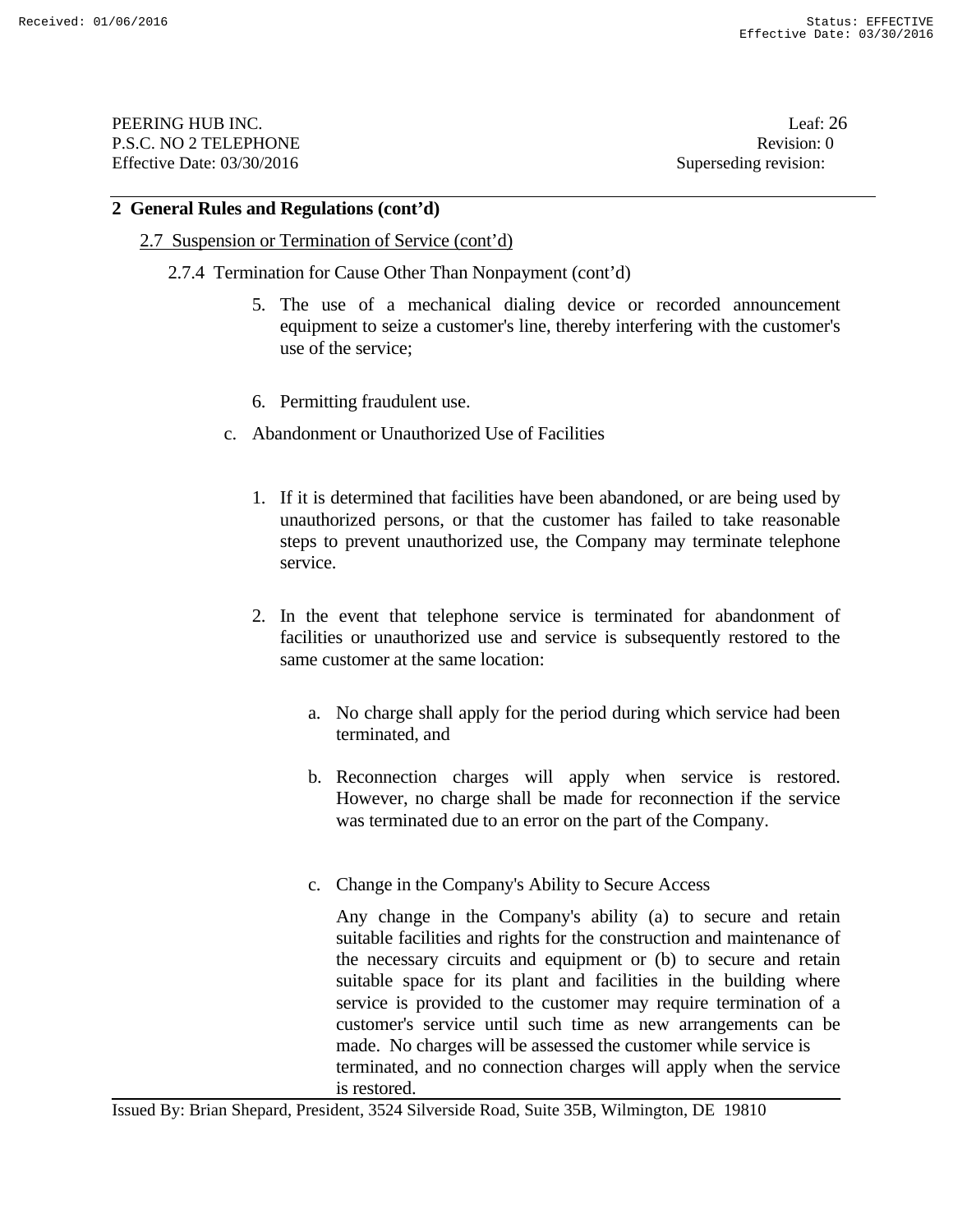## 2 General Rules and Regulations (cont'd)

### 2.7 Suspension or Termination of Service (cont'd)

#### 2.7.4 Termination for Cause Other Than Nonpayment (cont'd)

5. The use of a mechanical dialing device or recorded announcement equipment to seize a customer's line, thereby interfering with the customer's use of the service;

6. Permitting fraudulent use.

c. Abandonment or Unauthorized Use of Facilities

1. If it is determined that facilities have been abandoned, or are being used by unauthorized persons, or that the customer has failed to take reasonable steps to prevent unauthorized use, the Company may terminate telephone service.

2. In the event that telephone service is terminated for abandonment of facilities or unauthorized use and service is subsequently restored to the same customer at the same location:

   a. No charge shall apply for the period during which service had been terminated, and

   b. Reconnection charges will apply when service is restored. However, no charge shall be made for reconnection if the service was terminated due to an error on the part of the Company.

   c. Change in the Company's Ability to Secure Access

      Any change in the Company's ability (a) to secure and retain suitable facilities and rights for the construction and maintenance of the necessary circuits and equipment or (b) to secure and retain suitable space for its plant and facilities in the building where service is provided to the customer may require termination of a customer's service until such time as new arrangements can be made. No charges will be assessed the customer while service is terminated, and no connection charges will apply when the service is restored.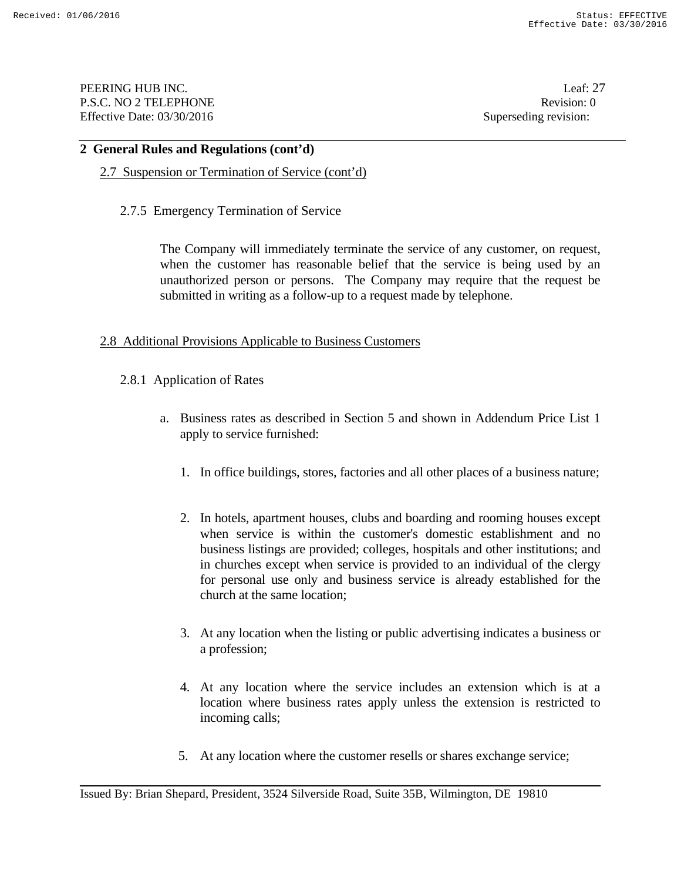## 2 General Rules and Regulations (cont'd)

2.7 Suspension or Termination of Service (cont'd)

2.7.5 Emergency Termination of Service

The Company will immediately terminate the service of any customer, on request, when the customer has reasonable belief that the service is being used by an unauthorized person or persons. The Company may require that the request be submitted in writing as a follow-up to a request made by telephone.

2.8 Additional Provisions Applicable to Business Customers

2.8.1 Application of Rates

a. Business rates as described in Section 5 and shown in Addendum Price List 1 apply to service furnished:

1. In office buildings, stores, factories and all other places of a business nature;

2. In hotels, apartment houses, clubs and boarding and rooming houses except when service is within the customer's domestic establishment and no business listings are provided; colleges, hospitals and other institutions; and in churches except when service is provided to an individual of the clergy for personal use only and business service is already established for the church at the same location;

3. At any location when the listing or public advertising indicates a business or a profession;

4. At any location where the service includes an extension which is at a location where business rates apply unless the extension is restricted to incoming calls;

5. At any location where the customer resells or shares exchange service;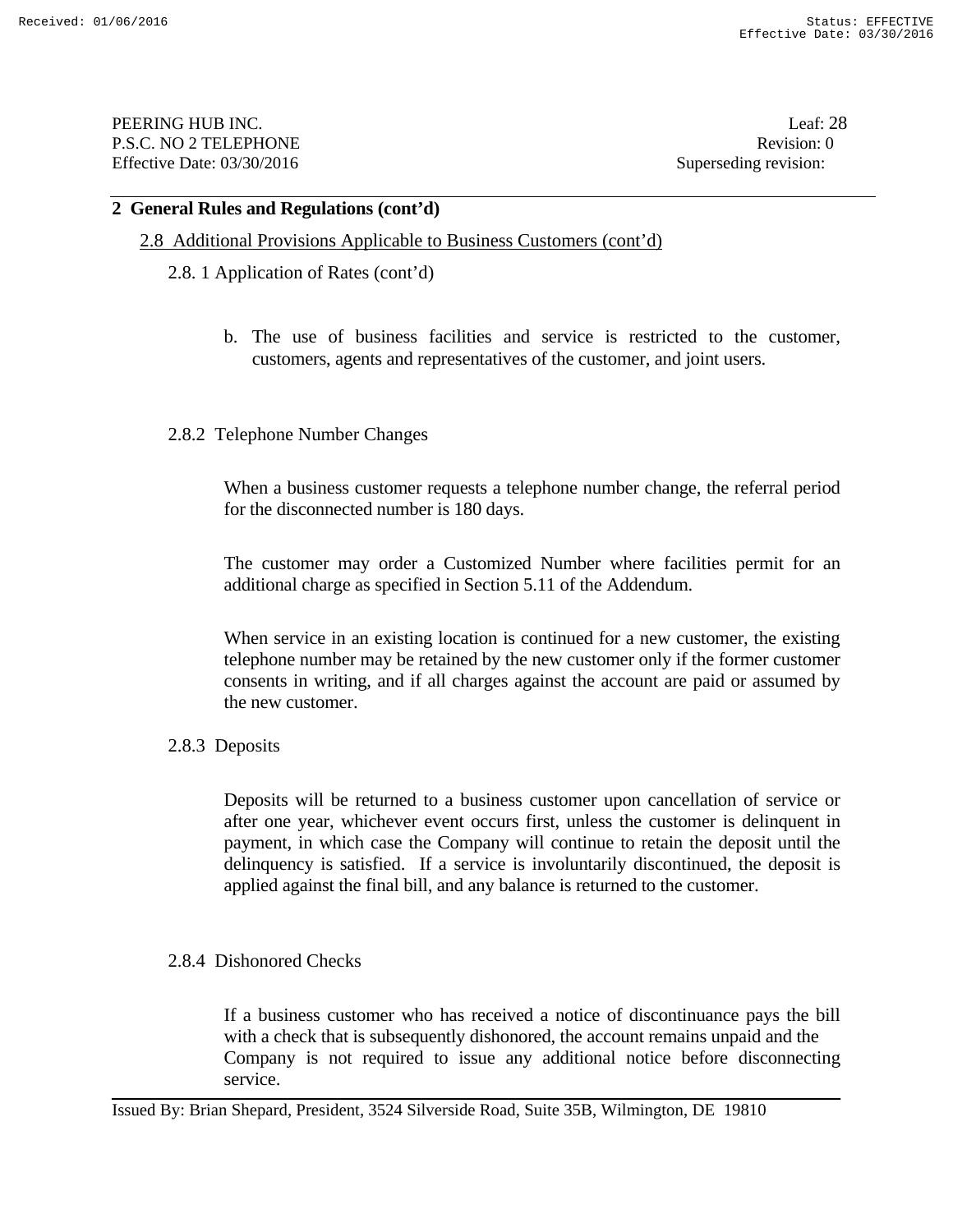## 2 General Rules and Regulations (cont'd)

### 2.8 Additional Provisions Applicable to Business Customers (cont'd)

#### 2.8. 1 Application of Rates (cont'd)

b. The use of business facilities and service is restricted to the customer, customers, agents and representatives of the customer, and joint users.

#### 2.8.2 Telephone Number Changes

When a business customer requests a telephone number change, the referral period for the disconnected number is 180 days.

The customer may order a Customized Number where facilities permit for an additional charge as specified in Section 5.11 of the Addendum.

When service in an existing location is continued for a new customer, the existing telephone number may be retained by the new customer only if the former customer consents in writing, and if all charges against the account are paid or assumed by the new customer.

#### 2.8.3 Deposits

Deposits will be returned to a business customer upon cancellation of service or after one year, whichever event occurs first, unless the customer is delinquent in payment, in which case the Company will continue to retain the deposit until the delinquency is satisfied. If a service is involuntarily discontinued, the deposit is applied against the final bill, and any balance is returned to the customer.

#### 2.8.4 Dishonored Checks

If a business customer who has received a notice of discontinuance pays the bill with a check that is subsequently dishonored, the account remains unpaid and the Company is not required to issue any additional notice before disconnecting service.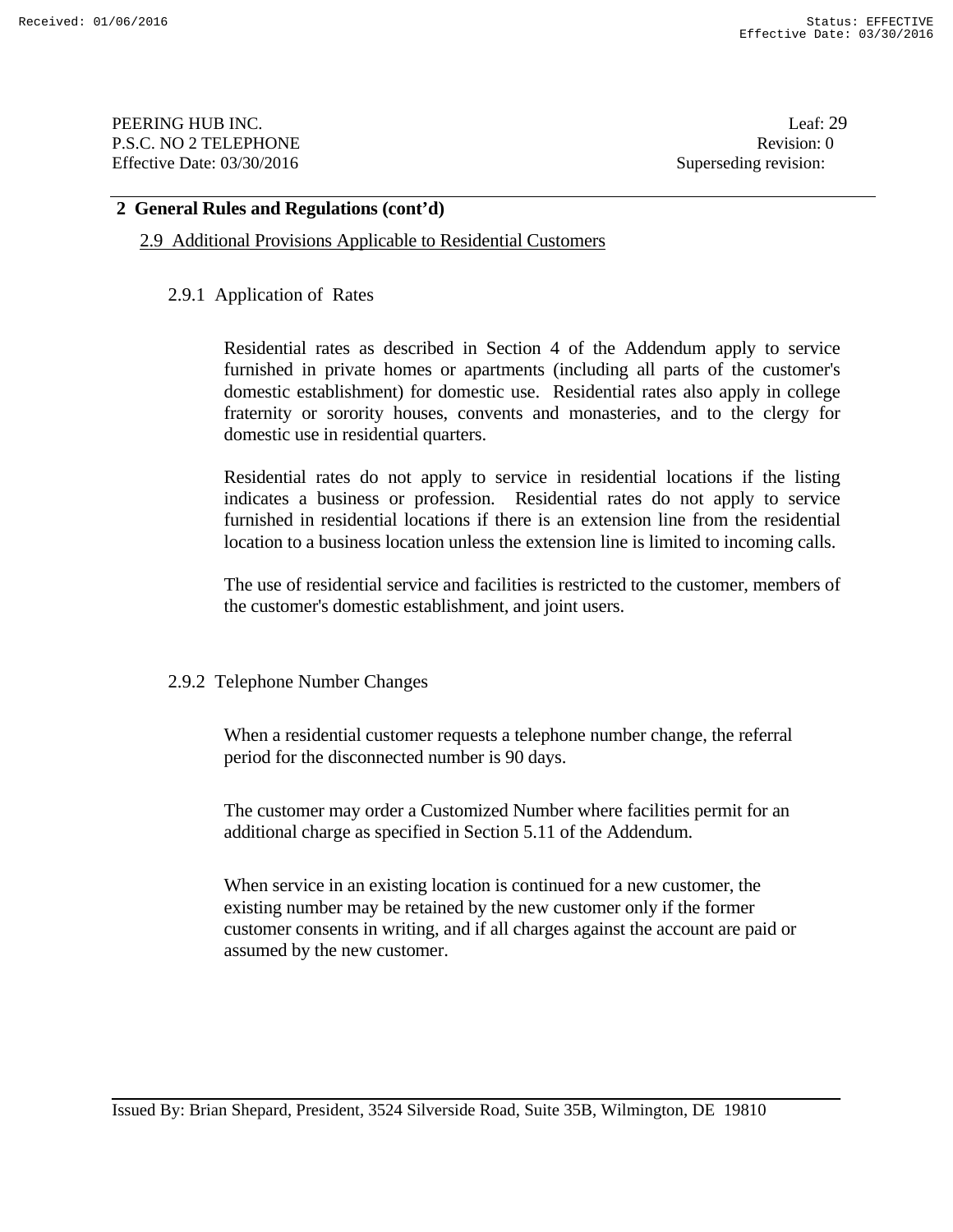## 2 General Rules and Regulations (cont'd)

### 2.9 Additional Provisions Applicable to Residential Customers

#### 2.9.1 Application of Rates

Residential rates as described in Section 4 of the Addendum apply to service furnished in private homes or apartments (including all parts of the customer's domestic establishment) for domestic use. Residential rates also apply in college fraternity or sorority houses, convents and monasteries, and to the clergy for domestic use in residential quarters.

Residential rates do not apply to service in residential locations if the listing indicates a business or profession. Residential rates do not apply to service furnished in residential locations if there is an extension line from the residential location to a business location unless the extension line is limited to incoming calls.

The use of residential service and facilities is restricted to the customer, members of the customer's domestic establishment, and joint users.

#### 2.9.2 Telephone Number Changes

When a residential customer requests a telephone number change, the referral period for the disconnected number is 90 days.

The customer may order a Customized Number where facilities permit for an additional charge as specified in Section 5.11 of the Addendum.

When service in an existing location is continued for a new customer, the existing number may be retained by the new customer only if the former customer consents in writing, and if all charges against the account are paid or assumed by the new customer.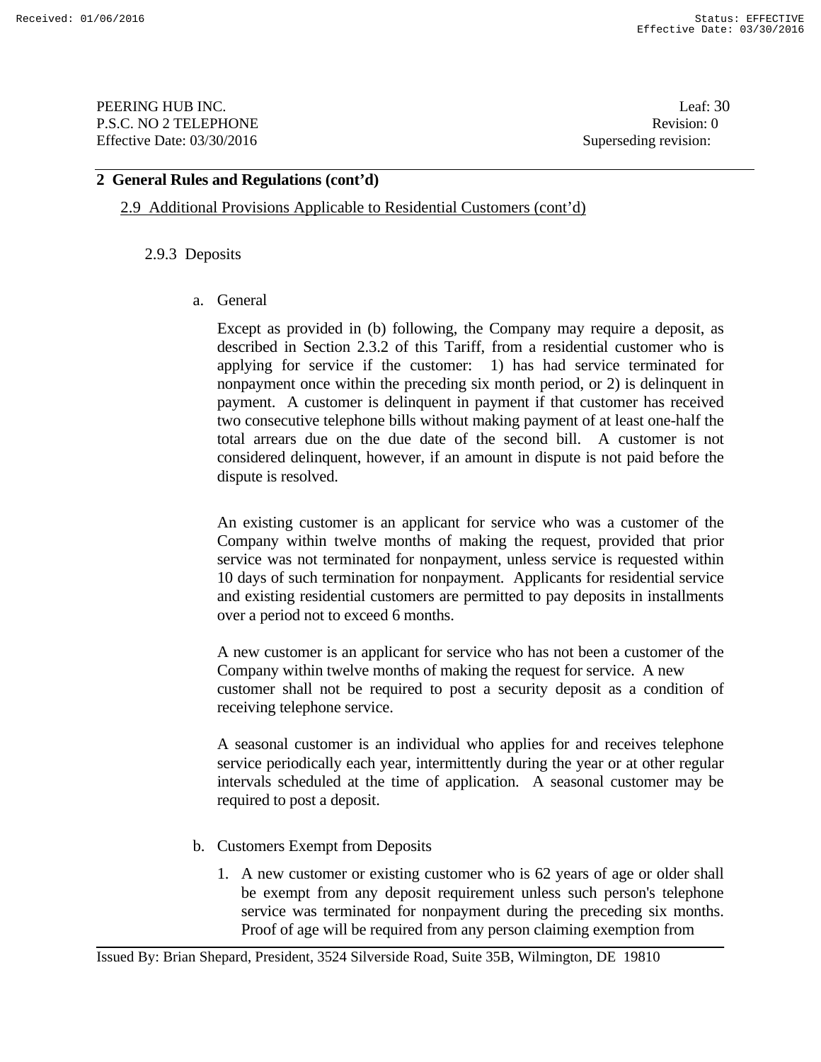## 2 General Rules and Regulations (cont'd)

2.9 Additional Provisions Applicable to Residential Customers (cont'd)

### 2.9.3 Deposits

a. General

Except as provided in (b) following, the Company may require a deposit, as described in Section 2.3.2 of this Tariff, from a residential customer who is applying for service if the customer: 1) has had service terminated for nonpayment once within the preceding six month period, or 2) is delinquent in payment. A customer is delinquent in payment if that customer has received two consecutive telephone bills without making payment of at least one-half the total arrears due on the due date of the second bill. A customer is not considered delinquent, however, if an amount in dispute is not paid before the dispute is resolved.

An existing customer is an applicant for service who was a customer of the Company within twelve months of making the request, provided that prior service was not terminated for nonpayment, unless service is requested within 10 days of such termination for nonpayment. Applicants for residential service and existing residential customers are permitted to pay deposits in installments over a period not to exceed 6 months.

A new customer is an applicant for service who has not been a customer of the Company within twelve months of making the request for service. A new customer shall not be required to post a security deposit as a condition of receiving telephone service.

A seasonal customer is an individual who applies for and receives telephone service periodically each year, intermittently during the year or at other regular intervals scheduled at the time of application. A seasonal customer may be required to post a deposit.

b. Customers Exempt from Deposits

1. A new customer or existing customer who is 62 years of age or older shall be exempt from any deposit requirement unless such person's telephone service was terminated for nonpayment during the preceding six months. Proof of age will be required from any person claiming exemption from

Issued By: Brian Shepard, President, 3524 Silverside Road, Suite 35B, Wilmington, DE 19810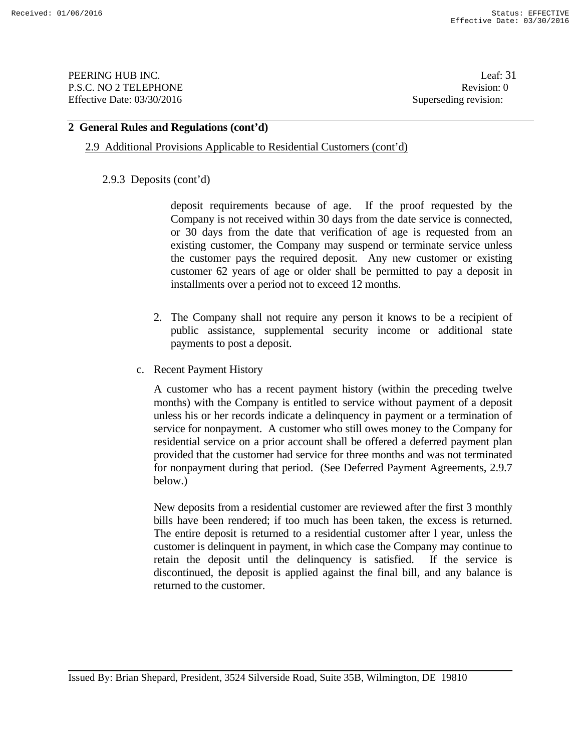## 2 General Rules and Regulations (cont'd)

### 2.9 Additional Provisions Applicable to Residential Customers (cont'd)

#### 2.9.3 Deposits (cont'd)

deposit requirements because of age. If the proof requested by the Company is not received within 30 days from the date service is connected, or 30 days from the date that verification of age is requested from an existing customer, the Company may suspend or terminate service unless the customer pays the required deposit. Any new customer or existing customer 62 years of age or older shall be permitted to pay a deposit in installments over a period not to exceed 12 months.

2. The Company shall not require any person it knows to be a recipient of public assistance, supplemental security income or additional state payments to post a deposit.

c. Recent Payment History

A customer who has a recent payment history (within the preceding twelve months) with the Company is entitled to service without payment of a deposit unless his or her records indicate a delinquency in payment or a termination of service for nonpayment. A customer who still owes money to the Company for residential service on a prior account shall be offered a deferred payment plan provided that the customer had service for three months and was not terminated for nonpayment during that period. (See Deferred Payment Agreements, 2.9.7 below.)

New deposits from a residential customer are reviewed after the first 3 monthly bills have been rendered; if too much has been taken, the excess is returned. The entire deposit is returned to a residential customer after l year, unless the customer is delinquent in payment, in which case the Company may continue to retain the deposit until the delinquency is satisfied. If the service is discontinued, the deposit is applied against the final bill, and any balance is returned to the customer.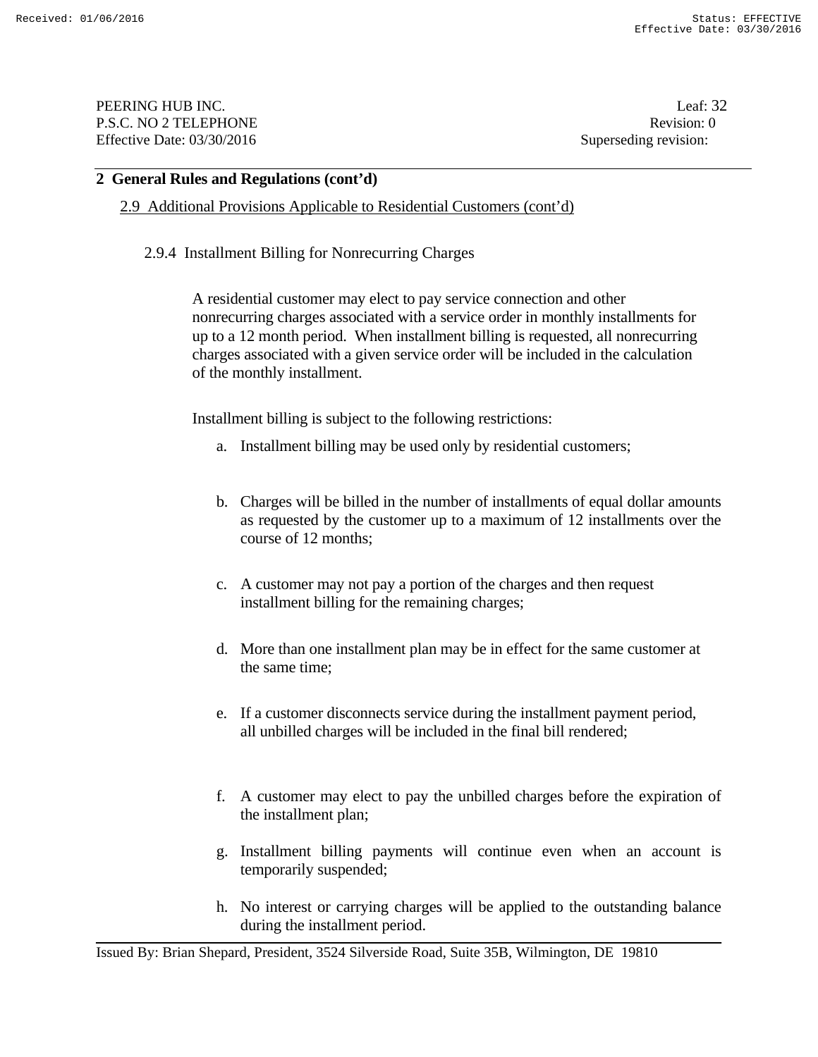## 2 General Rules and Regulations (cont'd)

### 2.9 Additional Provisions Applicable to Residential Customers (cont'd)

#### 2.9.4 Installment Billing for Nonrecurring Charges

A residential customer may elect to pay service connection and other nonrecurring charges associated with a service order in monthly installments for up to a 12 month period. When installment billing is requested, all nonrecurring charges associated with a given service order will be included in the calculation of the monthly installment.

Installment billing is subject to the following restrictions:

a. Installment billing may be used only by residential customers;

b. Charges will be billed in the number of installments of equal dollar amounts as requested by the customer up to a maximum of 12 installments over the course of 12 months;

c. A customer may not pay a portion of the charges and then request installment billing for the remaining charges;

d. More than one installment plan may be in effect for the same customer at the same time;

e. If a customer disconnects service during the installment payment period, all unbilled charges will be included in the final bill rendered;

f. A customer may elect to pay the unbilled charges before the expiration of the installment plan;

g. Installment billing payments will continue even when an account is temporarily suspended;

h. No interest or carrying charges will be applied to the outstanding balance during the installment period.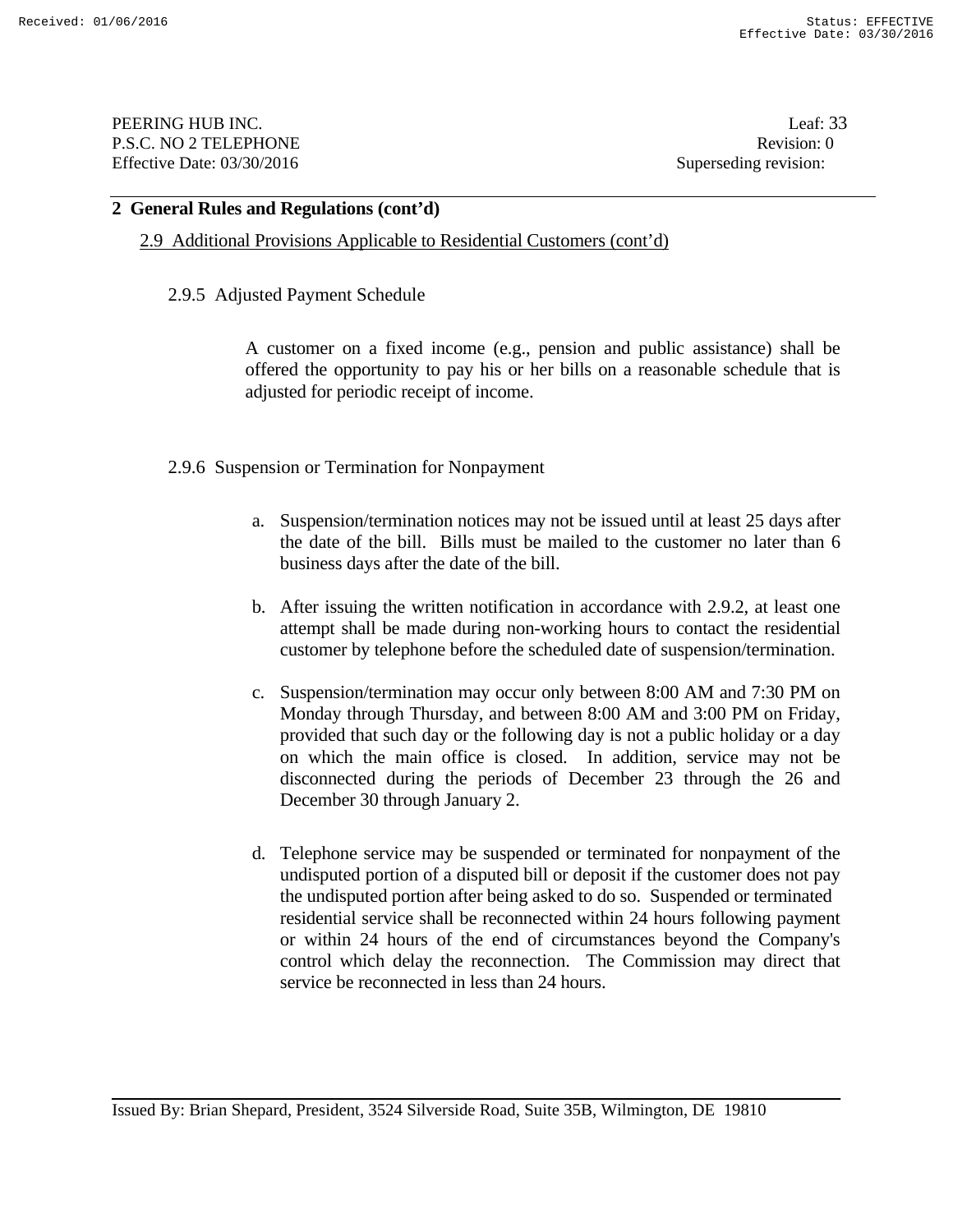## 2 General Rules and Regulations (cont'd)

2.9 Additional Provisions Applicable to Residential Customers (cont'd)

### 2.9.5 Adjusted Payment Schedule

A customer on a fixed income (e.g., pension and public assistance) shall be offered the opportunity to pay his or her bills on a reasonable schedule that is adjusted for periodic receipt of income.

### 2.9.6 Suspension or Termination for Nonpayment

a. Suspension/termination notices may not be issued until at least 25 days after the date of the bill. Bills must be mailed to the customer no later than 6 business days after the date of the bill.

b. After issuing the written notification in accordance with 2.9.2, at least one attempt shall be made during non-working hours to contact the residential customer by telephone before the scheduled date of suspension/termination.

c. Suspension/termination may occur only between 8:00 AM and 7:30 PM on Monday through Thursday, and between 8:00 AM and 3:00 PM on Friday, provided that such day or the following day is not a public holiday or a day on which the main office is closed. In addition, service may not be disconnected during the periods of December 23 through the 26 and December 30 through January 2.

d. Telephone service may be suspended or terminated for nonpayment of the undisputed portion of a disputed bill or deposit if the customer does not pay the undisputed portion after being asked to do so. Suspended or terminated residential service shall be reconnected within 24 hours following payment or within 24 hours of the end of circumstances beyond the Company's control which delay the reconnection. The Commission may direct that service be reconnected in less than 24 hours.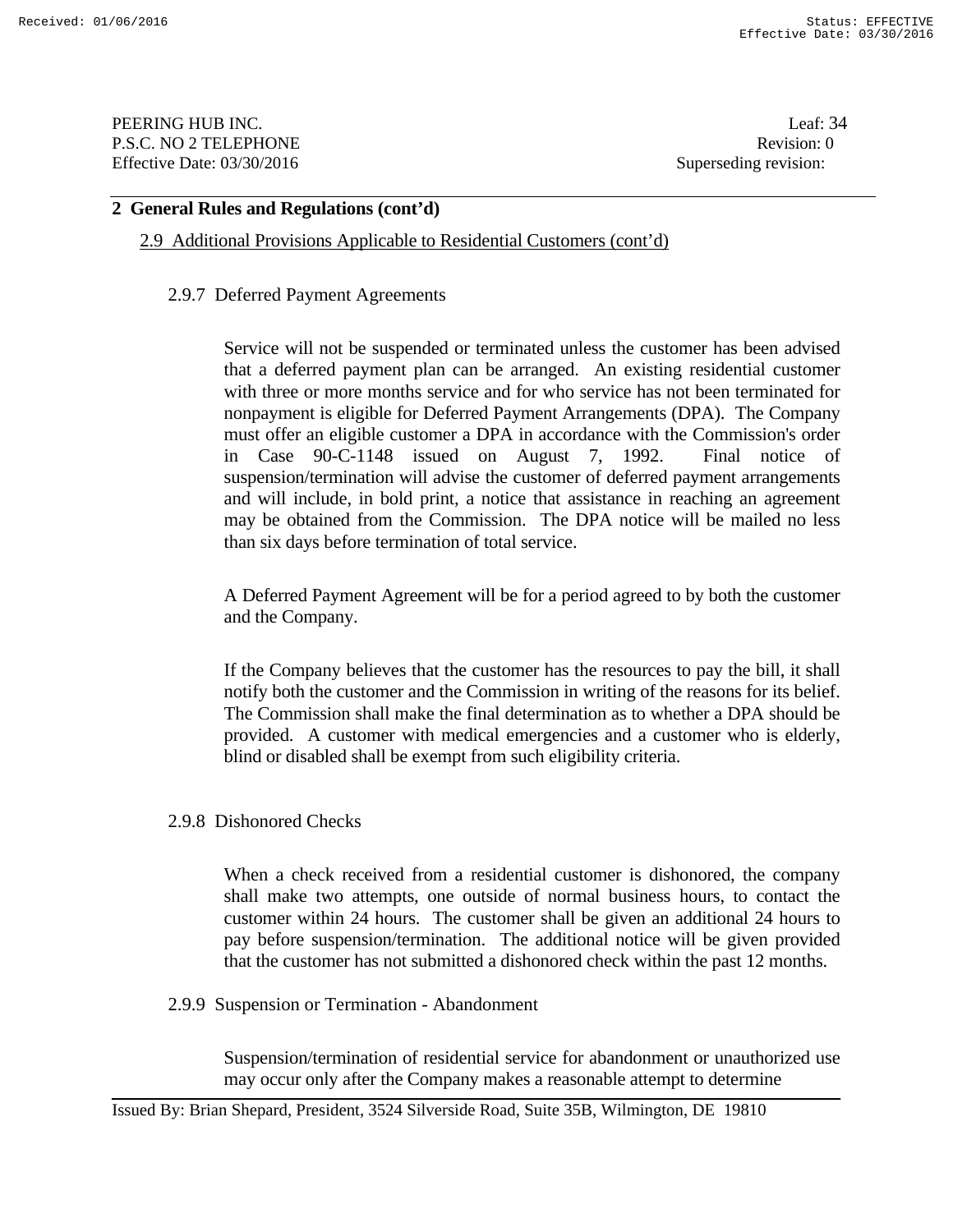## 2 General Rules and Regulations (cont'd)

2.9 Additional Provisions Applicable to Residential Customers (cont'd)

### 2.9.7 Deferred Payment Agreements

Service will not be suspended or terminated unless the customer has been advised that a deferred payment plan can be arranged. An existing residential customer with three or more months service and for who service has not been terminated for nonpayment is eligible for Deferred Payment Arrangements (DPA). The Company must offer an eligible customer a DPA in accordance with the Commission's order in Case 90-C-1148 issued on August 7, 1992. Final notice of suspension/termination will advise the customer of deferred payment arrangements and will include, in bold print, a notice that assistance in reaching an agreement may be obtained from the Commission. The DPA notice will be mailed no less than six days before termination of total service.

A Deferred Payment Agreement will be for a period agreed to by both the customer and the Company.

If the Company believes that the customer has the resources to pay the bill, it shall notify both the customer and the Commission in writing of the reasons for its belief. The Commission shall make the final determination as to whether a DPA should be provided. A customer with medical emergencies and a customer who is elderly, blind or disabled shall be exempt from such eligibility criteria.

### 2.9.8 Dishonored Checks

When a check received from a residential customer is dishonored, the company shall make two attempts, one outside of normal business hours, to contact the customer within 24 hours. The customer shall be given an additional 24 hours to pay before suspension/termination. The additional notice will be given provided that the customer has not submitted a dishonored check within the past 12 months.

### 2.9.9 Suspension or Termination - Abandonment

Suspension/termination of residential service for abandonment or unauthorized use may occur only after the Company makes a reasonable attempt to determine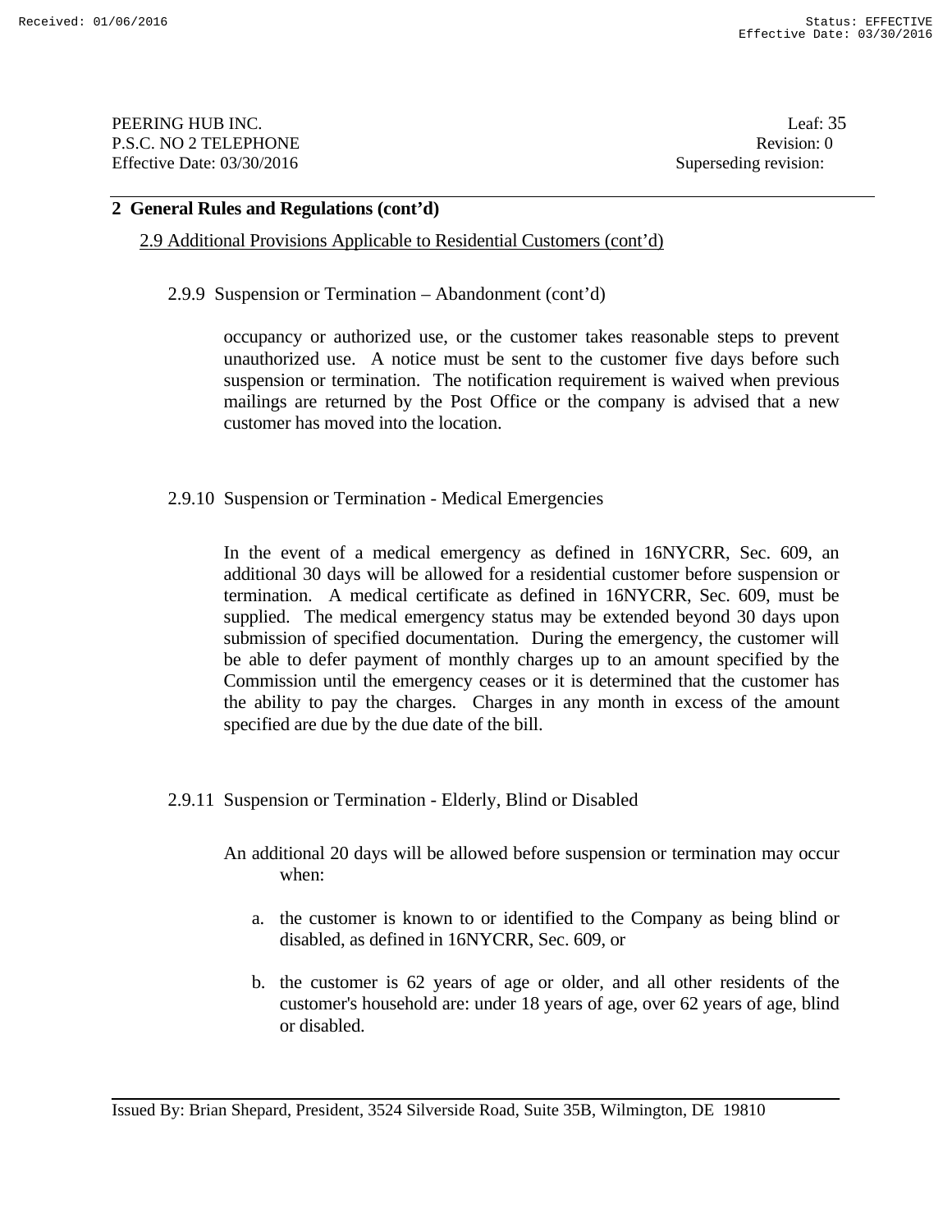## 2 General Rules and Regulations (cont'd)

2.9 Additional Provisions Applicable to Residential Customers (cont'd)

2.9.9 Suspension or Termination – Abandonment (cont'd)

occupancy or authorized use, or the customer takes reasonable steps to prevent unauthorized use. A notice must be sent to the customer five days before such suspension or termination. The notification requirement is waived when previous mailings are returned by the Post Office or the company is advised that a new customer has moved into the location.

2.9.10 Suspension or Termination - Medical Emergencies

In the event of a medical emergency as defined in 16NYCRR, Sec. 609, an additional 30 days will be allowed for a residential customer before suspension or termination. A medical certificate as defined in 16NYCRR, Sec. 609, must be supplied. The medical emergency status may be extended beyond 30 days upon submission of specified documentation. During the emergency, the customer will be able to defer payment of monthly charges up to an amount specified by the Commission until the emergency ceases or it is determined that the customer has the ability to pay the charges. Charges in any month in excess of the amount specified are due by the due date of the bill.

2.9.11 Suspension or Termination - Elderly, Blind or Disabled

An additional 20 days will be allowed before suspension or termination may occur when:

a. the customer is known to or identified to the Company as being blind or disabled, as defined in 16NYCRR, Sec. 609, or

b. the customer is 62 years of age or older, and all other residents of the customer's household are: under 18 years of age, over 62 years of age, blind or disabled.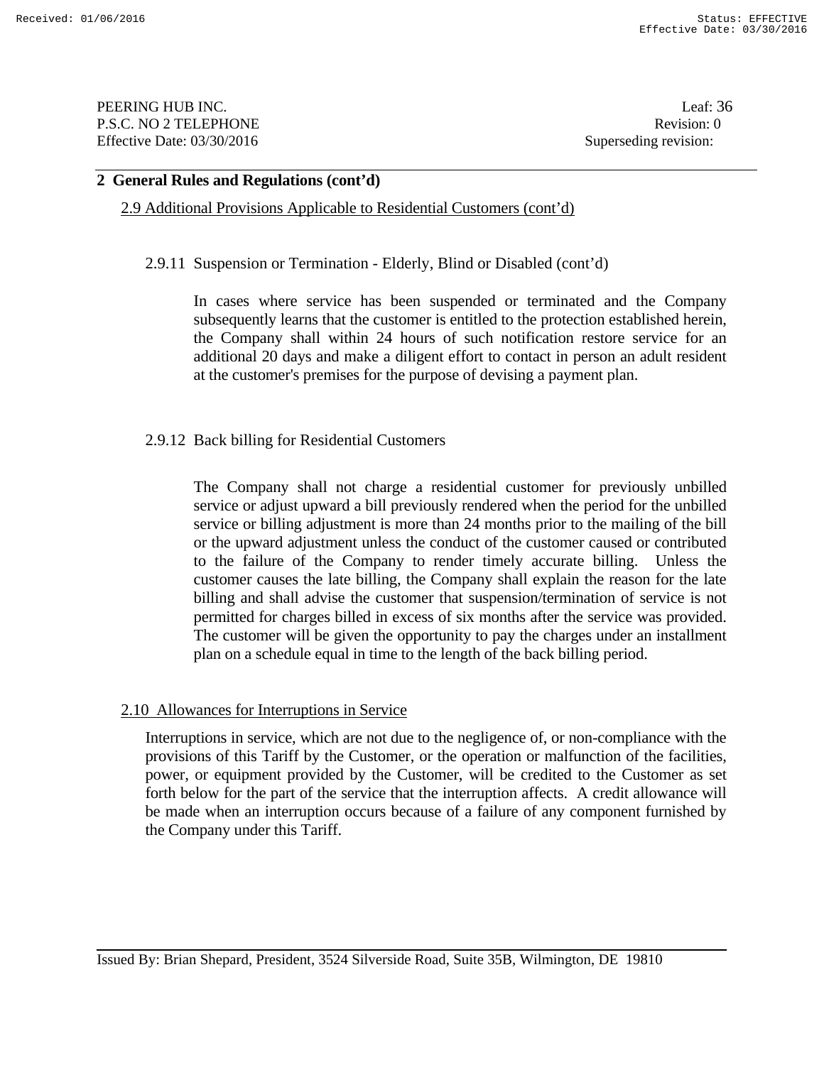## 2 General Rules and Regulations (cont'd)

2.9 Additional Provisions Applicable to Residential Customers (cont'd)

2.9.11 Suspension or Termination - Elderly, Blind or Disabled (cont'd)

In cases where service has been suspended or terminated and the Company subsequently learns that the customer is entitled to the protection established herein, the Company shall within 24 hours of such notification restore service for an additional 20 days and make a diligent effort to contact in person an adult resident at the customer's premises for the purpose of devising a payment plan.

2.9.12 Back billing for Residential Customers

The Company shall not charge a residential customer for previously unbilled service or adjust upward a bill previously rendered when the period for the unbilled service or billing adjustment is more than 24 months prior to the mailing of the bill or the upward adjustment unless the conduct of the customer caused or contributed to the failure of the Company to render timely accurate billing. Unless the customer causes the late billing, the Company shall explain the reason for the late billing and shall advise the customer that suspension/termination of service is not permitted for charges billed in excess of six months after the service was provided. The customer will be given the opportunity to pay the charges under an installment plan on a schedule equal in time to the length of the back billing period.

2.10 Allowances for Interruptions in Service

Interruptions in service, which are not due to the negligence of, or non-compliance with the provisions of this Tariff by the Customer, or the operation or malfunction of the facilities, power, or equipment provided by the Customer, will be credited to the Customer as set forth below for the part of the service that the interruption affects. A credit allowance will be made when an interruption occurs because of a failure of any component furnished by the Company under this Tariff.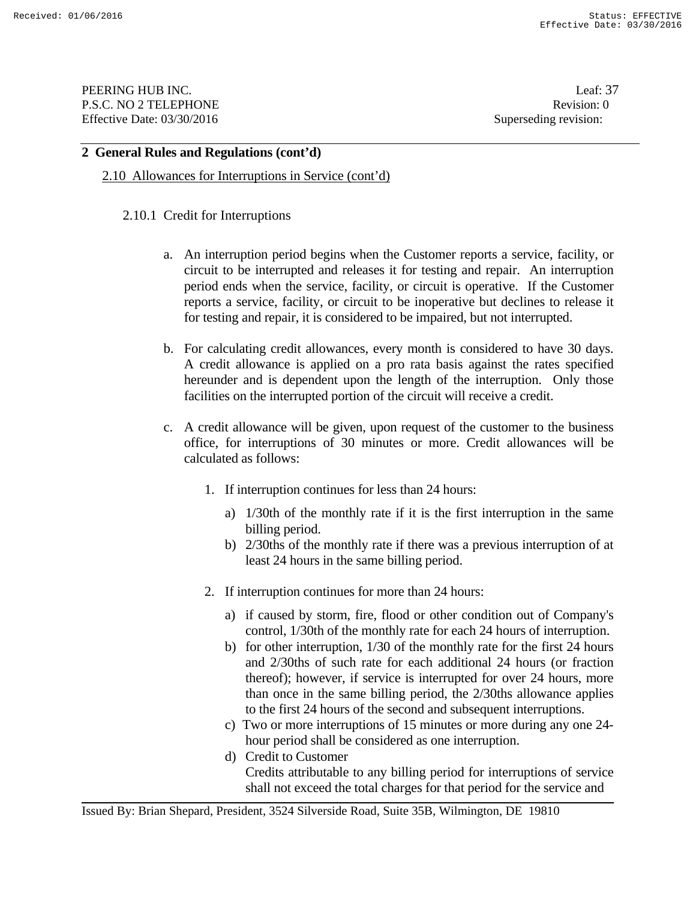## 2 General Rules and Regulations (cont'd)

2.10 Allowances for Interruptions in Service (cont'd)

2.10.1 Credit for Interruptions

a. An interruption period begins when the Customer reports a service, facility, or circuit to be interrupted and releases it for testing and repair. An interruption period ends when the service, facility, or circuit is operative. If the Customer reports a service, facility, or circuit to be inoperative but declines to release it for testing and repair, it is considered to be impaired, but not interrupted.

b. For calculating credit allowances, every month is considered to have 30 days. A credit allowance is applied on a pro rata basis against the rates specified hereunder and is dependent upon the length of the interruption. Only those facilities on the interrupted portion of the circuit will receive a credit.

c. A credit allowance will be given, upon request of the customer to the business office, for interruptions of 30 minutes or more. Credit allowances will be calculated as follows:

1. If interruption continues for less than 24 hours:

   a) 1/30th of the monthly rate if it is the first interruption in the same billing period.
   b) 2/30ths of the monthly rate if there was a previous interruption of at least 24 hours in the same billing period.

2. If interruption continues for more than 24 hours:

   a) if caused by storm, fire, flood or other condition out of Company's control, 1/30th of the monthly rate for each 24 hours of interruption.
   b) for other interruption, 1/30 of the monthly rate for the first 24 hours and 2/30ths of such rate for each additional 24 hours (or fraction thereof); however, if service is interrupted for over 24 hours, more than once in the same billing period, the 2/30ths allowance applies to the first 24 hours of the second and subsequent interruptions.
   c) Two or more interruptions of 15 minutes or more during any one 24-hour period shall be considered as one interruption.
   d) Credit to Customer
      Credits attributable to any billing period for interruptions of service shall not exceed the total charges for that period for the service and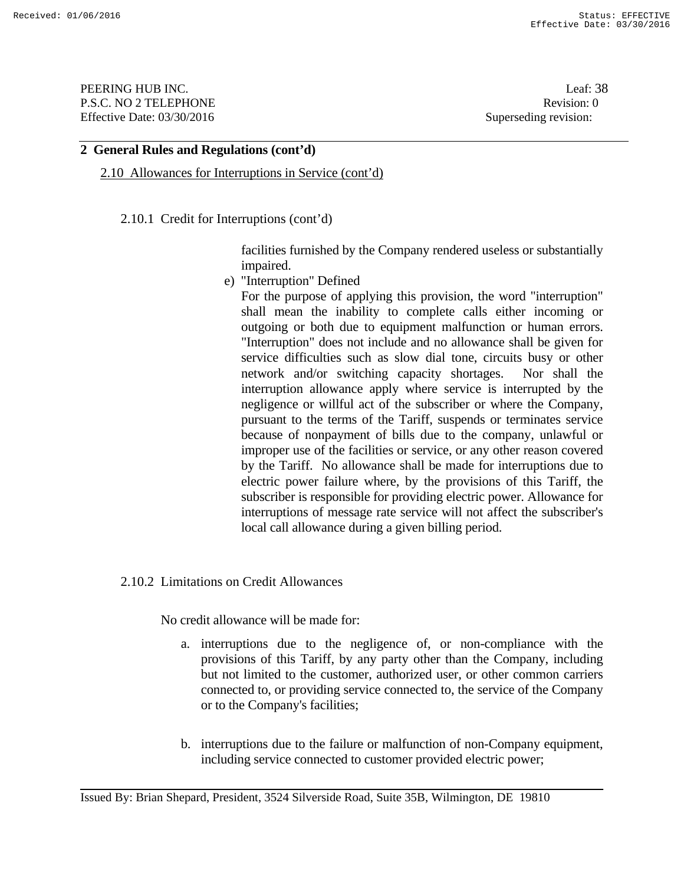## 2 General Rules and Regulations (cont'd)

2.10 Allowances for Interruptions in Service (cont'd)

2.10.1 Credit for Interruptions (cont'd)

facilities furnished by the Company rendered useless or substantially impaired.

e) "Interruption" Defined

For the purpose of applying this provision, the word "interruption" shall mean the inability to complete calls either incoming or outgoing or both due to equipment malfunction or human errors. "Interruption" does not include and no allowance shall be given for service difficulties such as slow dial tone, circuits busy or other network and/or switching capacity shortages. Nor shall the interruption allowance apply where service is interrupted by the negligence or willful act of the subscriber or where the Company, pursuant to the terms of the Tariff, suspends or terminates service because of nonpayment of bills due to the company, unlawful or improper use of the facilities or service, or any other reason covered by the Tariff. No allowance shall be made for interruptions due to electric power failure where, by the provisions of this Tariff, the subscriber is responsible for providing electric power. Allowance for interruptions of message rate service will not affect the subscriber's local call allowance during a given billing period.

2.10.2 Limitations on Credit Allowances

No credit allowance will be made for:

a. interruptions due to the negligence of, or non-compliance with the provisions of this Tariff, by any party other than the Company, including but not limited to the customer, authorized user, or other common carriers connected to, or providing service connected to, the service of the Company or to the Company's facilities;

b. interruptions due to the failure or malfunction of non-Company equipment, including service connected to customer provided electric power;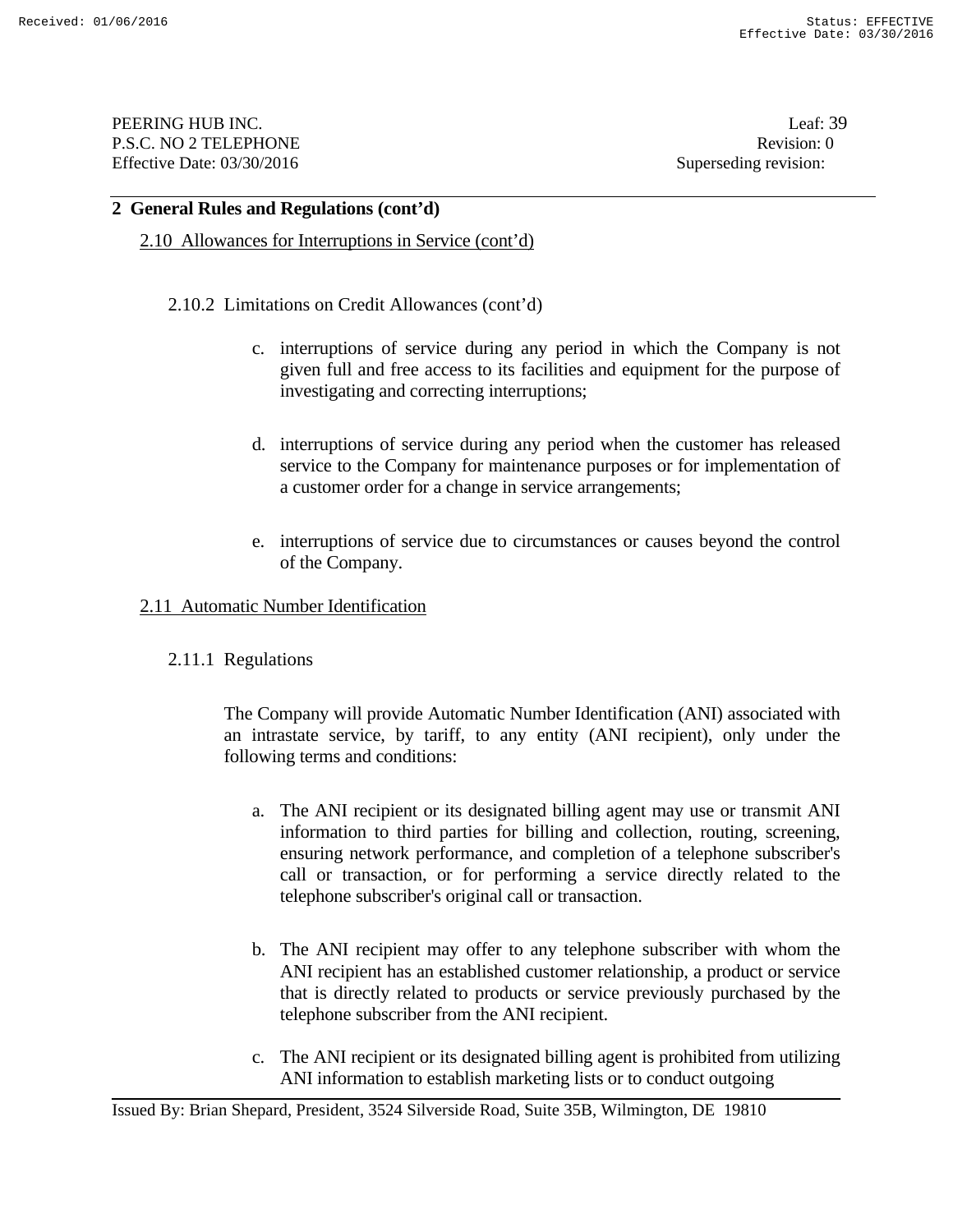## 2 General Rules and Regulations (cont'd)

2.10 Allowances for Interruptions in Service (cont'd)

2.10.2 Limitations on Credit Allowances (cont'd)

c. interruptions of service during any period in which the Company is not given full and free access to its facilities and equipment for the purpose of investigating and correcting interruptions;

d. interruptions of service during any period when the customer has released service to the Company for maintenance purposes or for implementation of a customer order for a change in service arrangements;

e. interruptions of service due to circumstances or causes beyond the control of the Company.

2.11 Automatic Number Identification

2.11.1 Regulations

The Company will provide Automatic Number Identification (ANI) associated with an intrastate service, by tariff, to any entity (ANI recipient), only under the following terms and conditions:

a. The ANI recipient or its designated billing agent may use or transmit ANI information to third parties for billing and collection, routing, screening, ensuring network performance, and completion of a telephone subscriber's call or transaction, or for performing a service directly related to the telephone subscriber's original call or transaction.

b. The ANI recipient may offer to any telephone subscriber with whom the ANI recipient has an established customer relationship, a product or service that is directly related to products or service previously purchased by the telephone subscriber from the ANI recipient.

c. The ANI recipient or its designated billing agent is prohibited from utilizing ANI information to establish marketing lists or to conduct outgoing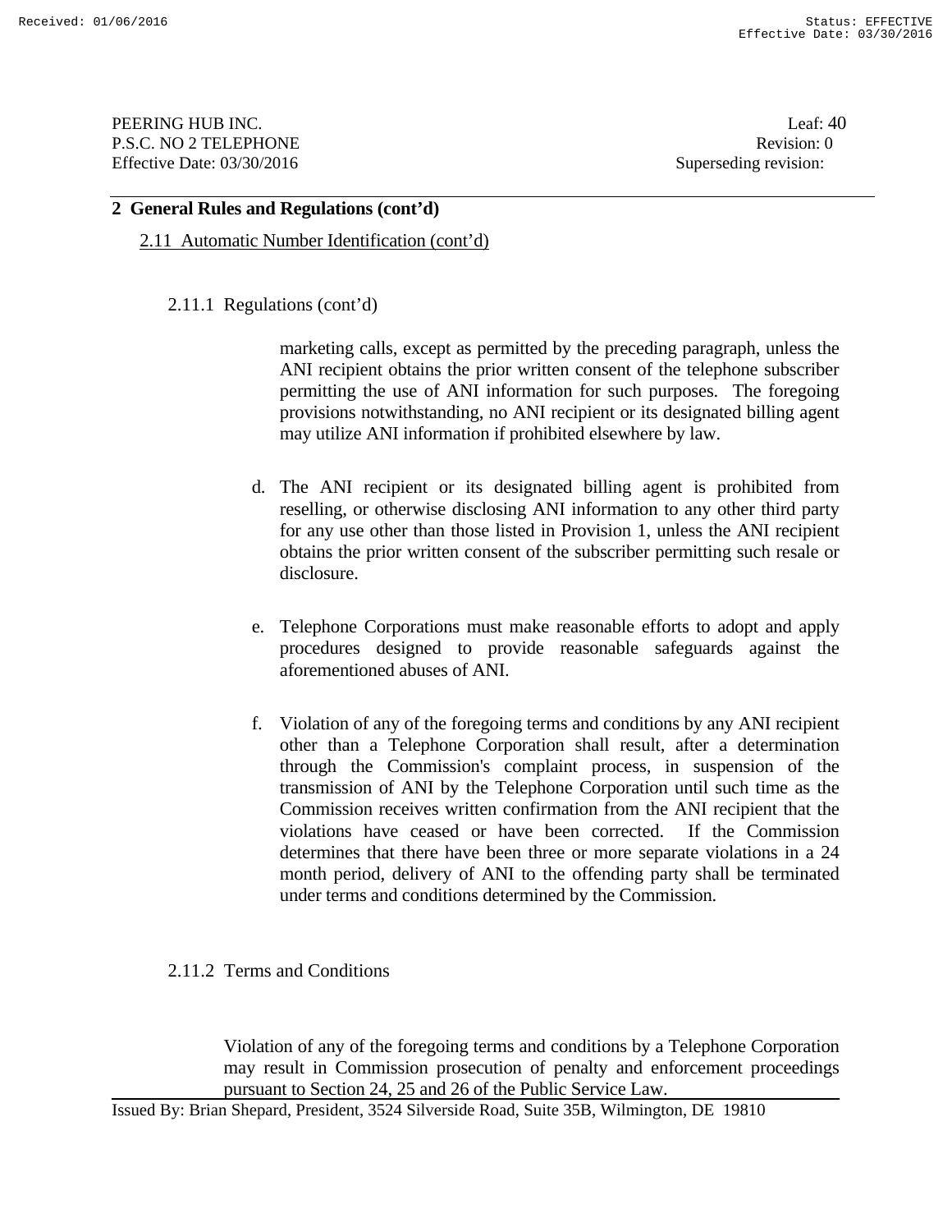## 2 General Rules and Regulations (cont'd)

### 2.11 Automatic Number Identification (cont'd)

#### 2.11.1 Regulations (cont'd)

marketing calls, except as permitted by the preceding paragraph, unless the ANI recipient obtains the prior written consent of the telephone subscriber permitting the use of ANI information for such purposes. The foregoing provisions notwithstanding, no ANI recipient or its designated billing agent may utilize ANI information if prohibited elsewhere by law.

d. The ANI recipient or its designated billing agent is prohibited from reselling, or otherwise disclosing ANI information to any other third party for any use other than those listed in Provision 1, unless the ANI recipient obtains the prior written consent of the subscriber permitting such resale or disclosure.

e. Telephone Corporations must make reasonable efforts to adopt and apply procedures designed to provide reasonable safeguards against the aforementioned abuses of ANI.

f. Violation of any of the foregoing terms and conditions by any ANI recipient other than a Telephone Corporation shall result, after a determination through the Commission's complaint process, in suspension of the transmission of ANI by the Telephone Corporation until such time as the Commission receives written confirmation from the ANI recipient that the violations have ceased or have been corrected. If the Commission determines that there have been three or more separate violations in a 24 month period, delivery of ANI to the offending party shall be terminated under terms and conditions determined by the Commission.

#### 2.11.2 Terms and Conditions

Violation of any of the foregoing terms and conditions by a Telephone Corporation may result in Commission prosecution of penalty and enforcement proceedings pursuant to Section 24, 25 and 26 of the Public Service Law.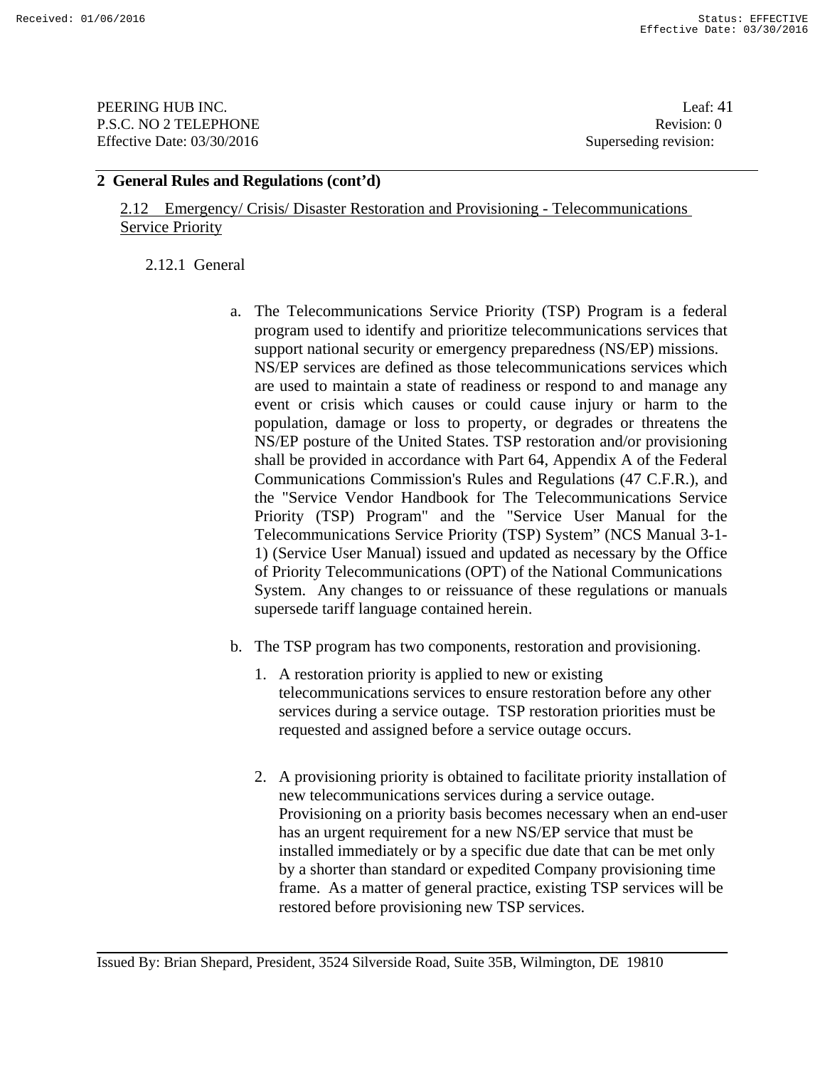## 2 General Rules and Regulations (cont'd)

### 2.12 Emergency/ Crisis/ Disaster Restoration and Provisioning - Telecommunications Service Priority

#### 2.12.1 General

a. The Telecommunications Service Priority (TSP) Program is a federal program used to identify and prioritize telecommunications services that support national security or emergency preparedness (NS/EP) missions. NS/EP services are defined as those telecommunications services which are used to maintain a state of readiness or respond to and manage any event or crisis which causes or could cause injury or harm to the population, damage or loss to property, or degrades or threatens the NS/EP posture of the United States. TSP restoration and/or provisioning shall be provided in accordance with Part 64, Appendix A of the Federal Communications Commission's Rules and Regulations (47 C.F.R.), and the "Service Vendor Handbook for The Telecommunications Service Priority (TSP) Program" and the "Service User Manual for the Telecommunications Service Priority (TSP) System" (NCS Manual 3-1-1) (Service User Manual) issued and updated as necessary by the Office of Priority Telecommunications (OPT) of the National Communications System. Any changes to or reissuance of these regulations or manuals supersede tariff language contained herein.

b. The TSP program has two components, restoration and provisioning.

   1. A restoration priority is applied to new or existing telecommunications services to ensure restoration before any other services during a service outage. TSP restoration priorities must be requested and assigned before a service outage occurs.

   2. A provisioning priority is obtained to facilitate priority installation of new telecommunications services during a service outage. Provisioning on a priority basis becomes necessary when an end-user has an urgent requirement for a new NS/EP service that must be installed immediately or by a specific due date that can be met only by a shorter than standard or expedited Company provisioning time frame. As a matter of general practice, existing TSP services will be restored before provisioning new TSP services.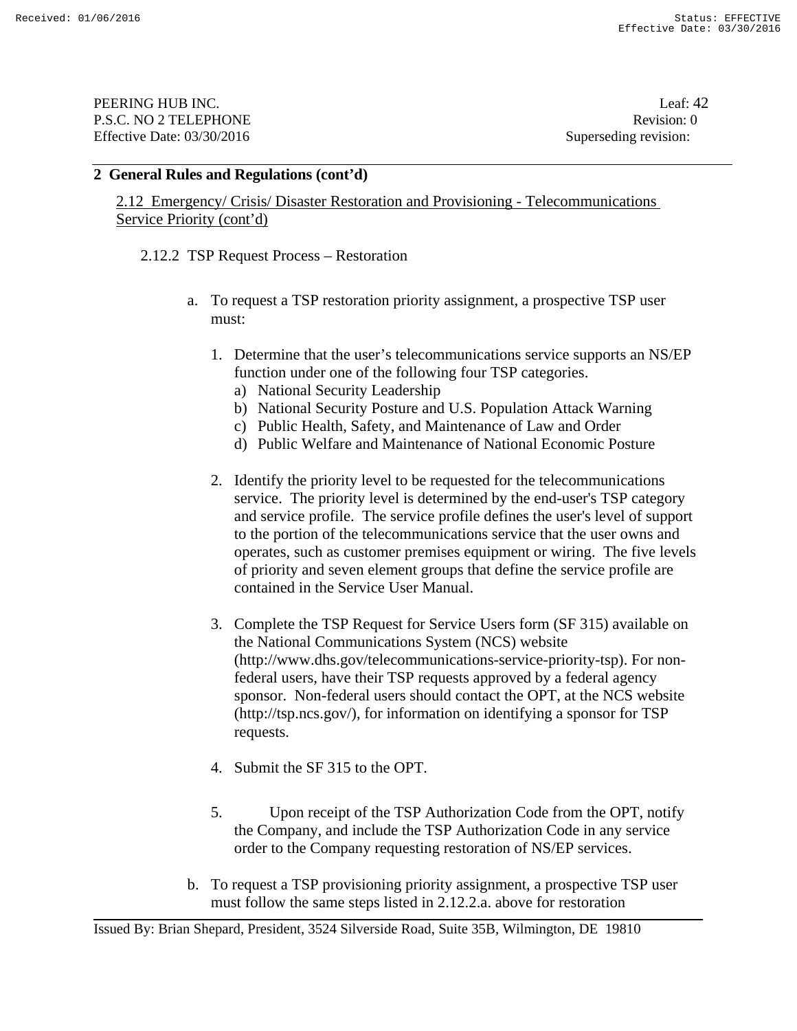## 2 General Rules and Regulations (cont'd)

2.12 Emergency/ Crisis/ Disaster Restoration and Provisioning - Telecommunications Service Priority (cont'd)

2.12.2 TSP Request Process – Restoration

a. To request a TSP restoration priority assignment, a prospective TSP user must:

1. Determine that the user's telecommunications service supports an NS/EP function under one of the following four TSP categories.
   a) National Security Leadership
   b) National Security Posture and U.S. Population Attack Warning
   c) Public Health, Safety, and Maintenance of Law and Order
   d) Public Welfare and Maintenance of National Economic Posture

2. Identify the priority level to be requested for the telecommunications service. The priority level is determined by the end-user's TSP category and service profile. The service profile defines the user's level of support to the portion of the telecommunications service that the user owns and operates, such as customer premises equipment or wiring. The five levels of priority and seven element groups that define the service profile are contained in the Service User Manual.

3. Complete the TSP Request for Service Users form (SF 315) available on the National Communications System (NCS) website (http://www.dhs.gov/telecommunications-service-priority-tsp). For non-federal users, have their TSP requests approved by a federal agency sponsor. Non-federal users should contact the OPT, at the NCS website (http://tsp.ncs.gov/), for information on identifying a sponsor for TSP requests.

4. Submit the SF 315 to the OPT.

5. Upon receipt of the TSP Authorization Code from the OPT, notify the Company, and include the TSP Authorization Code in any service order to the Company requesting restoration of NS/EP services.

b. To request a TSP provisioning priority assignment, a prospective TSP user must follow the same steps listed in 2.12.2.a. above for restoration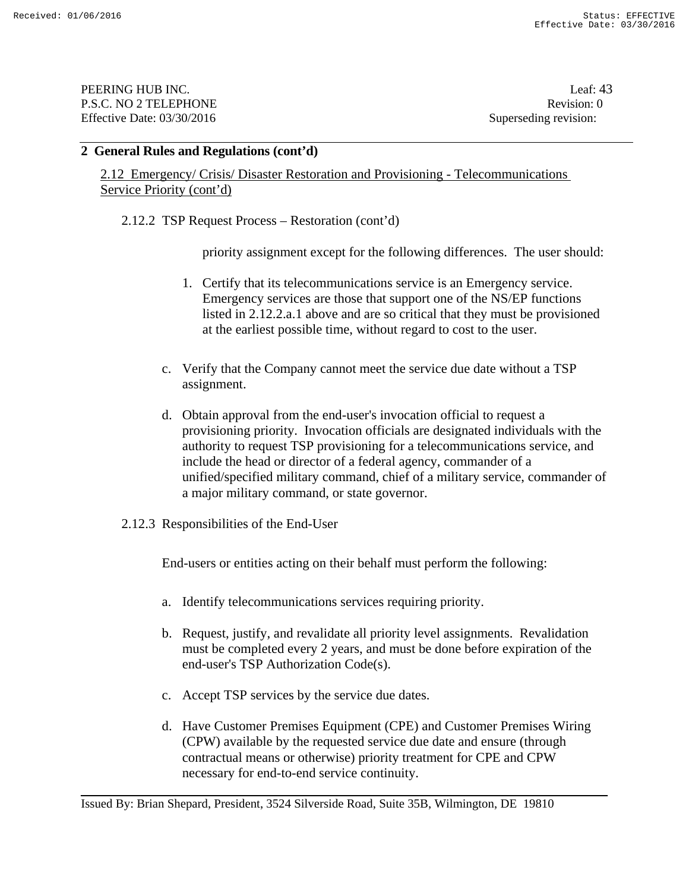## 2 General Rules and Regulations (cont'd)

2.12 Emergency/ Crisis/ Disaster Restoration and Provisioning - Telecommunications Service Priority (cont'd)

2.12.2 TSP Request Process – Restoration (cont'd)

priority assignment except for the following differences. The user should:

1. Certify that its telecommunications service is an Emergency service. Emergency services are those that support one of the NS/EP functions listed in 2.12.2.a.1 above and are so critical that they must be provisioned at the earliest possible time, without regard to cost to the user.

c. Verify that the Company cannot meet the service due date without a TSP assignment.

d. Obtain approval from the end-user's invocation official to request a provisioning priority. Invocation officials are designated individuals with the authority to request TSP provisioning for a telecommunications service, and include the head or director of a federal agency, commander of a unified/specified military command, chief of a military service, commander of a major military command, or state governor.

2.12.3 Responsibilities of the End-User

End-users or entities acting on their behalf must perform the following:

a. Identify telecommunications services requiring priority.

b. Request, justify, and revalidate all priority level assignments. Revalidation must be completed every 2 years, and must be done before expiration of the end-user's TSP Authorization Code(s).

c. Accept TSP services by the service due dates.

d. Have Customer Premises Equipment (CPE) and Customer Premises Wiring (CPW) available by the requested service due date and ensure (through contractual means or otherwise) priority treatment for CPE and CPW necessary for end-to-end service continuity.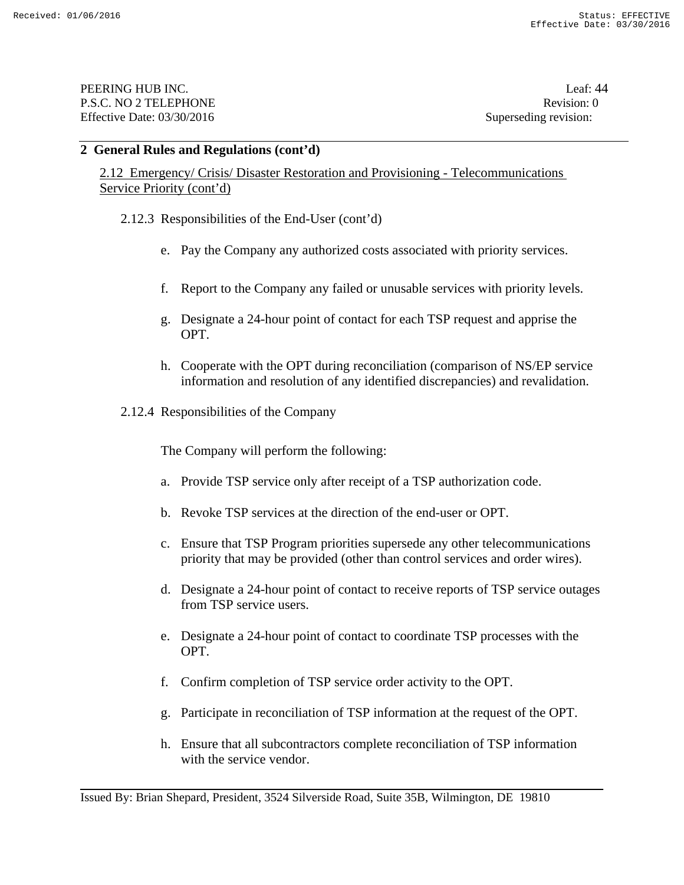## 2 General Rules and Regulations (cont'd)

### 2.12 Emergency/ Crisis/ Disaster Restoration and Provisioning - Telecommunications Service Priority (cont'd)

#### 2.12.3 Responsibilities of the End-User (cont'd)

e. Pay the Company any authorized costs associated with priority services.

f. Report to the Company any failed or unusable services with priority levels.

g. Designate a 24-hour point of contact for each TSP request and apprise the OPT.

h. Cooperate with the OPT during reconciliation (comparison of NS/EP service information and resolution of any identified discrepancies) and revalidation.

#### 2.12.4 Responsibilities of the Company

The Company will perform the following:

a. Provide TSP service only after receipt of a TSP authorization code.

b. Revoke TSP services at the direction of the end-user or OPT.

c. Ensure that TSP Program priorities supersede any other telecommunications priority that may be provided (other than control services and order wires).

d. Designate a 24-hour point of contact to receive reports of TSP service outages from TSP service users.

e. Designate a 24-hour point of contact to coordinate TSP processes with the OPT.

f. Confirm completion of TSP service order activity to the OPT.

g. Participate in reconciliation of TSP information at the request of the OPT.

h. Ensure that all subcontractors complete reconciliation of TSP information with the service vendor.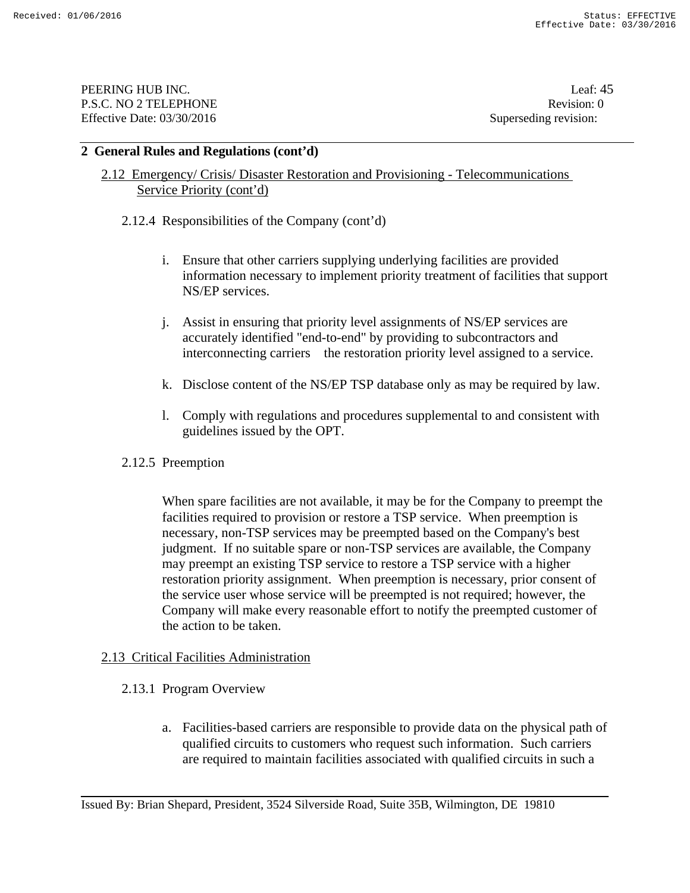## 2 General Rules and Regulations (cont'd)

### 2.12 Emergency/ Crisis/ Disaster Restoration and Provisioning - Telecommunications Service Priority (cont'd)

#### 2.12.4 Responsibilities of the Company (cont'd)

i. Ensure that other carriers supplying underlying facilities are provided information necessary to implement priority treatment of facilities that support NS/EP services.

j. Assist in ensuring that priority level assignments of NS/EP services are accurately identified "end-to-end" by providing to subcontractors and interconnecting carriers the restoration priority level assigned to a service.

k. Disclose content of the NS/EP TSP database only as may be required by law.

l. Comply with regulations and procedures supplemental to and consistent with guidelines issued by the OPT.

#### 2.12.5 Preemption

When spare facilities are not available, it may be for the Company to preempt the facilities required to provision or restore a TSP service. When preemption is necessary, non-TSP services may be preempted based on the Company's best judgment. If no suitable spare or non-TSP services are available, the Company may preempt an existing TSP service to restore a TSP service with a higher restoration priority assignment. When preemption is necessary, prior consent of the service user whose service will be preempted is not required; however, the Company will make every reasonable effort to notify the preempted customer of the action to be taken.

### 2.13 Critical Facilities Administration

#### 2.13.1 Program Overview

a. Facilities-based carriers are responsible to provide data on the physical path of qualified circuits to customers who request such information. Such carriers are required to maintain facilities associated with qualified circuits in such a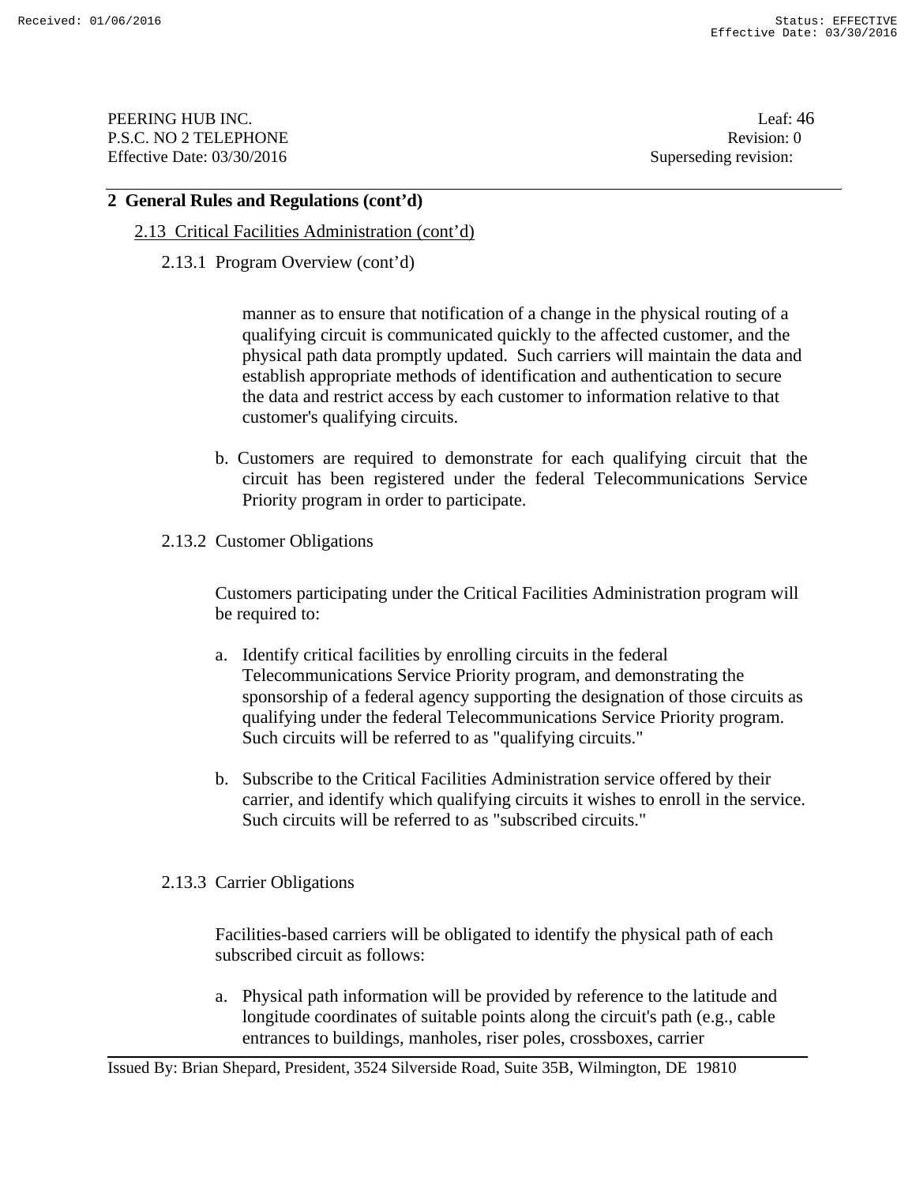## 2 General Rules and Regulations (cont'd)

### 2.13 Critical Facilities Administration (cont'd)

#### 2.13.1 Program Overview (cont'd)

manner as to ensure that notification of a change in the physical routing of a qualifying circuit is communicated quickly to the affected customer, and the physical path data promptly updated. Such carriers will maintain the data and establish appropriate methods of identification and authentication to secure the data and restrict access by each customer to information relative to that customer's qualifying circuits.

b. Customers are required to demonstrate for each qualifying circuit that the circuit has been registered under the federal Telecommunications Service Priority program in order to participate.

#### 2.13.2 Customer Obligations

Customers participating under the Critical Facilities Administration program will be required to:

a. Identify critical facilities by enrolling circuits in the federal Telecommunications Service Priority program, and demonstrating the sponsorship of a federal agency supporting the designation of those circuits as qualifying under the federal Telecommunications Service Priority program. Such circuits will be referred to as "qualifying circuits."

b. Subscribe to the Critical Facilities Administration service offered by their carrier, and identify which qualifying circuits it wishes to enroll in the service. Such circuits will be referred to as "subscribed circuits."

#### 2.13.3 Carrier Obligations

Facilities-based carriers will be obligated to identify the physical path of each subscribed circuit as follows:

a. Physical path information will be provided by reference to the latitude and longitude coordinates of suitable points along the circuit's path (e.g., cable entrances to buildings, manholes, riser poles, crossboxes, carrier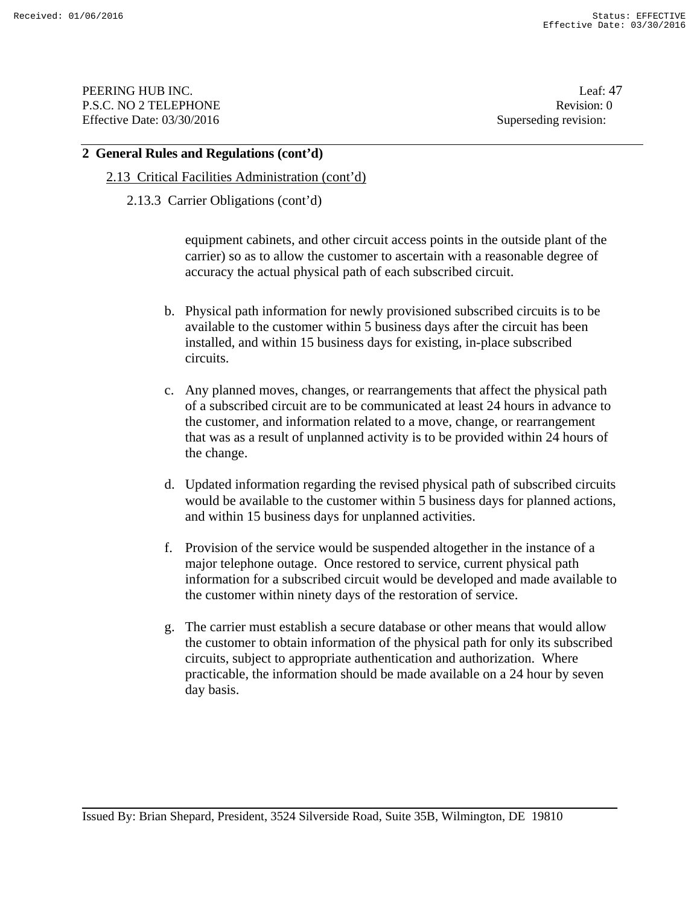## 2 General Rules and Regulations (cont'd)

### 2.13 Critical Facilities Administration (cont'd)

#### 2.13.3 Carrier Obligations (cont'd)

equipment cabinets, and other circuit access points in the outside plant of the carrier) so as to allow the customer to ascertain with a reasonable degree of accuracy the actual physical path of each subscribed circuit.

b. Physical path information for newly provisioned subscribed circuits is to be available to the customer within 5 business days after the circuit has been installed, and within 15 business days for existing, in-place subscribed circuits.

c. Any planned moves, changes, or rearrangements that affect the physical path of a subscribed circuit are to be communicated at least 24 hours in advance to the customer, and information related to a move, change, or rearrangement that was as a result of unplanned activity is to be provided within 24 hours of the change.

d. Updated information regarding the revised physical path of subscribed circuits would be available to the customer within 5 business days for planned actions, and within 15 business days for unplanned activities.

f. Provision of the service would be suspended altogether in the instance of a major telephone outage. Once restored to service, current physical path information for a subscribed circuit would be developed and made available to the customer within ninety days of the restoration of service.

g. The carrier must establish a secure database or other means that would allow the customer to obtain information of the physical path for only its subscribed circuits, subject to appropriate authentication and authorization. Where practicable, the information should be made available on a 24 hour by seven day basis.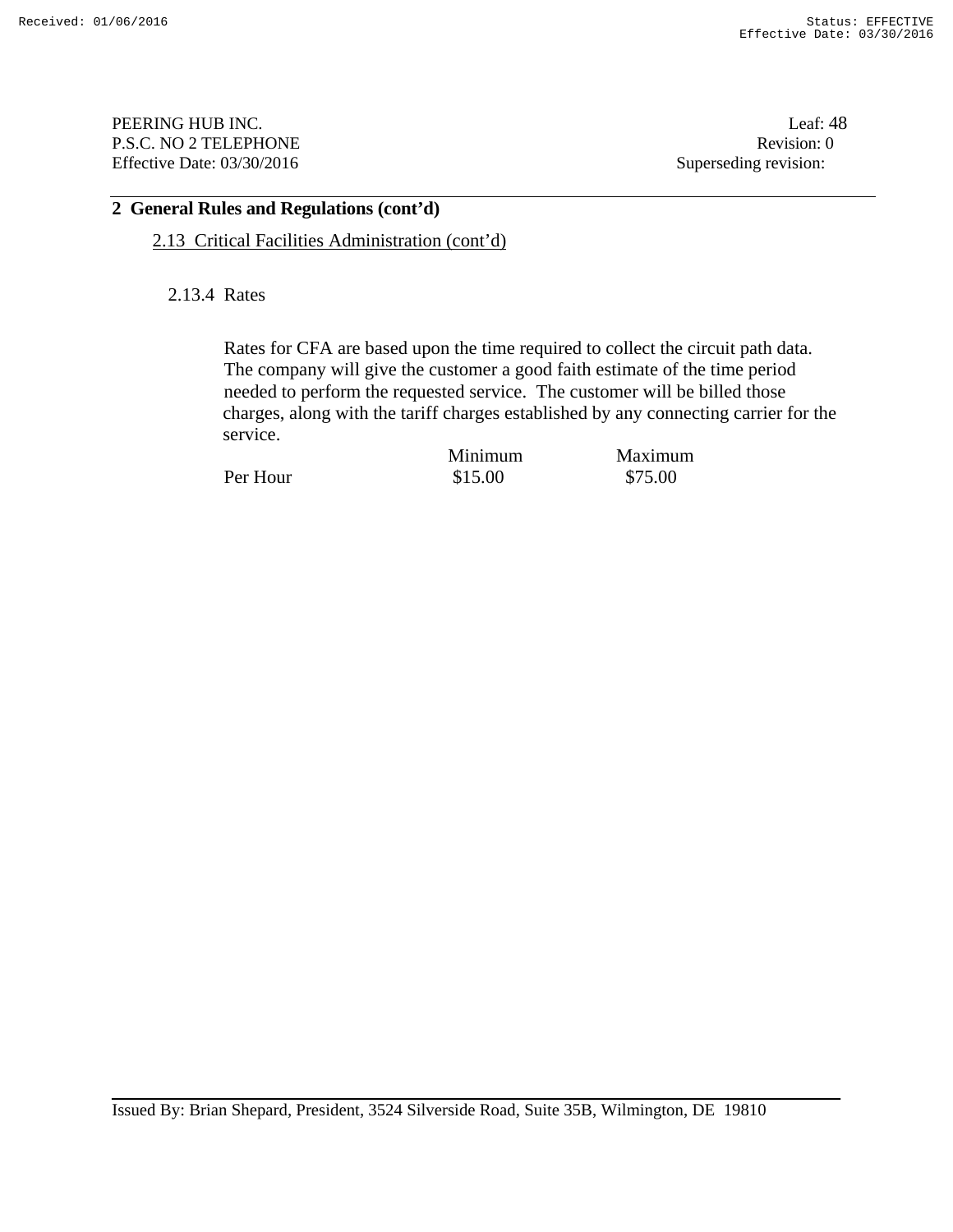## 2 General Rules and Regulations (cont'd)

### 2.13 Critical Facilities Administration (cont'd)

#### 2.13.4 Rates

Rates for CFA are based upon the time required to collect the circuit path data. The company will give the customer a good faith estimate of the time period needed to perform the requested service. The customer will be billed those charges, along with the tariff charges established by any connecting carrier for the service.

| | Minimum | Maximum |
|---|---|---|
| Per Hour | $15.00 | $75.00 |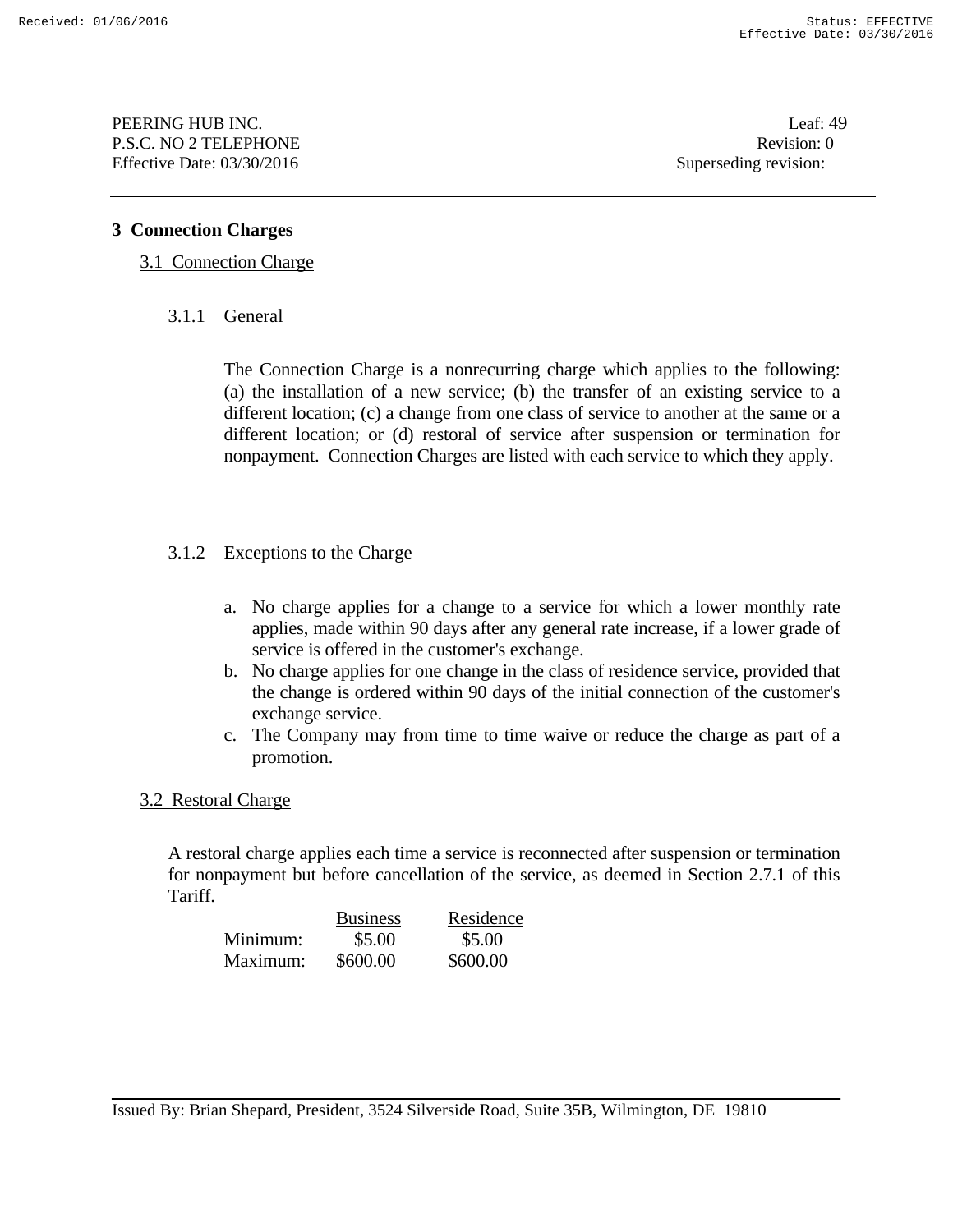# 3 Connection Charges

## 3.1 Connection Charge

### 3.1.1 General

The Connection Charge is a nonrecurring charge which applies to the following: (a) the installation of a new service; (b) the transfer of an existing service to a different location; (c) a change from one class of service to another at the same or a different location; or (d) restoral of service after suspension or termination for nonpayment. Connection Charges are listed with each service to which they apply.

### 3.1.2 Exceptions to the Charge

a. No charge applies for a change to a service for which a lower monthly rate applies, made within 90 days after any general rate increase, if a lower grade of service is offered in the customer's exchange.
b. No charge applies for one change in the class of residence service, provided that the change is ordered within 90 days of the initial connection of the customer's exchange service.
c. The Company may from time to time waive or reduce the charge as part of a promotion.

## 3.2 Restoral Charge

A restoral charge applies each time a service is reconnected after suspension or termination for nonpayment but before cancellation of the service, as deemed in Section 2.7.1 of this Tariff.

| | Business | Residence |
|---|---|---|
| Minimum: | $5.00 | $5.00 |
| Maximum: | $600.00 | $600.00 |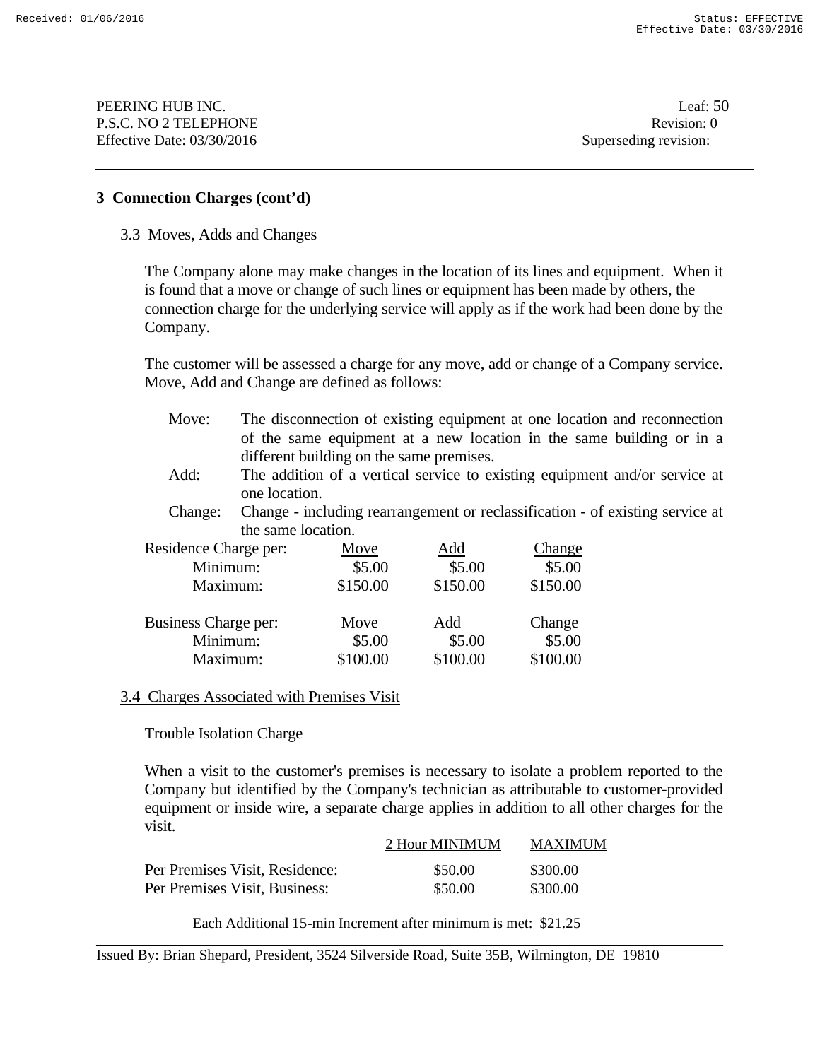## 3 Connection Charges (cont'd)

### 3.3 Moves, Adds and Changes

The Company alone may make changes in the location of its lines and equipment. When it is found that a move or change of such lines or equipment has been made by others, the connection charge for the underlying service will apply as if the work had been done by the Company.

The customer will be assessed a charge for any move, add or change of a Company service. Move, Add and Change are defined as follows:

- Move: The disconnection of existing equipment at one location and reconnection of the same equipment at a new location in the same building or in a different building on the same premises.
- Add: The addition of a vertical service to existing equipment and/or service at one location.
- Change: Change - including rearrangement or reclassification - of existing service at the same location.

| Residence Charge per: | Move | Add | Change |
|---|---|---|---|
| Minimum: | $5.00 | $5.00 | $5.00 |
| Maximum: | $150.00 | $150.00 | $150.00 |

| Business Charge per: | Move | Add | Change |
|---|---|---|---|
| Minimum: | $5.00 | $5.00 | $5.00 |
| Maximum: | $100.00 | $100.00 | $100.00 |

### 3.4 Charges Associated with Premises Visit

Trouble Isolation Charge

When a visit to the customer's premises is necessary to isolate a problem reported to the Company but identified by the Company's technician as attributable to customer-provided equipment or inside wire, a separate charge applies in addition to all other charges for the visit.

| | 2 Hour MINIMUM | MAXIMUM |
|---|---|---|
| Per Premises Visit, Residence: | $50.00 | $300.00 |
| Per Premises Visit, Business: | $50.00 | $300.00 |

Each Additional 15-min Increment after minimum is met: $21.25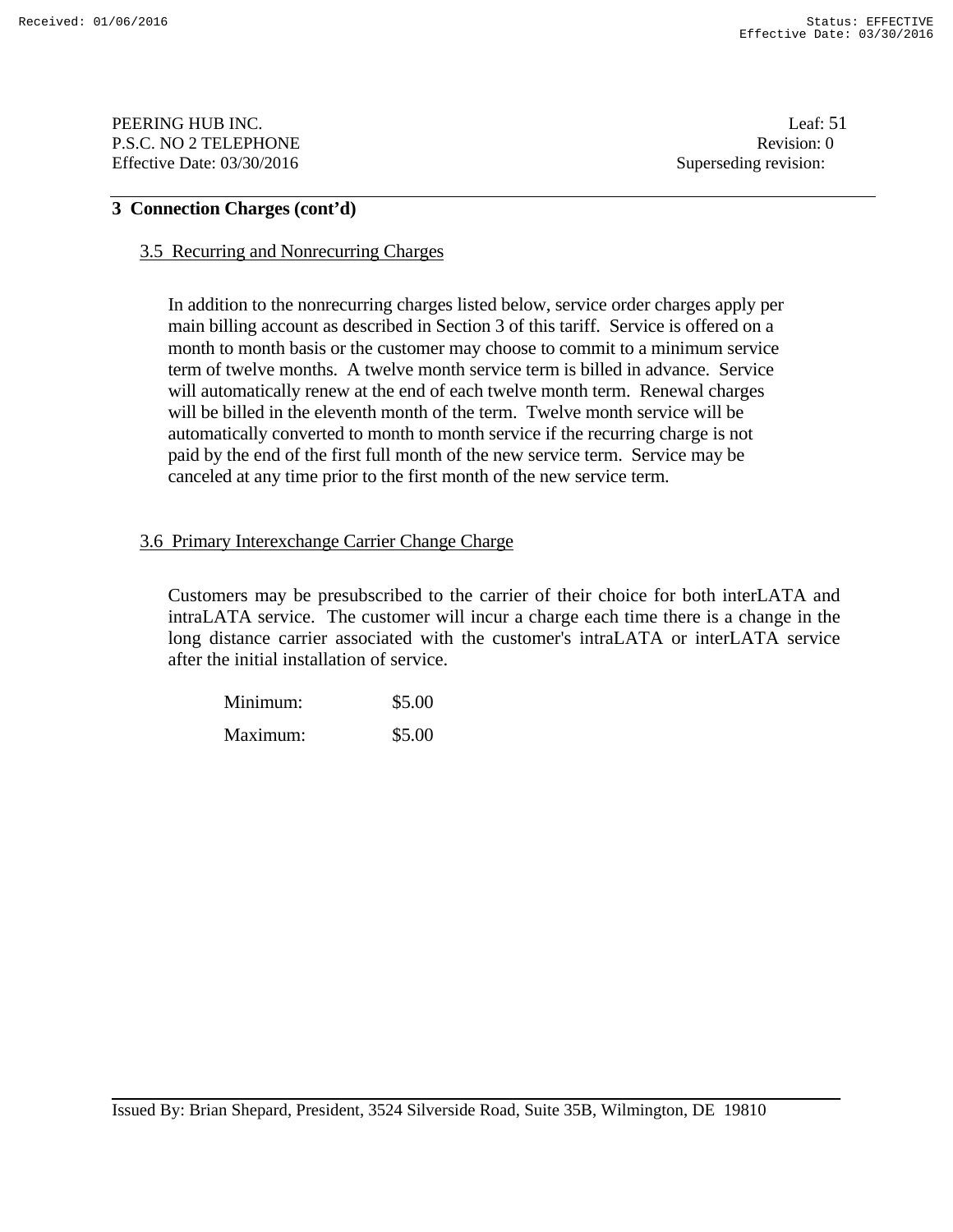## 3 Connection Charges (cont'd)

### 3.5 Recurring and Nonrecurring Charges

In addition to the nonrecurring charges listed below, service order charges apply per main billing account as described in Section 3 of this tariff. Service is offered on a month to month basis or the customer may choose to commit to a minimum service term of twelve months. A twelve month service term is billed in advance. Service will automatically renew at the end of each twelve month term. Renewal charges will be billed in the eleventh month of the term. Twelve month service will be automatically converted to month to month service if the recurring charge is not paid by the end of the first full month of the new service term. Service may be canceled at any time prior to the first month of the new service term.

### 3.6 Primary Interexchange Carrier Change Charge

Customers may be presubscribed to the carrier of their choice for both interLATA and intraLATA service. The customer will incur a charge each time there is a change in the long distance carrier associated with the customer's intraLATA or interLATA service after the initial installation of service.

| | |
|---|---|
| Minimum: | $5.00 |
| Maximum: | $5.00 |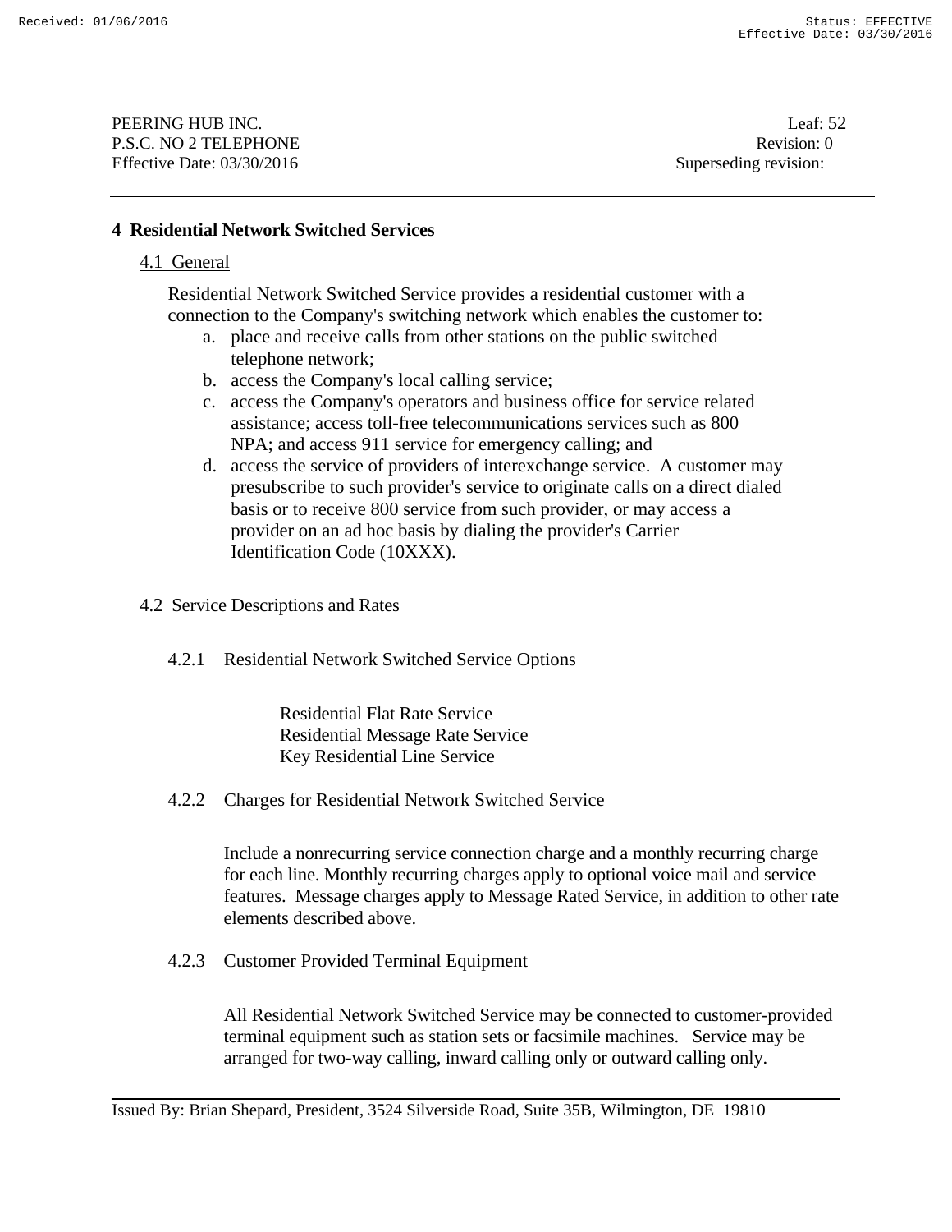# 4 Residential Network Switched Services

## 4.1 General

Residential Network Switched Service provides a residential customer with a connection to the Company's switching network which enables the customer to:

a. place and receive calls from other stations on the public switched telephone network;
b. access the Company's local calling service;
c. access the Company's operators and business office for service related assistance; access toll-free telecommunications services such as 800 NPA; and access 911 service for emergency calling; and
d. access the service of providers of interexchange service. A customer may presubscribe to such provider's service to originate calls on a direct dialed basis or to receive 800 service from such provider, or may access a provider on an ad hoc basis by dialing the provider's Carrier Identification Code (10XXX).

## 4.2 Service Descriptions and Rates

### 4.2.1 Residential Network Switched Service Options

Residential Flat Rate Service
Residential Message Rate Service
Key Residential Line Service

### 4.2.2 Charges for Residential Network Switched Service

Include a nonrecurring service connection charge and a monthly recurring charge for each line. Monthly recurring charges apply to optional voice mail and service features. Message charges apply to Message Rated Service, in addition to other rate elements described above.

### 4.2.3 Customer Provided Terminal Equipment

All Residential Network Switched Service may be connected to customer-provided terminal equipment such as station sets or facsimile machines. Service may be arranged for two-way calling, inward calling only or outward calling only.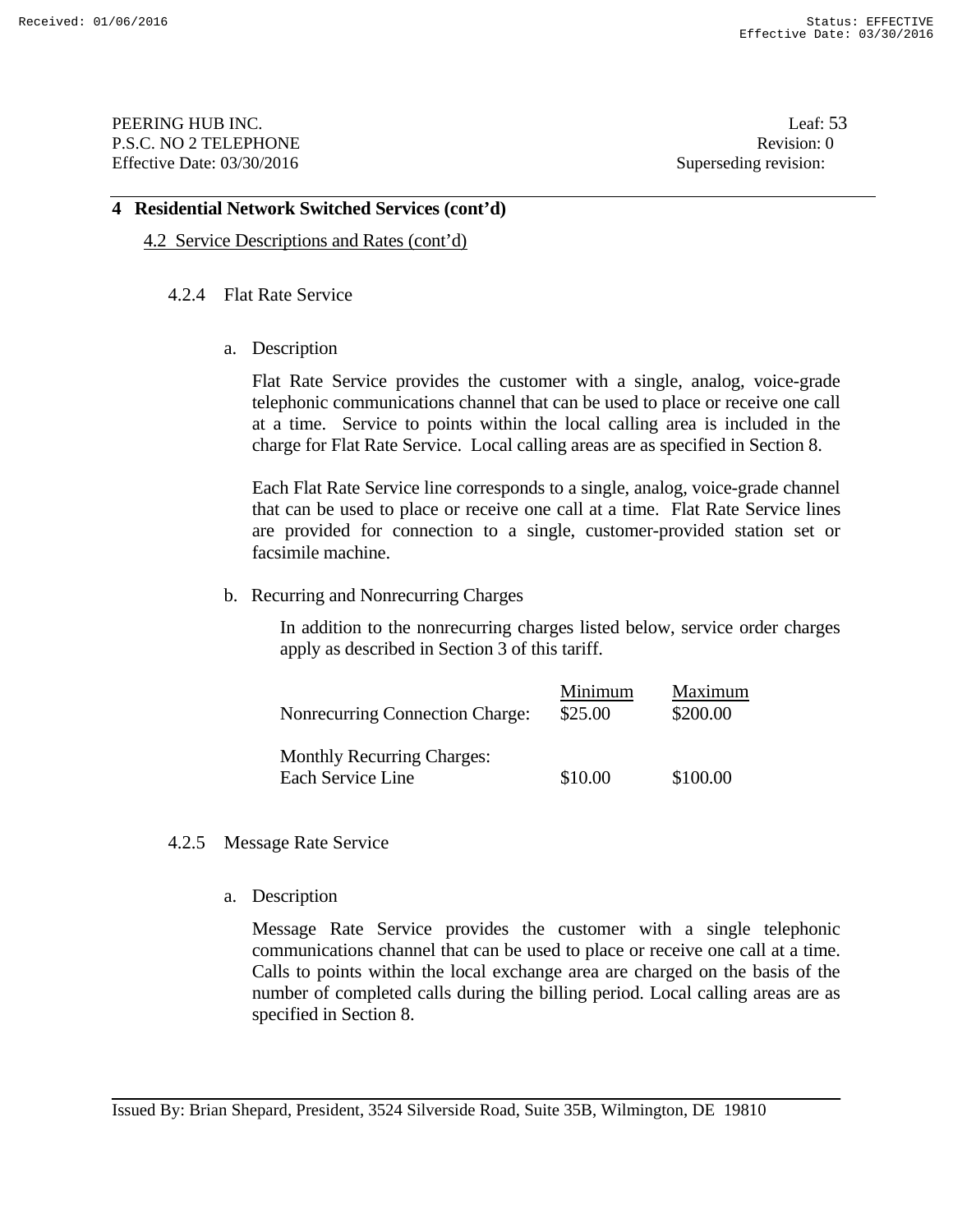## 4 Residential Network Switched Services (cont'd)

4.2 Service Descriptions and Rates (cont'd)

### 4.2.4 Flat Rate Service

a. Description

Flat Rate Service provides the customer with a single, analog, voice-grade telephonic communications channel that can be used to place or receive one call at a time. Service to points within the local calling area is included in the charge for Flat Rate Service. Local calling areas are as specified in Section 8.

Each Flat Rate Service line corresponds to a single, analog, voice-grade channel that can be used to place or receive one call at a time. Flat Rate Service lines are provided for connection to a single, customer-provided station set or facsimile machine.

b. Recurring and Nonrecurring Charges

In addition to the nonrecurring charges listed below, service order charges apply as described in Section 3 of this tariff.

| | Minimum | Maximum |
|---|---|---|
| Nonrecurring Connection Charge: | $25.00 | $200.00 |
| Monthly Recurring Charges: | | |
| Each Service Line | $10.00 | $100.00 |

### 4.2.5 Message Rate Service

a. Description

Message Rate Service provides the customer with a single telephonic communications channel that can be used to place or receive one call at a time. Calls to points within the local exchange area are charged on the basis of the number of completed calls during the billing period. Local calling areas are as specified in Section 8.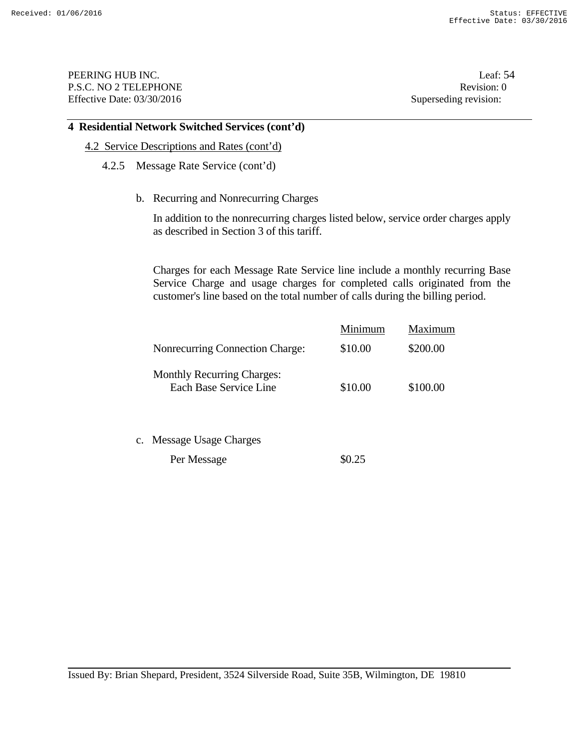## 4 Residential Network Switched Services (cont'd)

### 4.2 Service Descriptions and Rates (cont'd)

#### 4.2.5 Message Rate Service (cont'd)

b. Recurring and Nonrecurring Charges

In addition to the nonrecurring charges listed below, service order charges apply as described in Section 3 of this tariff.

Charges for each Message Rate Service line include a monthly recurring Base Service Charge and usage charges for completed calls originated from the customer's line based on the total number of calls during the billing period.

| | Minimum | Maximum |
|---|---|---|
| Nonrecurring Connection Charge: | $10.00 | $200.00 |
| Monthly Recurring Charges: Each Base Service Line | $10.00 | $100.00 |

c. Message Usage Charges

| | |
|---|---|
| Per Message | $0.25 |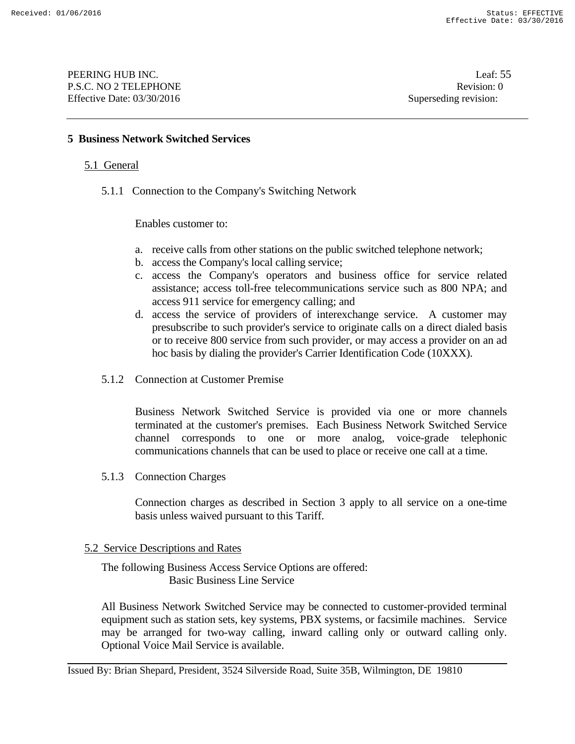## 5 Business Network Switched Services

### 5.1 General

#### 5.1.1 Connection to the Company's Switching Network

Enables customer to:

a. receive calls from other stations on the public switched telephone network;
b. access the Company's local calling service;
c. access the Company's operators and business office for service related assistance; access toll-free telecommunications service such as 800 NPA; and access 911 service for emergency calling; and
d. access the service of providers of interexchange service. A customer may presubscribe to such provider's service to originate calls on a direct dialed basis or to receive 800 service from such provider, or may access a provider on an ad hoc basis by dialing the provider's Carrier Identification Code (10XXX).

#### 5.1.2 Connection at Customer Premise

Business Network Switched Service is provided via one or more channels terminated at the customer's premises. Each Business Network Switched Service channel corresponds to one or more analog, voice-grade telephonic communications channels that can be used to place or receive one call at a time.

#### 5.1.3 Connection Charges

Connection charges as described in Section 3 apply to all service on a one-time basis unless waived pursuant to this Tariff.

### 5.2 Service Descriptions and Rates

The following Business Access Service Options are offered:

Basic Business Line Service

All Business Network Switched Service may be connected to customer-provided terminal equipment such as station sets, key systems, PBX systems, or facsimile machines. Service may be arranged for two-way calling, inward calling only or outward calling only. Optional Voice Mail Service is available.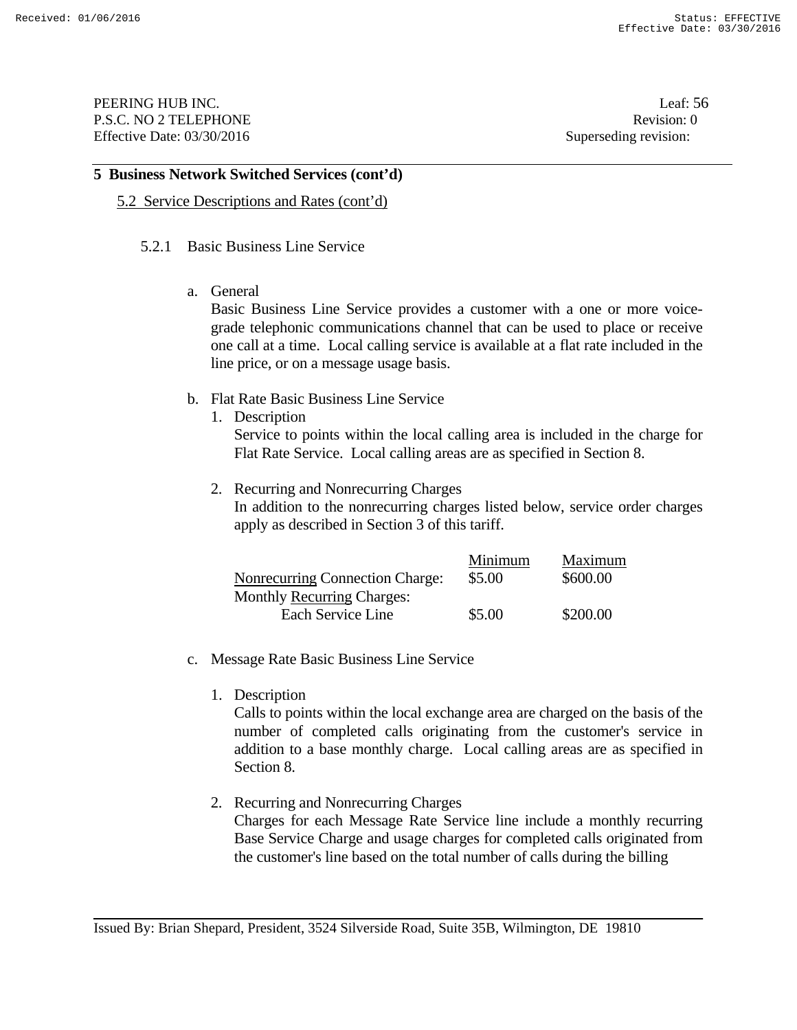**5 Business Network Switched Services (cont'd)**

5.2 Service Descriptions and Rates (cont'd)

5.2.1 Basic Business Line Service

a. General

Basic Business Line Service provides a customer with a one or more voice-grade telephonic communications channel that can be used to place or receive one call at a time. Local calling service is available at a flat rate included in the line price, or on a message usage basis.

b. Flat Rate Basic Business Line Service

1. Description

Service to points within the local calling area is included in the charge for Flat Rate Service. Local calling areas are as specified in Section 8.

2. Recurring and Nonrecurring Charges

In addition to the nonrecurring charges listed below, service order charges apply as described in Section 3 of this tariff.

| | Minimum | Maximum |
|---|---|---|
| Nonrecurring Connection Charge: | $5.00 | $600.00 |
| Monthly Recurring Charges: | | |
| Each Service Line | $5.00 | $200.00 |

c. Message Rate Basic Business Line Service

1. Description

Calls to points within the local exchange area are charged on the basis of the number of completed calls originating from the customer's service in addition to a base monthly charge. Local calling areas are as specified in Section 8.

2. Recurring and Nonrecurring Charges

Charges for each Message Rate Service line include a monthly recurring Base Service Charge and usage charges for completed calls originated from the customer's line based on the total number of calls during the billing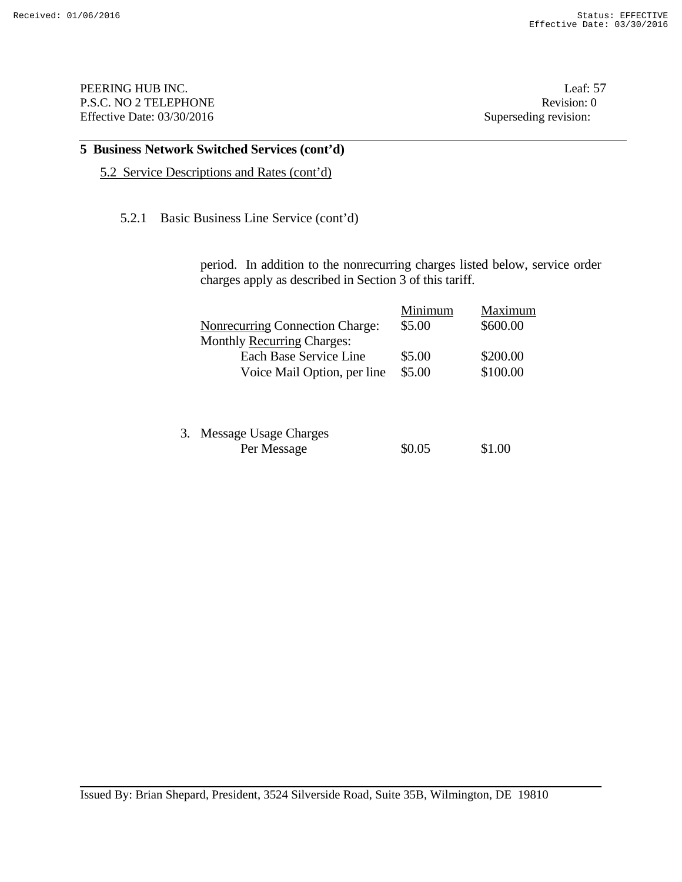PEERING HUB INC. Leaf: 57
P.S.C. NO 2 TELEPHONE Revision: 0
Effective Date: 03/30/2016 Superseding revision:

## 5 Business Network Switched Services (cont'd)

### 5.2 Service Descriptions and Rates (cont'd)

#### 5.2.1 Basic Business Line Service (cont'd)

period. In addition to the nonrecurring charges listed below, service order charges apply as described in Section 3 of this tariff.

| | Minimum | Maximum |
|---|---|---|
| Nonrecurring Connection Charge: | $5.00 | $600.00 |
| Monthly Recurring Charges: | | |
| Each Base Service Line | $5.00 | $200.00 |
| Voice Mail Option, per line | $5.00 | $100.00 |

3. Message Usage Charges

| | Minimum | Maximum |
|---|---|---|
| Per Message | $0.05 | $1.00 |

Issued By: Brian Shepard, President, 3524 Silverside Road, Suite 35B, Wilmington, DE 19810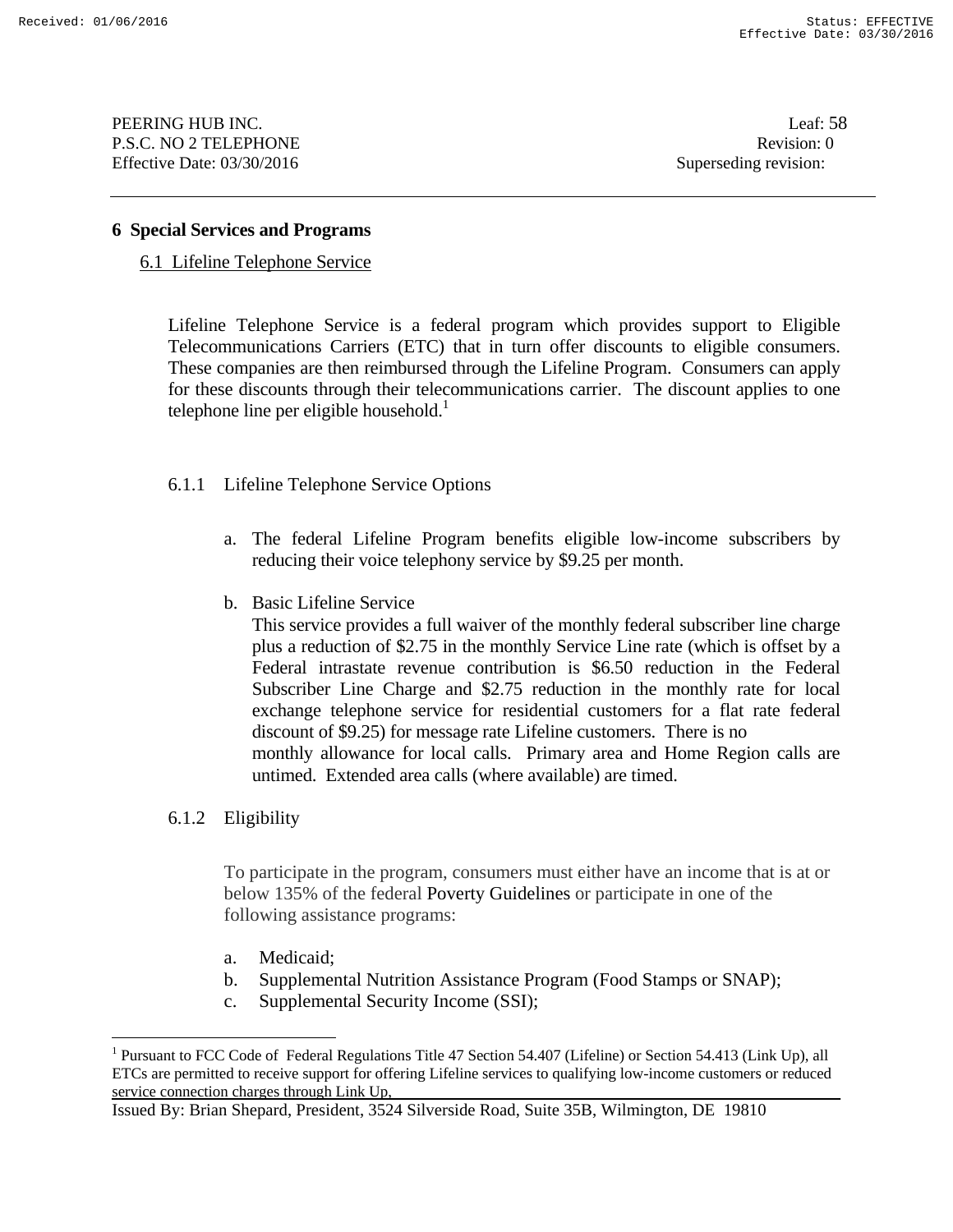## 6 Special Services and Programs

### 6.1 Lifeline Telephone Service

Lifeline Telephone Service is a federal program which provides support to Eligible Telecommunications Carriers (ETC) that in turn offer discounts to eligible consumers. These companies are then reimbursed through the Lifeline Program. Consumers can apply for these discounts through their telecommunications carrier. The discount applies to one telephone line per eligible household.[1]

#### 6.1.1 Lifeline Telephone Service Options

a. The federal Lifeline Program benefits eligible low-income subscribers by reducing their voice telephony service by $9.25 per month.

b. Basic Lifeline Service
   This service provides a full waiver of the monthly federal subscriber line charge plus a reduction of $2.75 in the monthly Service Line rate (which is offset by a Federal intrastate revenue contribution is $6.50 reduction in the Federal Subscriber Line Charge and $2.75 reduction in the monthly rate for local exchange telephone service for residential customers for a flat rate federal discount of $9.25) for message rate Lifeline customers. There is no monthly allowance for local calls. Primary area and Home Region calls are untimed. Extended area calls (where available) are timed.

#### 6.1.2 Eligibility

To participate in the program, consumers must either have an income that is at or below 135% of the federal Poverty Guidelines or participate in one of the following assistance programs:

a. Medicaid;
b. Supplemental Nutrition Assistance Program (Food Stamps or SNAP);
c. Supplemental Security Income (SSI);

---

[1] Pursuant to FCC Code of Federal Regulations Title 47 Section 54.407 (Lifeline) or Section 54.413 (Link Up), all ETCs are permitted to receive support for offering Lifeline services to qualifying low-income customers or reduced service connection charges through Link Up,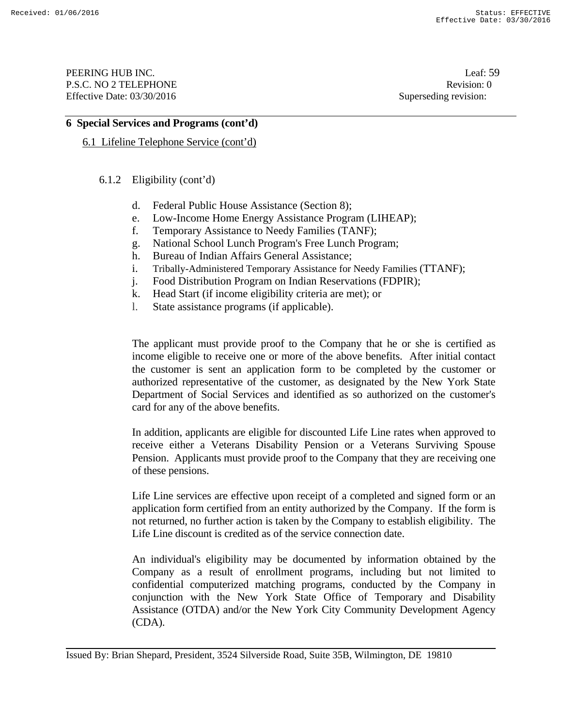## 6 Special Services and Programs (cont'd)

### 6.1 Lifeline Telephone Service (cont'd)

#### 6.1.2 Eligibility (cont'd)

d. Federal Public House Assistance (Section 8);
e. Low-Income Home Energy Assistance Program (LIHEAP);
f. Temporary Assistance to Needy Families (TANF);
g. National School Lunch Program's Free Lunch Program;
h. Bureau of Indian Affairs General Assistance;
i. Tribally-Administered Temporary Assistance for Needy Families (TTANF);
j. Food Distribution Program on Indian Reservations (FDPIR);
k. Head Start (if income eligibility criteria are met); or
l. State assistance programs (if applicable).

The applicant must provide proof to the Company that he or she is certified as income eligible to receive one or more of the above benefits. After initial contact the customer is sent an application form to be completed by the customer or authorized representative of the customer, as designated by the New York State Department of Social Services and identified as so authorized on the customer's card for any of the above benefits.

In addition, applicants are eligible for discounted Life Line rates when approved to receive either a Veterans Disability Pension or a Veterans Surviving Spouse Pension. Applicants must provide proof to the Company that they are receiving one of these pensions.

Life Line services are effective upon receipt of a completed and signed form or an application form certified from an entity authorized by the Company. If the form is not returned, no further action is taken by the Company to establish eligibility. The Life Line discount is credited as of the service connection date.

An individual's eligibility may be documented by information obtained by the Company as a result of enrollment programs, including but not limited to confidential computerized matching programs, conducted by the Company in conjunction with the New York State Office of Temporary and Disability Assistance (OTDA) and/or the New York City Community Development Agency (CDA).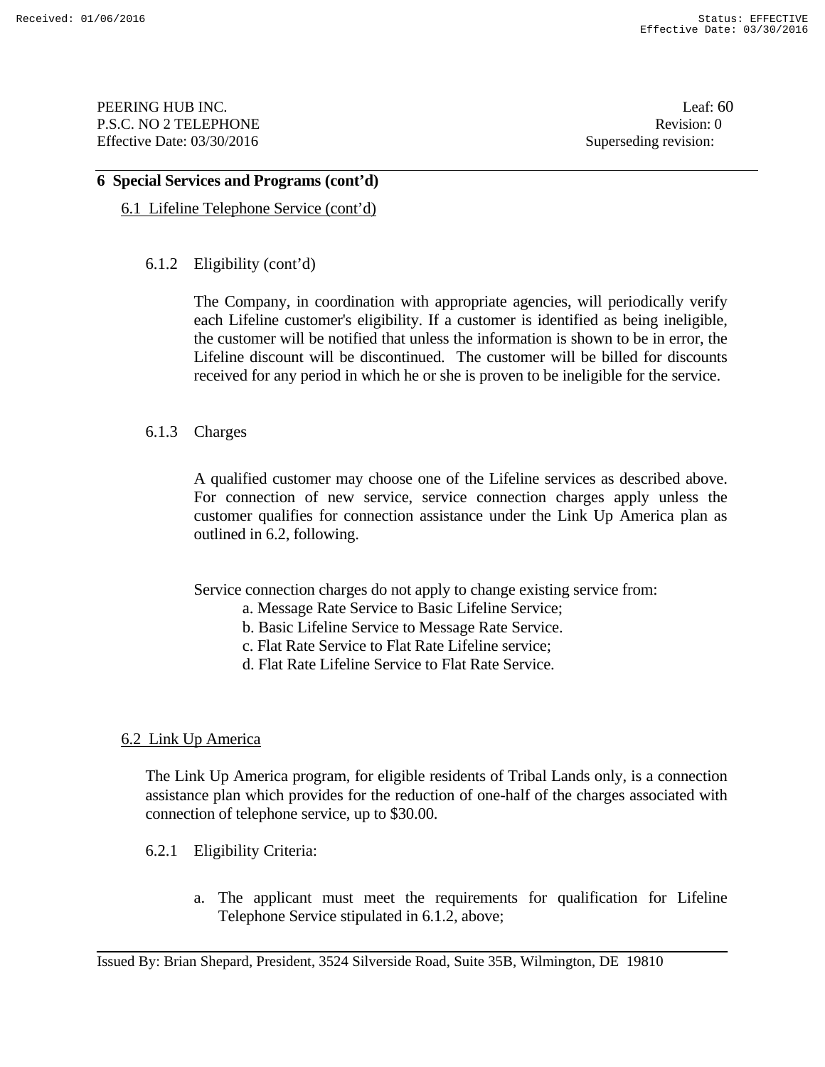## 6 Special Services and Programs (cont'd)

### 6.1 Lifeline Telephone Service (cont'd)

#### 6.1.2 Eligibility (cont'd)

The Company, in coordination with appropriate agencies, will periodically verify each Lifeline customer's eligibility. If a customer is identified as being ineligible, the customer will be notified that unless the information is shown to be in error, the Lifeline discount will be discontinued. The customer will be billed for discounts received for any period in which he or she is proven to be ineligible for the service.

#### 6.1.3 Charges

A qualified customer may choose one of the Lifeline services as described above. For connection of new service, service connection charges apply unless the customer qualifies for connection assistance under the Link Up America plan as outlined in 6.2, following.

Service connection charges do not apply to change existing service from:

a. Message Rate Service to Basic Lifeline Service;
b. Basic Lifeline Service to Message Rate Service.
c. Flat Rate Service to Flat Rate Lifeline service;
d. Flat Rate Lifeline Service to Flat Rate Service.

### 6.2 Link Up America

The Link Up America program, for eligible residents of Tribal Lands only, is a connection assistance plan which provides for the reduction of one-half of the charges associated with connection of telephone service, up to $30.00.

#### 6.2.1 Eligibility Criteria:

a. The applicant must meet the requirements for qualification for Lifeline Telephone Service stipulated in 6.1.2, above;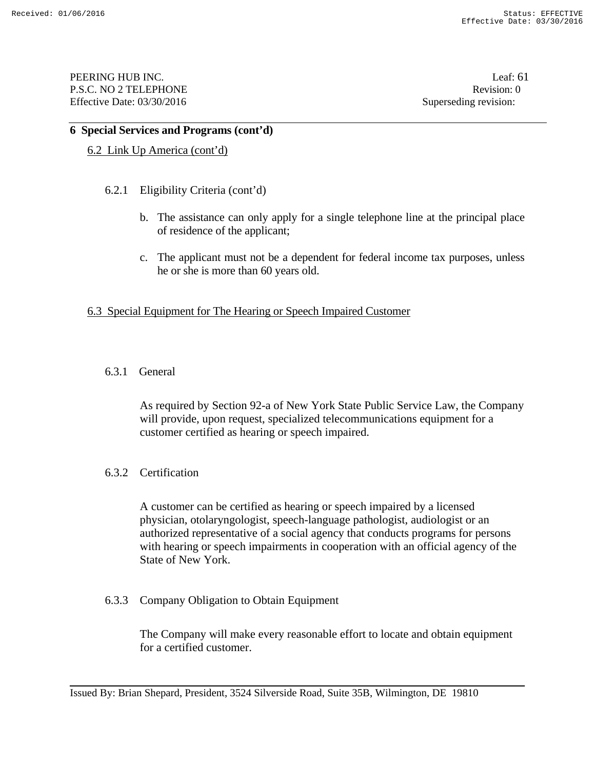## 6 Special Services and Programs (cont'd)

6.2 Link Up America (cont'd)

6.2.1 Eligibility Criteria (cont'd)

b. The assistance can only apply for a single telephone line at the principal place of residence of the applicant;

c. The applicant must not be a dependent for federal income tax purposes, unless he or she is more than 60 years old.

### 6.3 Special Equipment for The Hearing or Speech Impaired Customer

6.3.1 General

As required by Section 92-a of New York State Public Service Law, the Company will provide, upon request, specialized telecommunications equipment for a customer certified as hearing or speech impaired.

6.3.2 Certification

A customer can be certified as hearing or speech impaired by a licensed physician, otolaryngologist, speech-language pathologist, audiologist or an authorized representative of a social agency that conducts programs for persons with hearing or speech impairments in cooperation with an official agency of the State of New York.

6.3.3 Company Obligation to Obtain Equipment

The Company will make every reasonable effort to locate and obtain equipment for a certified customer.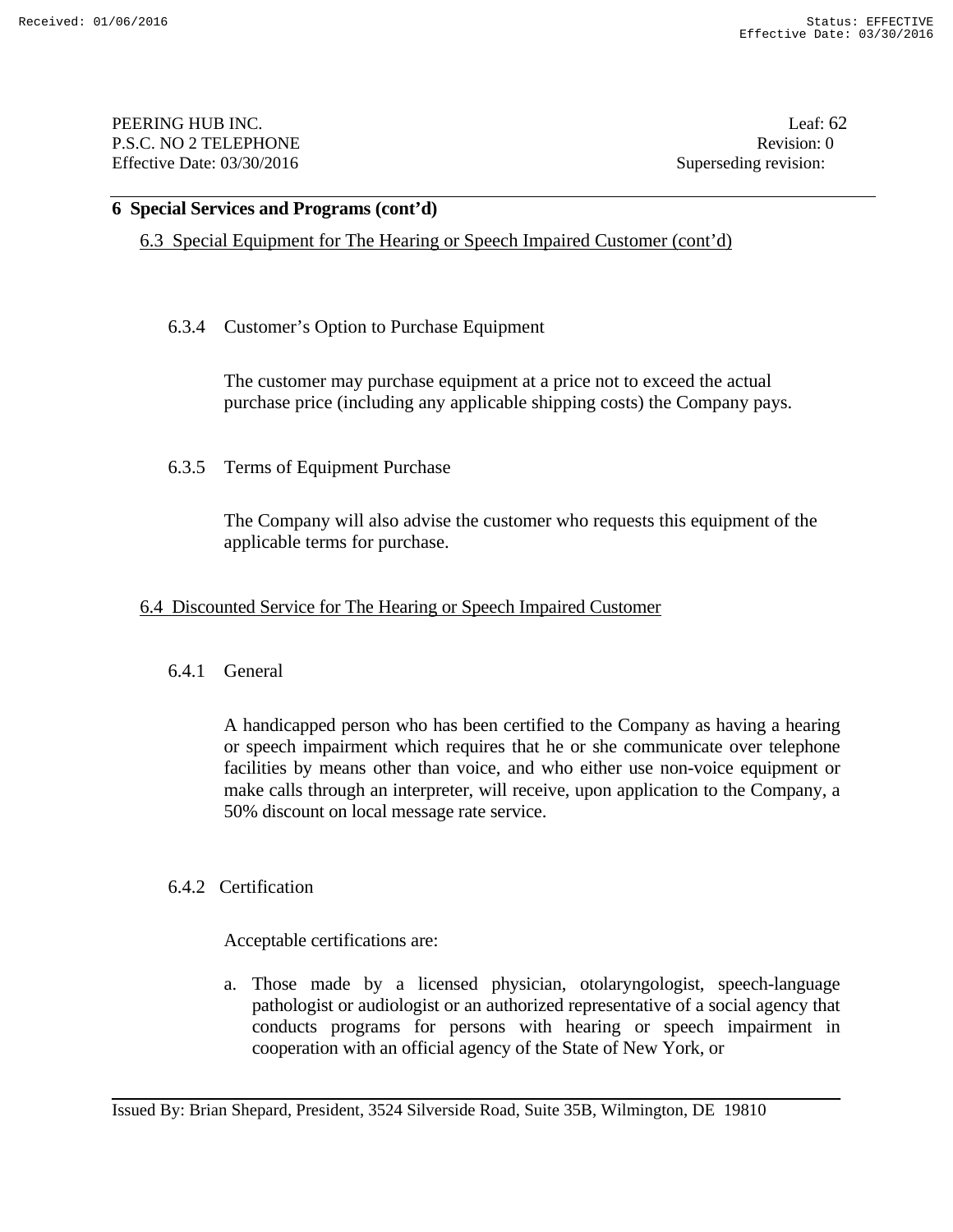## 6 Special Services and Programs (cont'd)

6.3 Special Equipment for The Hearing or Speech Impaired Customer (cont'd)

6.3.4 Customer's Option to Purchase Equipment

The customer may purchase equipment at a price not to exceed the actual purchase price (including any applicable shipping costs) the Company pays.

6.3.5 Terms of Equipment Purchase

The Company will also advise the customer who requests this equipment of the applicable terms for purchase.

6.4 Discounted Service for The Hearing or Speech Impaired Customer

6.4.1 General

A handicapped person who has been certified to the Company as having a hearing or speech impairment which requires that he or she communicate over telephone facilities by means other than voice, and who either use non-voice equipment or make calls through an interpreter, will receive, upon application to the Company, a 50% discount on local message rate service.

6.4.2 Certification

Acceptable certifications are:

a. Those made by a licensed physician, otolaryngologist, speech-language pathologist or audiologist or an authorized representative of a social agency that conducts programs for persons with hearing or speech impairment in cooperation with an official agency of the State of New York, or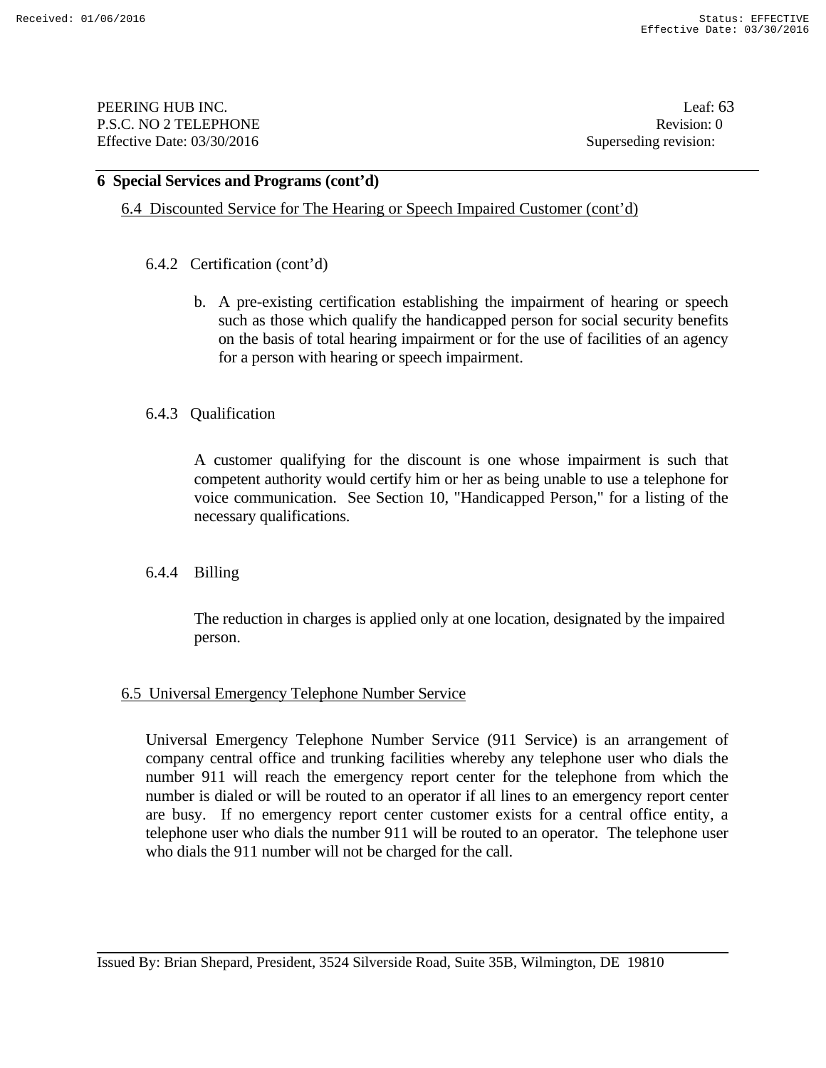## 6 Special Services and Programs (cont'd)

### 6.4 Discounted Service for The Hearing or Speech Impaired Customer (cont'd)

#### 6.4.2 Certification (cont'd)

b. A pre-existing certification establishing the impairment of hearing or speech such as those which qualify the handicapped person for social security benefits on the basis of total hearing impairment or for the use of facilities of an agency for a person with hearing or speech impairment.

#### 6.4.3 Qualification

A customer qualifying for the discount is one whose impairment is such that competent authority would certify him or her as being unable to use a telephone for voice communication. See Section 10, "Handicapped Person," for a listing of the necessary qualifications.

#### 6.4.4 Billing

The reduction in charges is applied only at one location, designated by the impaired person.

### 6.5 Universal Emergency Telephone Number Service

Universal Emergency Telephone Number Service (911 Service) is an arrangement of company central office and trunking facilities whereby any telephone user who dials the number 911 will reach the emergency report center for the telephone from which the number is dialed or will be routed to an operator if all lines to an emergency report center are busy. If no emergency report center customer exists for a central office entity, a telephone user who dials the number 911 will be routed to an operator. The telephone user who dials the 911 number will not be charged for the call.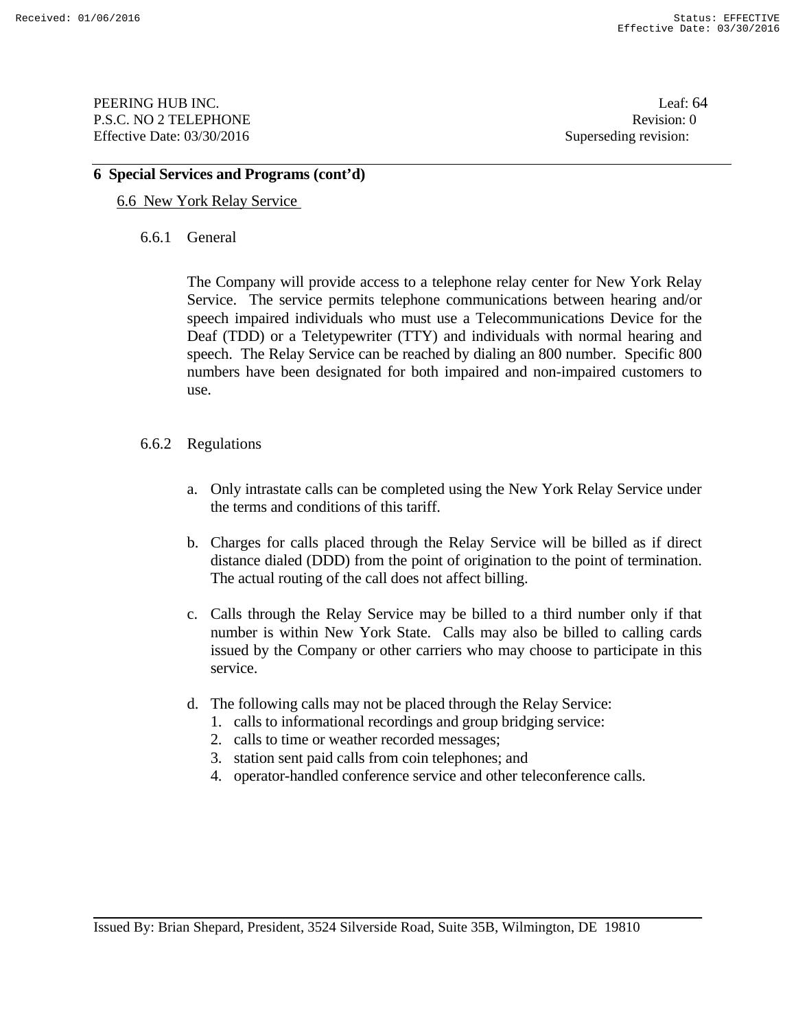## 6 Special Services and Programs (cont'd)

### 6.6 New York Relay Service

#### 6.6.1 General

The Company will provide access to a telephone relay center for New York Relay Service. The service permits telephone communications between hearing and/or speech impaired individuals who must use a Telecommunications Device for the Deaf (TDD) or a Teletypewriter (TTY) and individuals with normal hearing and speech. The Relay Service can be reached by dialing an 800 number. Specific 800 numbers have been designated for both impaired and non-impaired customers to use.

#### 6.6.2 Regulations

a. Only intrastate calls can be completed using the New York Relay Service under the terms and conditions of this tariff.

b. Charges for calls placed through the Relay Service will be billed as if direct distance dialed (DDD) from the point of origination to the point of termination. The actual routing of the call does not affect billing.

c. Calls through the Relay Service may be billed to a third number only if that number is within New York State. Calls may also be billed to calling cards issued by the Company or other carriers who may choose to participate in this service.

d. The following calls may not be placed through the Relay Service:
   1. calls to informational recordings and group bridging service:
   2. calls to time or weather recorded messages;
   3. station sent paid calls from coin telephones; and
   4. operator-handled conference service and other teleconference calls.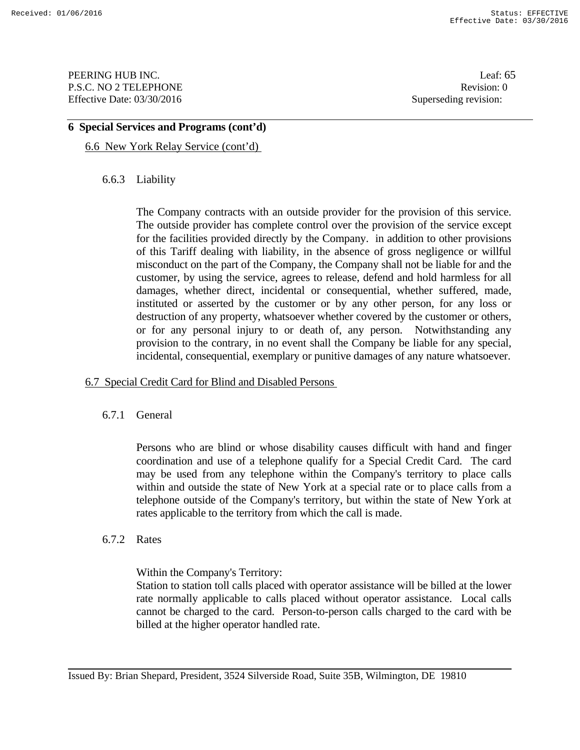## 6 Special Services and Programs (cont'd)

6.6 New York Relay Service (cont'd)

### 6.6.3 Liability

The Company contracts with an outside provider for the provision of this service. The outside provider has complete control over the provision of the service except for the facilities provided directly by the Company. in addition to other provisions of this Tariff dealing with liability, in the absence of gross negligence or willful misconduct on the part of the Company, the Company shall not be liable for and the customer, by using the service, agrees to release, defend and hold harmless for all damages, whether direct, incidental or consequential, whether suffered, made, instituted or asserted by the customer or by any other person, for any loss or destruction of any property, whatsoever whether covered by the customer or others, or for any personal injury to or death of, any person. Notwithstanding any provision to the contrary, in no event shall the Company be liable for any special, incidental, consequential, exemplary or punitive damages of any nature whatsoever.

6.7 Special Credit Card for Blind and Disabled Persons

### 6.7.1 General

Persons who are blind or whose disability causes difficult with hand and finger coordination and use of a telephone qualify for a Special Credit Card. The card may be used from any telephone within the Company's territory to place calls within and outside the state of New York at a special rate or to place calls from a telephone outside of the Company's territory, but within the state of New York at rates applicable to the territory from which the call is made.

### 6.7.2 Rates

Within the Company's Territory:
Station to station toll calls placed with operator assistance will be billed at the lower rate normally applicable to calls placed without operator assistance. Local calls cannot be charged to the card. Person-to-person calls charged to the card with be billed at the higher operator handled rate.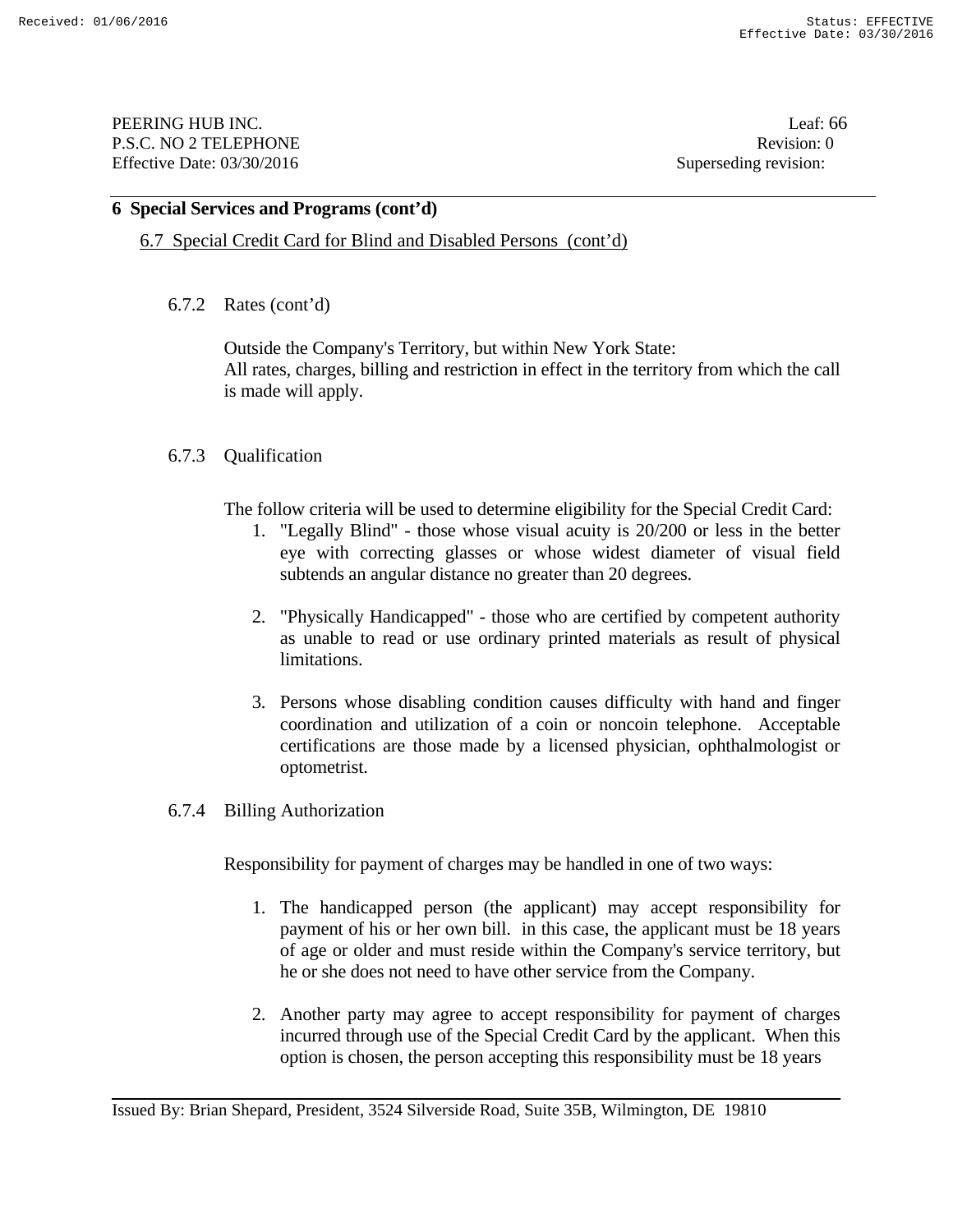## 6 Special Services and Programs (cont'd)

6.7 Special Credit Card for Blind and Disabled Persons (cont'd)

6.7.2 Rates (cont'd)

Outside the Company's Territory, but within New York State:
All rates, charges, billing and restriction in effect in the territory from which the call is made will apply.

6.7.3 Qualification

The follow criteria will be used to determine eligibility for the Special Credit Card:

1. "Legally Blind" - those whose visual acuity is 20/200 or less in the better eye with correcting glasses or whose widest diameter of visual field subtends an angular distance no greater than 20 degrees.

2. "Physically Handicapped" - those who are certified by competent authority as unable to read or use ordinary printed materials as result of physical limitations.

3. Persons whose disabling condition causes difficulty with hand and finger coordination and utilization of a coin or noncoin telephone. Acceptable certifications are those made by a licensed physician, ophthalmologist or optometrist.

6.7.4 Billing Authorization

Responsibility for payment of charges may be handled in one of two ways:

1. The handicapped person (the applicant) may accept responsibility for payment of his or her own bill. in this case, the applicant must be 18 years of age or older and must reside within the Company's service territory, but he or she does not need to have other service from the Company.

2. Another party may agree to accept responsibility for payment of charges incurred through use of the Special Credit Card by the applicant. When this option is chosen, the person accepting this responsibility must be 18 years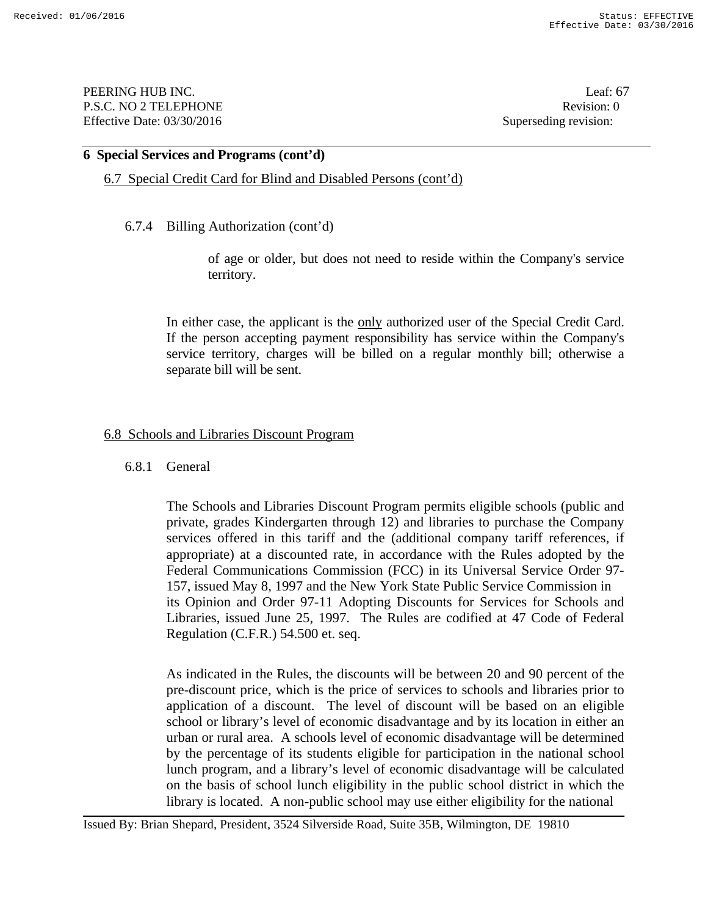## 6 Special Services and Programs (cont'd)

6.7 Special Credit Card for Blind and Disabled Persons (cont'd)

6.7.4 Billing Authorization (cont'd)

of age or older, but does not need to reside within the Company's service territory.

In either case, the applicant is the only authorized user of the Special Credit Card. If the person accepting payment responsibility has service within the Company's service territory, charges will be billed on a regular monthly bill; otherwise a separate bill will be sent.

6.8 Schools and Libraries Discount Program

6.8.1 General

The Schools and Libraries Discount Program permits eligible schools (public and private, grades Kindergarten through 12) and libraries to purchase the Company services offered in this tariff and the (additional company tariff references, if appropriate) at a discounted rate, in accordance with the Rules adopted by the Federal Communications Commission (FCC) in its Universal Service Order 97-157, issued May 8, 1997 and the New York State Public Service Commission in its Opinion and Order 97-11 Adopting Discounts for Services for Schools and Libraries, issued June 25, 1997. The Rules are codified at 47 Code of Federal Regulation (C.F.R.) 54.500 et. seq.

As indicated in the Rules, the discounts will be between 20 and 90 percent of the pre-discount price, which is the price of services to schools and libraries prior to application of a discount. The level of discount will be based on an eligible school or library's level of economic disadvantage and by its location in either an urban or rural area. A schools level of economic disadvantage will be determined by the percentage of its students eligible for participation in the national school lunch program, and a library's level of economic disadvantage will be calculated on the basis of school lunch eligibility in the public school district in which the library is located. A non-public school may use either eligibility for the national

Issued By: Brian Shepard, President, 3524 Silverside Road, Suite 35B, Wilmington, DE 19810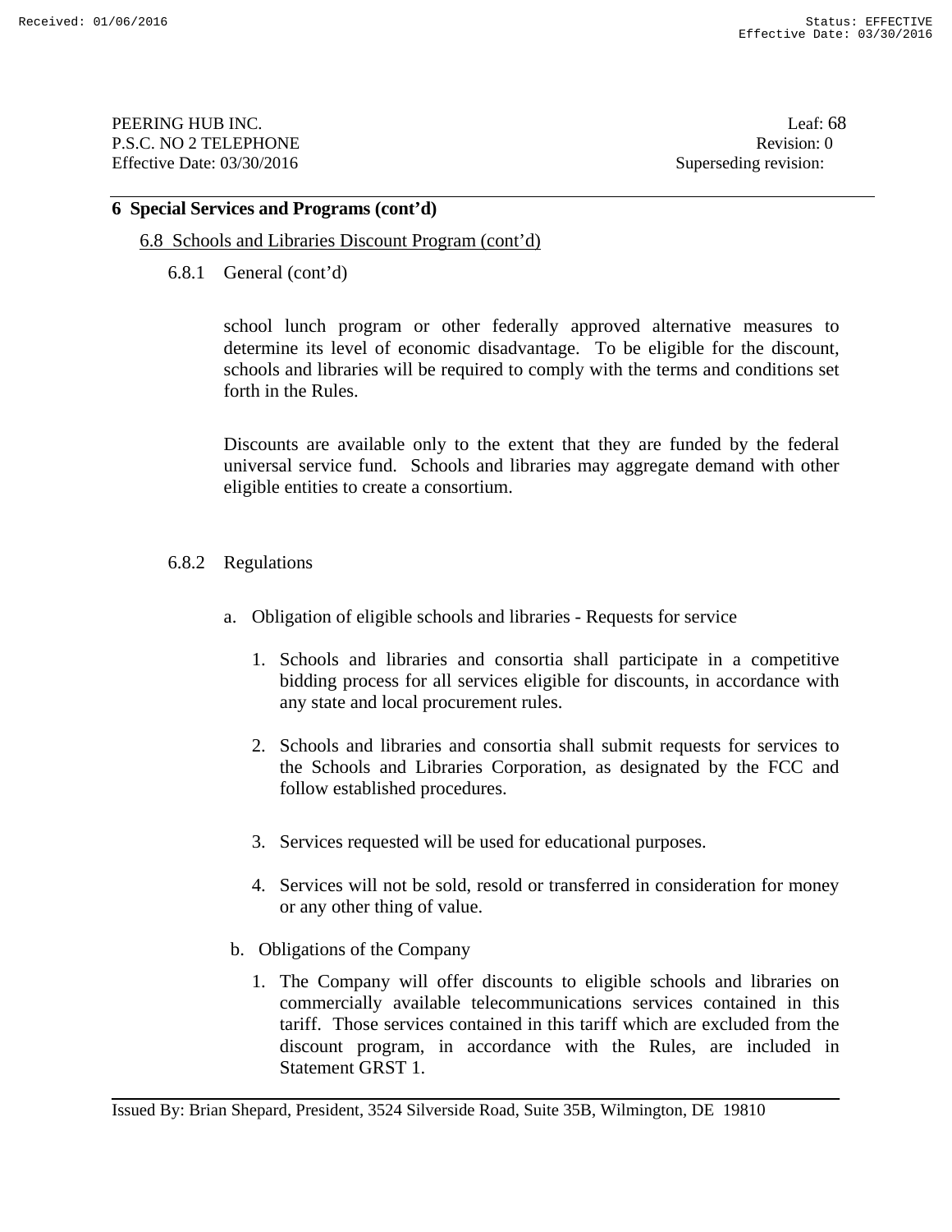## 6 Special Services and Programs (cont'd)

### 6.8 Schools and Libraries Discount Program (cont'd)

#### 6.8.1 General (cont'd)

school lunch program or other federally approved alternative measures to determine its level of economic disadvantage. To be eligible for the discount, schools and libraries will be required to comply with the terms and conditions set forth in the Rules.

Discounts are available only to the extent that they are funded by the federal universal service fund. Schools and libraries may aggregate demand with other eligible entities to create a consortium.

#### 6.8.2 Regulations

a. Obligation of eligible schools and libraries - Requests for service

1. Schools and libraries and consortia shall participate in a competitive bidding process for all services eligible for discounts, in accordance with any state and local procurement rules.
2. Schools and libraries and consortia shall submit requests for services to the Schools and Libraries Corporation, as designated by the FCC and follow established procedures.
3. Services requested will be used for educational purposes.
4. Services will not be sold, resold or transferred in consideration for money or any other thing of value.

b. Obligations of the Company

1. The Company will offer discounts to eligible schools and libraries on commercially available telecommunications services contained in this tariff. Those services contained in this tariff which are excluded from the discount program, in accordance with the Rules, are included in Statement GRST 1.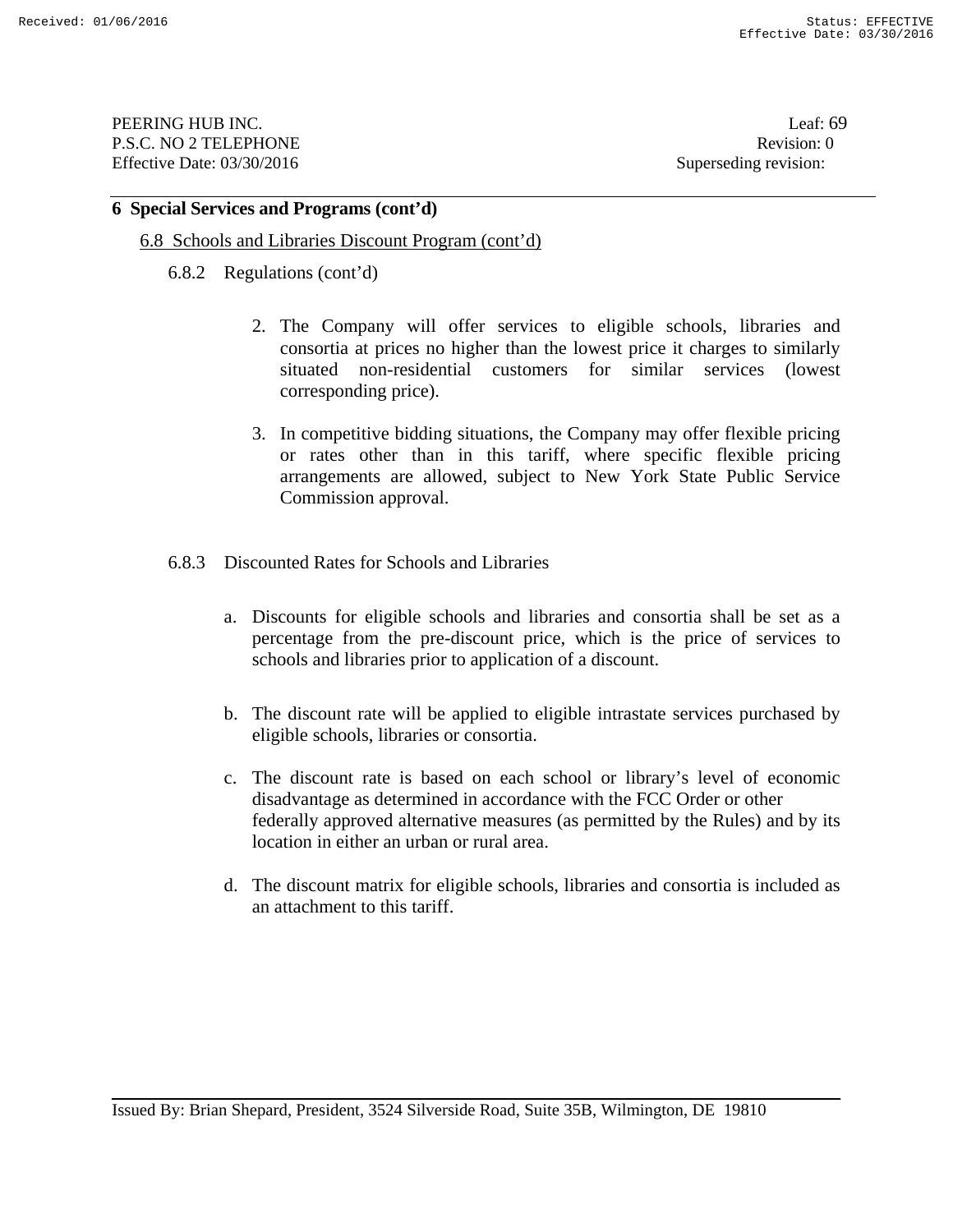## 6 Special Services and Programs (cont'd)

### 6.8 Schools and Libraries Discount Program (cont'd)

#### 6.8.2 Regulations (cont'd)

2. The Company will offer services to eligible schools, libraries and consortia at prices no higher than the lowest price it charges to similarly situated non-residential customers for similar services (lowest corresponding price).

3. In competitive bidding situations, the Company may offer flexible pricing or rates other than in this tariff, where specific flexible pricing arrangements are allowed, subject to New York State Public Service Commission approval.

#### 6.8.3 Discounted Rates for Schools and Libraries

a. Discounts for eligible schools and libraries and consortia shall be set as a percentage from the pre-discount price, which is the price of services to schools and libraries prior to application of a discount.

b. The discount rate will be applied to eligible intrastate services purchased by eligible schools, libraries or consortia.

c. The discount rate is based on each school or library's level of economic disadvantage as determined in accordance with the FCC Order or other federally approved alternative measures (as permitted by the Rules) and by its location in either an urban or rural area.

d. The discount matrix for eligible schools, libraries and consortia is included as an attachment to this tariff.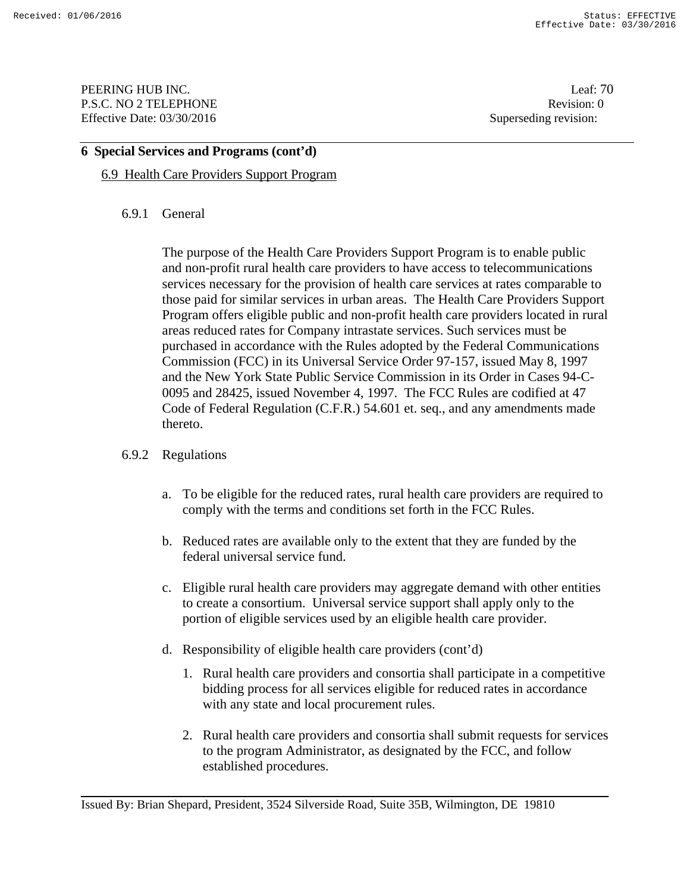## 6 Special Services and Programs (cont'd)

### 6.9 Health Care Providers Support Program

#### 6.9.1 General

The purpose of the Health Care Providers Support Program is to enable public and non-profit rural health care providers to have access to telecommunications services necessary for the provision of health care services at rates comparable to those paid for similar services in urban areas. The Health Care Providers Support Program offers eligible public and non-profit health care providers located in rural areas reduced rates for Company intrastate services. Such services must be purchased in accordance with the Rules adopted by the Federal Communications Commission (FCC) in its Universal Service Order 97-157, issued May 8, 1997 and the New York State Public Service Commission in its Order in Cases 94-C-0095 and 28425, issued November 4, 1997. The FCC Rules are codified at 47 Code of Federal Regulation (C.F.R.) 54.601 et. seq., and any amendments made thereto.

#### 6.9.2 Regulations

a. To be eligible for the reduced rates, rural health care providers are required to comply with the terms and conditions set forth in the FCC Rules.

b. Reduced rates are available only to the extent that they are funded by the federal universal service fund.

c. Eligible rural health care providers may aggregate demand with other entities to create a consortium. Universal service support shall apply only to the portion of eligible services used by an eligible health care provider.

d. Responsibility of eligible health care providers (cont'd)

   1. Rural health care providers and consortia shall participate in a competitive bidding process for all services eligible for reduced rates in accordance with any state and local procurement rules.

   2. Rural health care providers and consortia shall submit requests for services to the program Administrator, as designated by the FCC, and follow established procedures.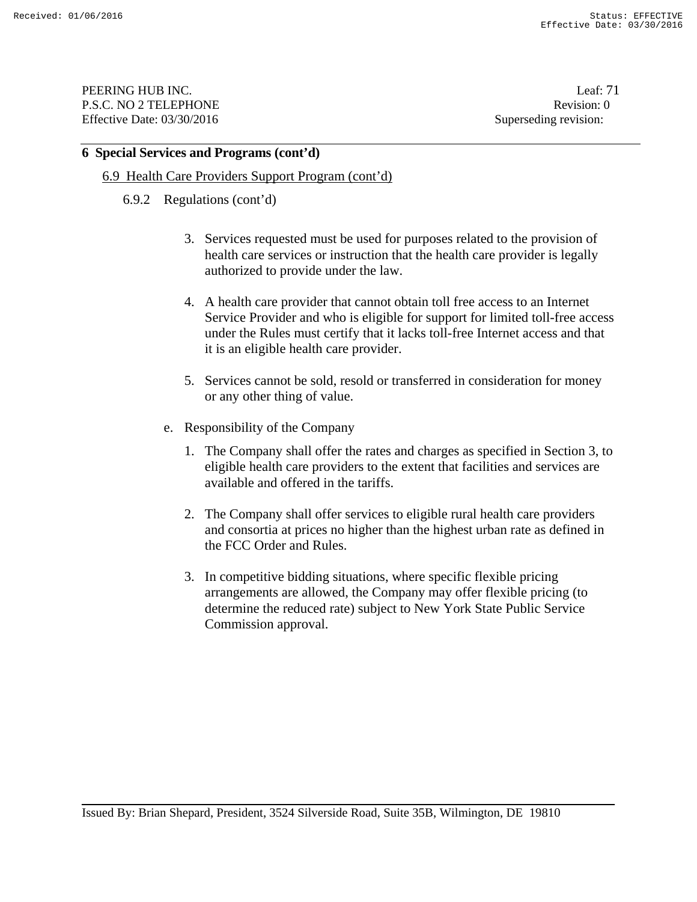## 6 Special Services and Programs (cont'd)

### 6.9 Health Care Providers Support Program (cont'd)

#### 6.9.2 Regulations (cont'd)

3. Services requested must be used for purposes related to the provision of health care services or instruction that the health care provider is legally authorized to provide under the law.

4. A health care provider that cannot obtain toll free access to an Internet Service Provider and who is eligible for support for limited toll-free access under the Rules must certify that it lacks toll-free Internet access and that it is an eligible health care provider.

5. Services cannot be sold, resold or transferred in consideration for money or any other thing of value.

e. Responsibility of the Company

1. The Company shall offer the rates and charges as specified in Section 3, to eligible health care providers to the extent that facilities and services are available and offered in the tariffs.

2. The Company shall offer services to eligible rural health care providers and consortia at prices no higher than the highest urban rate as defined in the FCC Order and Rules.

3. In competitive bidding situations, where specific flexible pricing arrangements are allowed, the Company may offer flexible pricing (to determine the reduced rate) subject to New York State Public Service Commission approval.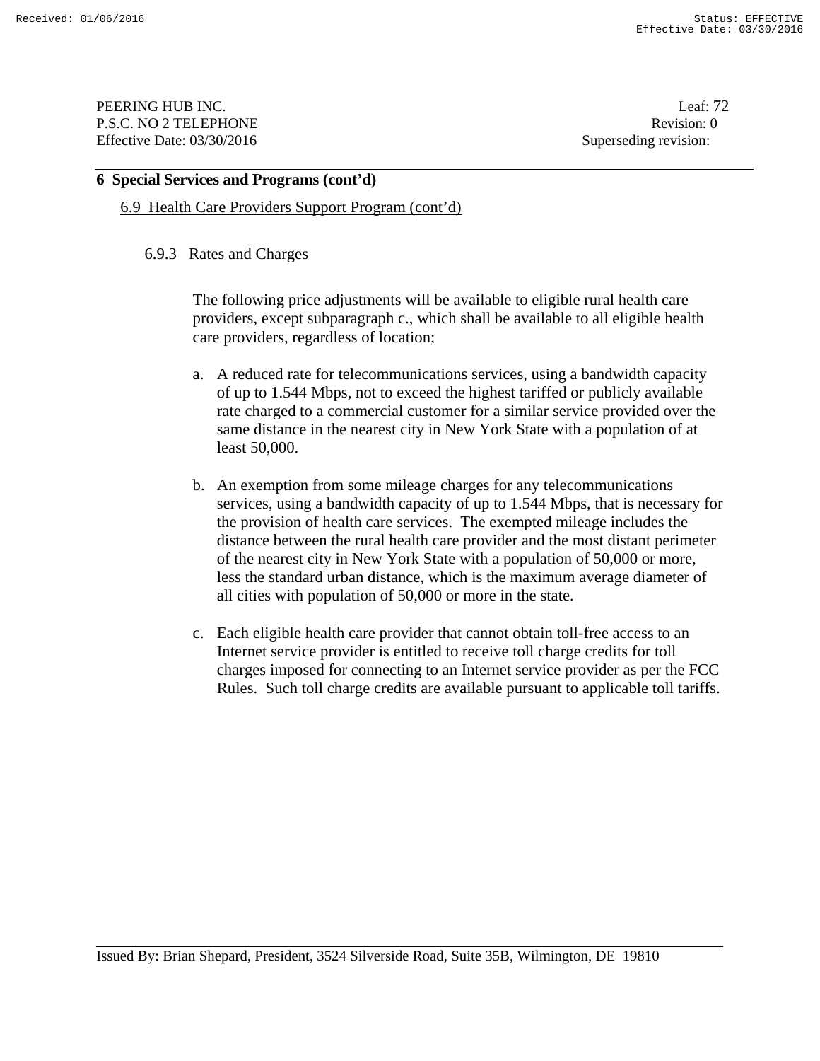## 6 Special Services and Programs (cont'd)

### 6.9 Health Care Providers Support Program (cont'd)

#### 6.9.3 Rates and Charges

The following price adjustments will be available to eligible rural health care providers, except subparagraph c., which shall be available to all eligible health care providers, regardless of location;

a. A reduced rate for telecommunications services, using a bandwidth capacity of up to 1.544 Mbps, not to exceed the highest tariffed or publicly available rate charged to a commercial customer for a similar service provided over the same distance in the nearest city in New York State with a population of at least 50,000.

b. An exemption from some mileage charges for any telecommunications services, using a bandwidth capacity of up to 1.544 Mbps, that is necessary for the provision of health care services. The exempted mileage includes the distance between the rural health care provider and the most distant perimeter of the nearest city in New York State with a population of 50,000 or more, less the standard urban distance, which is the maximum average diameter of all cities with population of 50,000 or more in the state.

c. Each eligible health care provider that cannot obtain toll-free access to an Internet service provider is entitled to receive toll charge credits for toll charges imposed for connecting to an Internet service provider as per the FCC Rules. Such toll charge credits are available pursuant to applicable toll tariffs.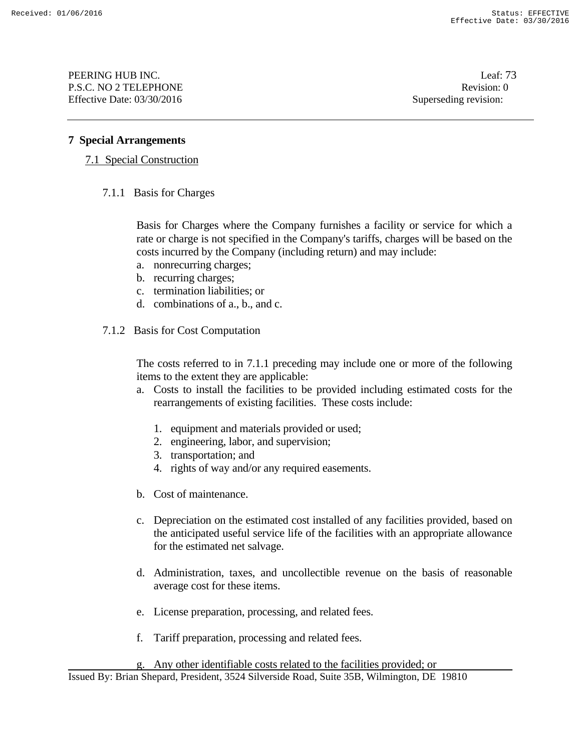# 7 Special Arrangements

## 7.1 Special Construction

### 7.1.1 Basis for Charges

Basis for Charges where the Company furnishes a facility or service for which a rate or charge is not specified in the Company's tariffs, charges will be based on the costs incurred by the Company (including return) and may include:

a. nonrecurring charges;
b. recurring charges;
c. termination liabilities; or
d. combinations of a., b., and c.

### 7.1.2 Basis for Cost Computation

The costs referred to in 7.1.1 preceding may include one or more of the following items to the extent they are applicable:

a. Costs to install the facilities to be provided including estimated costs for the rearrangements of existing facilities. These costs include:

   1. equipment and materials provided or used;
   2. engineering, labor, and supervision;
   3. transportation; and
   4. rights of way and/or any required easements.

b. Cost of maintenance.

c. Depreciation on the estimated cost installed of any facilities provided, based on the anticipated useful service life of the facilities with an appropriate allowance for the estimated net salvage.

d. Administration, taxes, and uncollectible revenue on the basis of reasonable average cost for these items.

e. License preparation, processing, and related fees.

f. Tariff preparation, processing and related fees.

g. Any other identifiable costs related to the facilities provided; or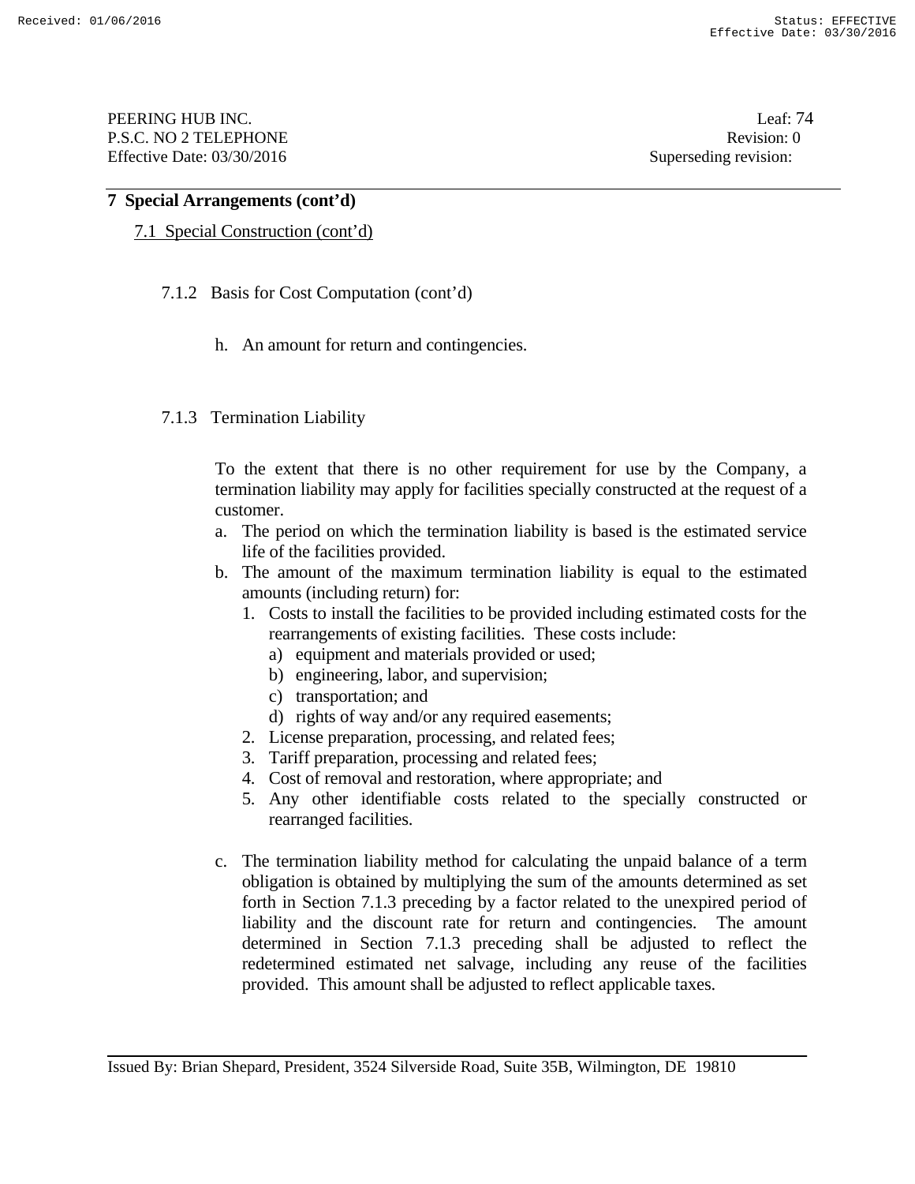## 7 Special Arrangements (cont'd)

### 7.1 Special Construction (cont'd)

#### 7.1.2 Basis for Cost Computation (cont'd)

h. An amount for return and contingencies.

#### 7.1.3 Termination Liability

To the extent that there is no other requirement for use by the Company, a termination liability may apply for facilities specially constructed at the request of a customer.

a. The period on which the termination liability is based is the estimated service life of the facilities provided.
b. The amount of the maximum termination liability is equal to the estimated amounts (including return) for:
   1. Costs to install the facilities to be provided including estimated costs for the rearrangements of existing facilities. These costs include:
      a) equipment and materials provided or used;
      b) engineering, labor, and supervision;
      c) transportation; and
      d) rights of way and/or any required easements;
   2. License preparation, processing, and related fees;
   3. Tariff preparation, processing and related fees;
   4. Cost of removal and restoration, where appropriate; and
   5. Any other identifiable costs related to the specially constructed or rearranged facilities.

c. The termination liability method for calculating the unpaid balance of a term obligation is obtained by multiplying the sum of the amounts determined as set forth in Section 7.1.3 preceding by a factor related to the unexpired period of liability and the discount rate for return and contingencies. The amount determined in Section 7.1.3 preceding shall be adjusted to reflect the redetermined estimated net salvage, including any reuse of the facilities provided. This amount shall be adjusted to reflect applicable taxes.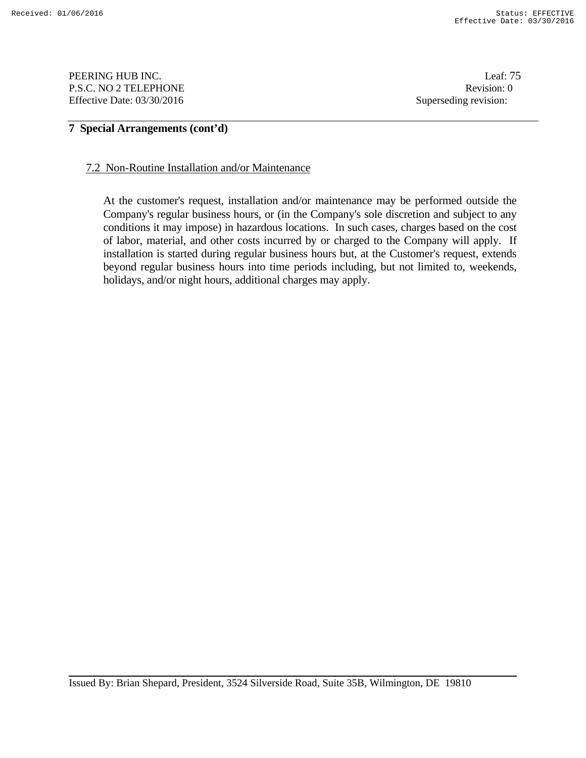## 7 Special Arrangements (cont'd)

### 7.2 Non-Routine Installation and/or Maintenance

At the customer's request, installation and/or maintenance may be performed outside the Company's regular business hours, or (in the Company's sole discretion and subject to any conditions it may impose) in hazardous locations. In such cases, charges based on the cost of labor, material, and other costs incurred by or charged to the Company will apply. If installation is started during regular business hours but, at the Customer's request, extends beyond regular business hours into time periods including, but not limited to, weekends, holidays, and/or night hours, additional charges may apply.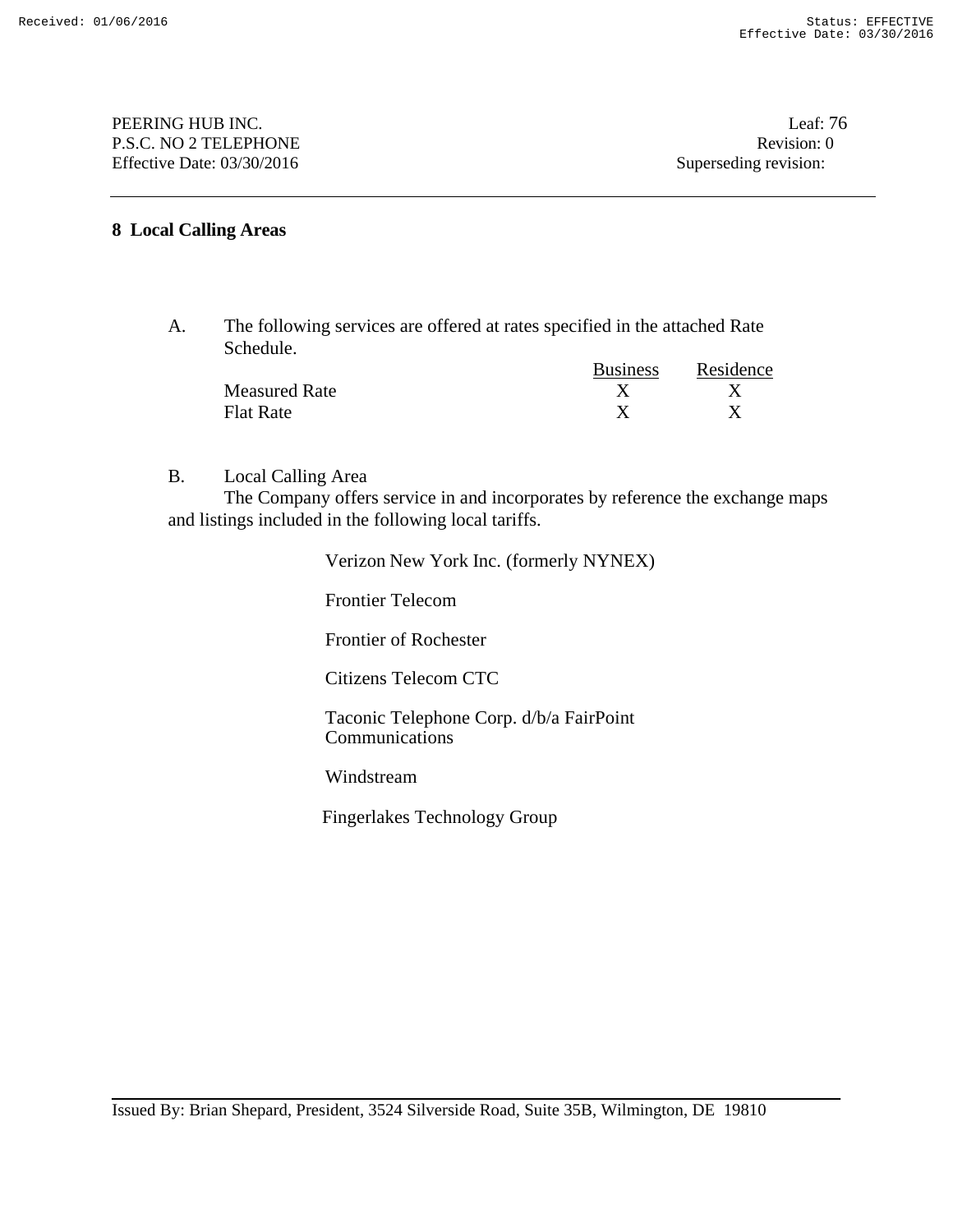PEERING HUB INC. Leaf: 76
P.S.C. NO 2 TELEPHONE Revision: 0
Effective Date: 03/30/2016 Superseding revision:

## 8 Local Calling Areas

A. The following services are offered at rates specified in the attached Rate Schedule.

| | Business | Residence |
|---|---|---|
| Measured Rate | X | X |
| Flat Rate | X | X |

B. Local Calling Area

The Company offers service in and incorporates by reference the exchange maps and listings included in the following local tariffs.

Verizon New York Inc. (formerly NYNEX)

Frontier Telecom

Frontier of Rochester

Citizens Telecom CTC

Taconic Telephone Corp. d/b/a FairPoint Communications

Windstream

Fingerlakes Technology Group

Issued By: Brian Shepard, President, 3524 Silverside Road, Suite 35B, Wilmington, DE 19810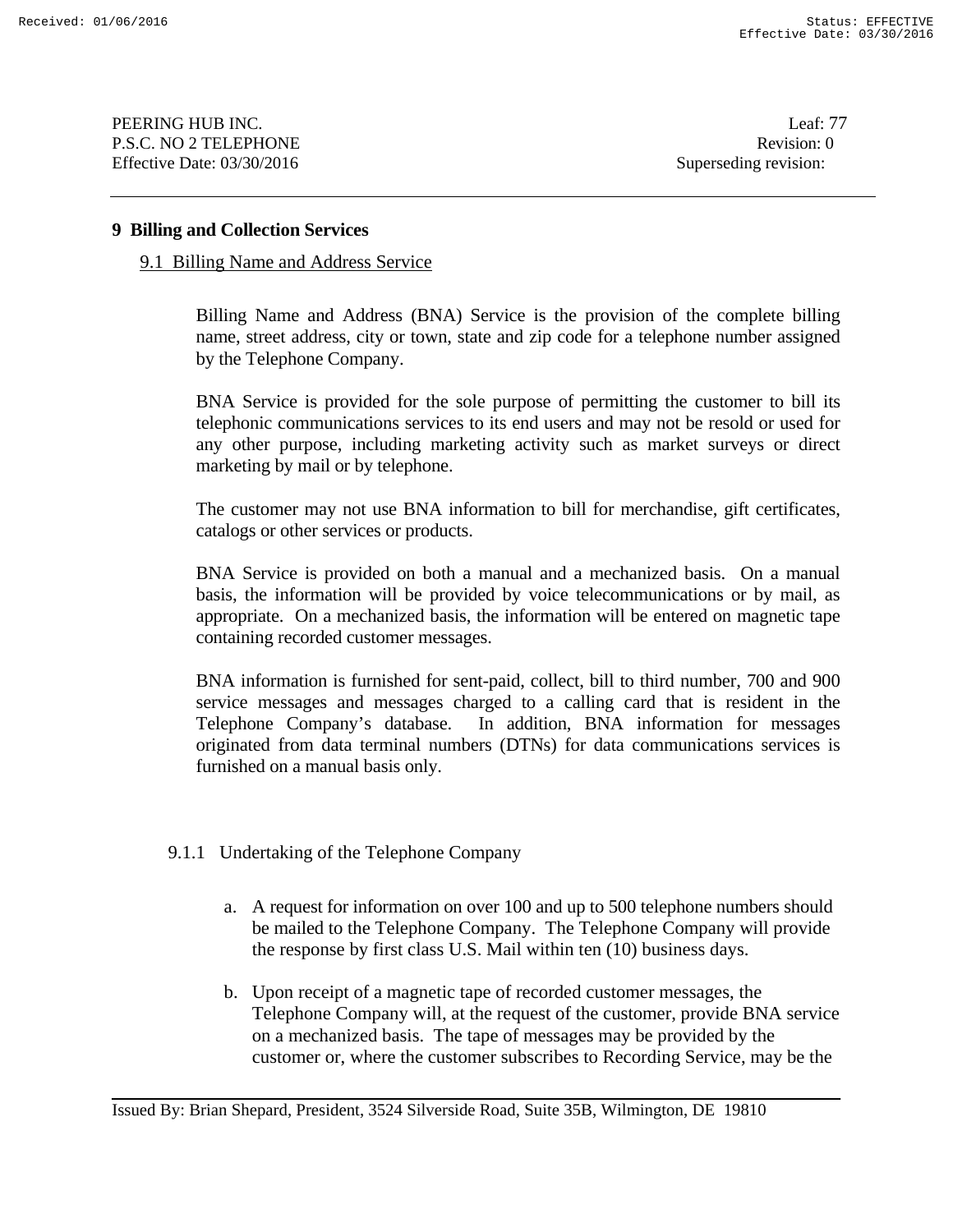## 9 Billing and Collection Services

### 9.1 Billing Name and Address Service

Billing Name and Address (BNA) Service is the provision of the complete billing name, street address, city or town, state and zip code for a telephone number assigned by the Telephone Company.

BNA Service is provided for the sole purpose of permitting the customer to bill its telephonic communications services to its end users and may not be resold or used for any other purpose, including marketing activity such as market surveys or direct marketing by mail or by telephone.

The customer may not use BNA information to bill for merchandise, gift certificates, catalogs or other services or products.

BNA Service is provided on both a manual and a mechanized basis. On a manual basis, the information will be provided by voice telecommunications or by mail, as appropriate. On a mechanized basis, the information will be entered on magnetic tape containing recorded customer messages.

BNA information is furnished for sent-paid, collect, bill to third number, 700 and 900 service messages and messages charged to a calling card that is resident in the Telephone Company's database. In addition, BNA information for messages originated from data terminal numbers (DTNs) for data communications services is furnished on a manual basis only.

#### 9.1.1 Undertaking of the Telephone Company

a. A request for information on over 100 and up to 500 telephone numbers should be mailed to the Telephone Company. The Telephone Company will provide the response by first class U.S. Mail within ten (10) business days.

b. Upon receipt of a magnetic tape of recorded customer messages, the Telephone Company will, at the request of the customer, provide BNA service on a mechanized basis. The tape of messages may be provided by the customer or, where the customer subscribes to Recording Service, may be the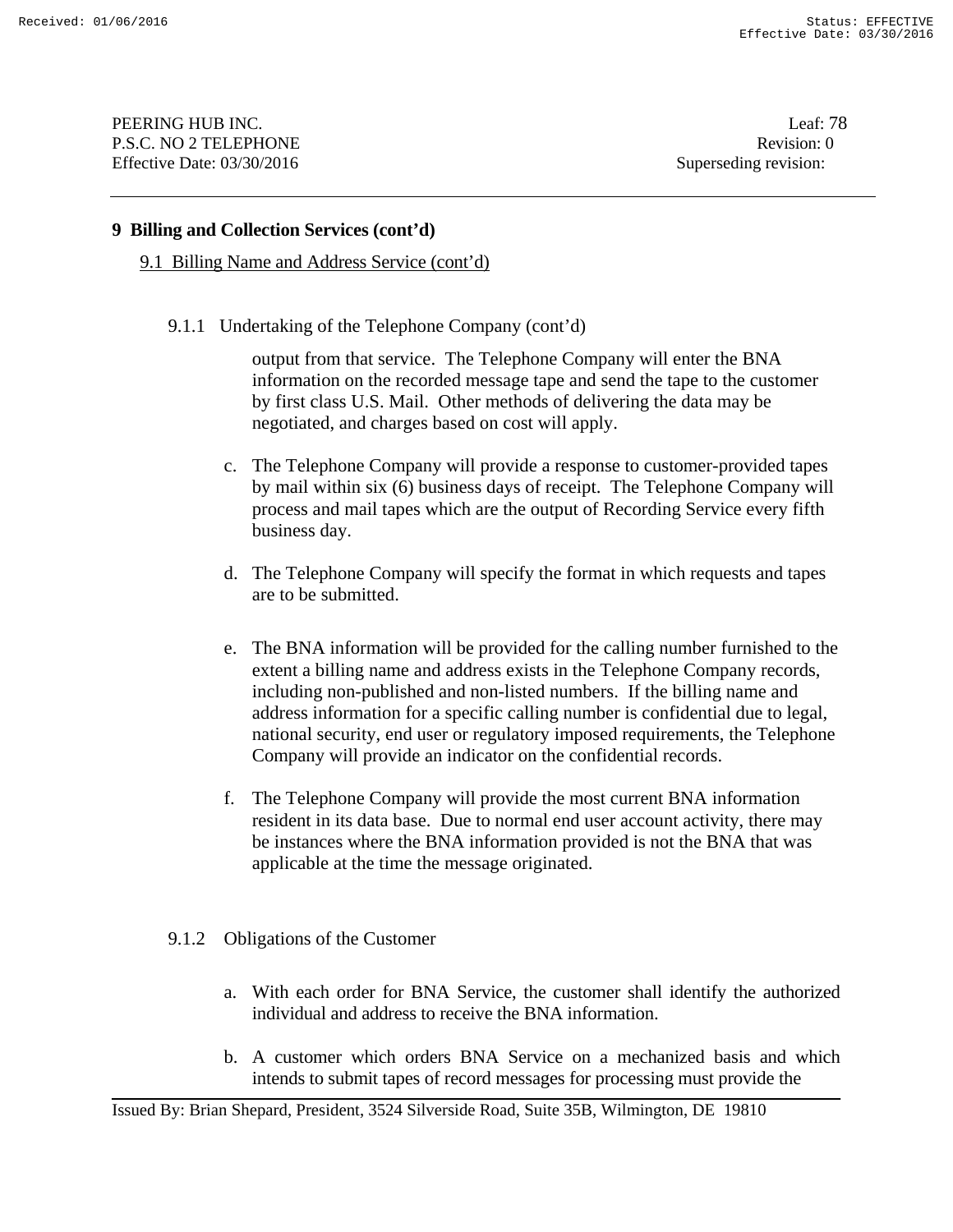## 9 Billing and Collection Services (cont'd)

### 9.1 Billing Name and Address Service (cont'd)

#### 9.1.1 Undertaking of the Telephone Company (cont'd)

output from that service. The Telephone Company will enter the BNA information on the recorded message tape and send the tape to the customer by first class U.S. Mail. Other methods of delivering the data may be negotiated, and charges based on cost will apply.

c. The Telephone Company will provide a response to customer-provided tapes by mail within six (6) business days of receipt. The Telephone Company will process and mail tapes which are the output of Recording Service every fifth business day.

d. The Telephone Company will specify the format in which requests and tapes are to be submitted.

e. The BNA information will be provided for the calling number furnished to the extent a billing name and address exists in the Telephone Company records, including non-published and non-listed numbers. If the billing name and address information for a specific calling number is confidential due to legal, national security, end user or regulatory imposed requirements, the Telephone Company will provide an indicator on the confidential records.

f. The Telephone Company will provide the most current BNA information resident in its data base. Due to normal end user account activity, there may be instances where the BNA information provided is not the BNA that was applicable at the time the message originated.

#### 9.1.2 Obligations of the Customer

a. With each order for BNA Service, the customer shall identify the authorized individual and address to receive the BNA information.

b. A customer which orders BNA Service on a mechanized basis and which intends to submit tapes of record messages for processing must provide the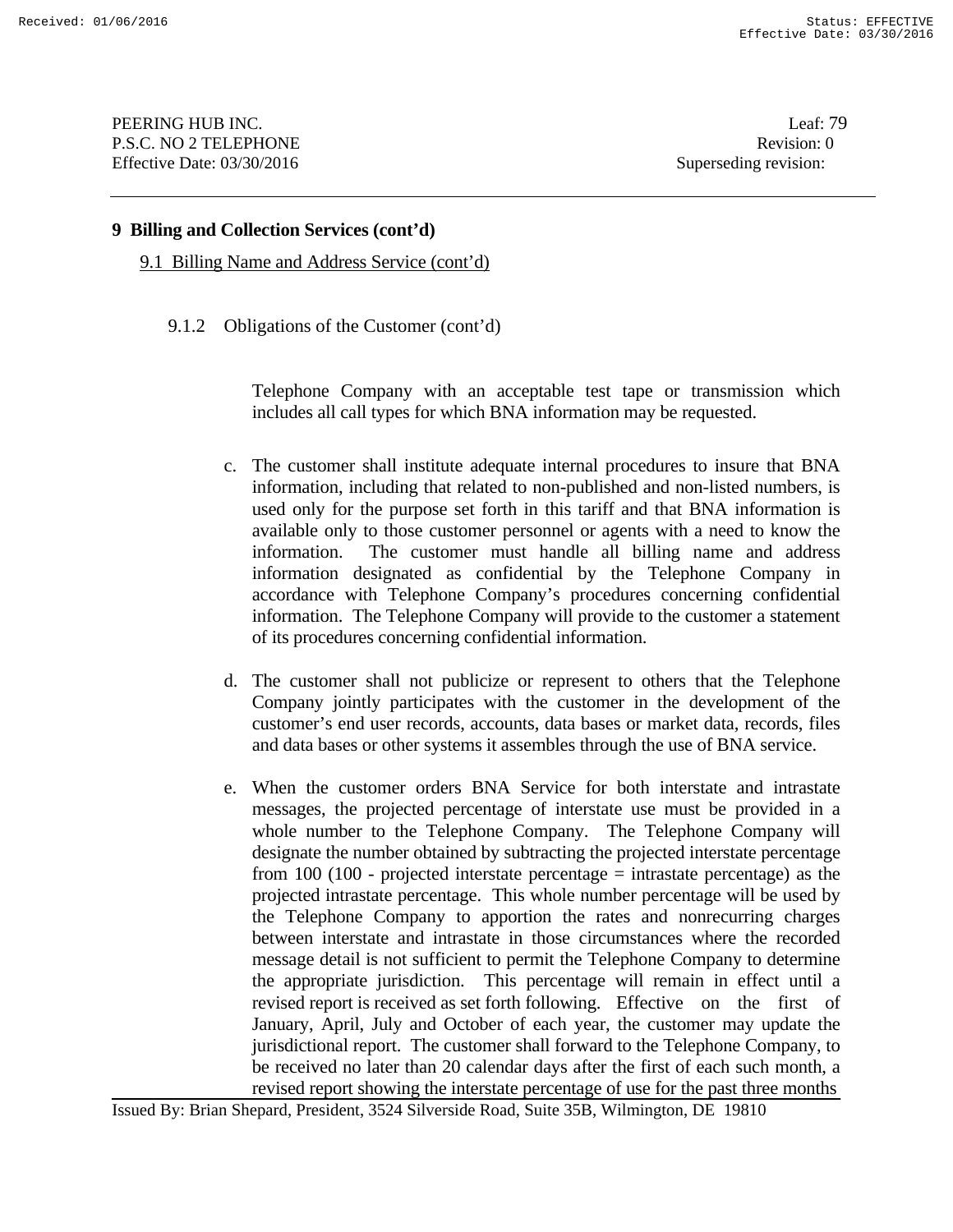## 9 Billing and Collection Services (cont'd)

### 9.1 Billing Name and Address Service (cont'd)

#### 9.1.2 Obligations of the Customer (cont'd)

Telephone Company with an acceptable test tape or transmission which includes all call types for which BNA information may be requested.

c. The customer shall institute adequate internal procedures to insure that BNA information, including that related to non-published and non-listed numbers, is used only for the purpose set forth in this tariff and that BNA information is available only to those customer personnel or agents with a need to know the information. The customer must handle all billing name and address information designated as confidential by the Telephone Company in accordance with Telephone Company's procedures concerning confidential information. The Telephone Company will provide to the customer a statement of its procedures concerning confidential information.

d. The customer shall not publicize or represent to others that the Telephone Company jointly participates with the customer in the development of the customer's end user records, accounts, data bases or market data, records, files and data bases or other systems it assembles through the use of BNA service.

e. When the customer orders BNA Service for both interstate and intrastate messages, the projected percentage of interstate use must be provided in a whole number to the Telephone Company. The Telephone Company will designate the number obtained by subtracting the projected interstate percentage from 100 (100 - projected interstate percentage = intrastate percentage) as the projected intrastate percentage. This whole number percentage will be used by the Telephone Company to apportion the rates and nonrecurring charges between interstate and intrastate in those circumstances where the recorded message detail is not sufficient to permit the Telephone Company to determine the appropriate jurisdiction. This percentage will remain in effect until a revised report is received as set forth following. Effective on the first of January, April, July and October of each year, the customer may update the jurisdictional report. The customer shall forward to the Telephone Company, to be received no later than 20 calendar days after the first of each such month, a revised report showing the interstate percentage of use for the past three months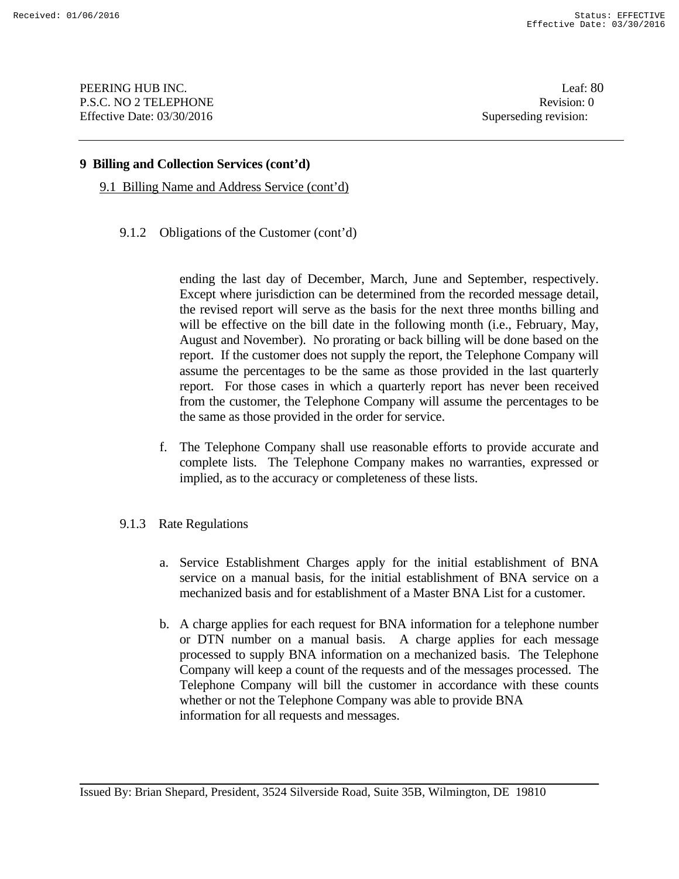## 9 Billing and Collection Services (cont'd)

### 9.1 Billing Name and Address Service (cont'd)

#### 9.1.2 Obligations of the Customer (cont'd)

ending the last day of December, March, June and September, respectively. Except where jurisdiction can be determined from the recorded message detail, the revised report will serve as the basis for the next three months billing and will be effective on the bill date in the following month (i.e., February, May, August and November). No prorating or back billing will be done based on the report. If the customer does not supply the report, the Telephone Company will assume the percentages to be the same as those provided in the last quarterly report. For those cases in which a quarterly report has never been received from the customer, the Telephone Company will assume the percentages to be the same as those provided in the order for service.

f. The Telephone Company shall use reasonable efforts to provide accurate and complete lists. The Telephone Company makes no warranties, expressed or implied, as to the accuracy or completeness of these lists.

#### 9.1.3 Rate Regulations

a. Service Establishment Charges apply for the initial establishment of BNA service on a manual basis, for the initial establishment of BNA service on a mechanized basis and for establishment of a Master BNA List for a customer.

b. A charge applies for each request for BNA information for a telephone number or DTN number on a manual basis. A charge applies for each message processed to supply BNA information on a mechanized basis. The Telephone Company will keep a count of the requests and of the messages processed. The Telephone Company will bill the customer in accordance with these counts whether or not the Telephone Company was able to provide BNA information for all requests and messages.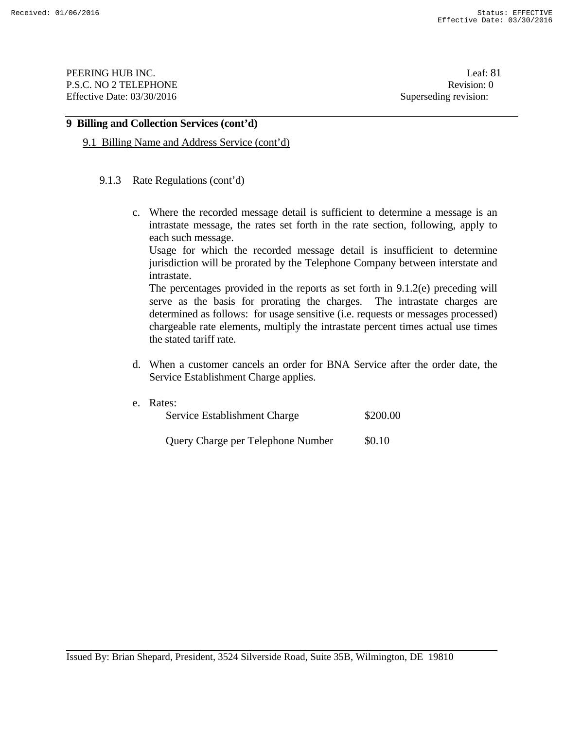## 9 Billing and Collection Services (cont'd)

### 9.1 Billing Name and Address Service (cont'd)

#### 9.1.3 Rate Regulations (cont'd)

c. Where the recorded message detail is sufficient to determine a message is an intrastate message, the rates set forth in the rate section, following, apply to each such message.
   Usage for which the recorded message detail is insufficient to determine jurisdiction will be prorated by the Telephone Company between interstate and intrastate.
   The percentages provided in the reports as set forth in 9.1.2(e) preceding will serve as the basis for prorating the charges. The intrastate charges are determined as follows: for usage sensitive (i.e. requests or messages processed) chargeable rate elements, multiply the intrastate percent times actual use times the stated tariff rate.

d. When a customer cancels an order for BNA Service after the order date, the Service Establishment Charge applies.

e. Rates:

| | |
|---|---|
| Service Establishment Charge | \$200.00 |
| Query Charge per Telephone Number | \$0.10 |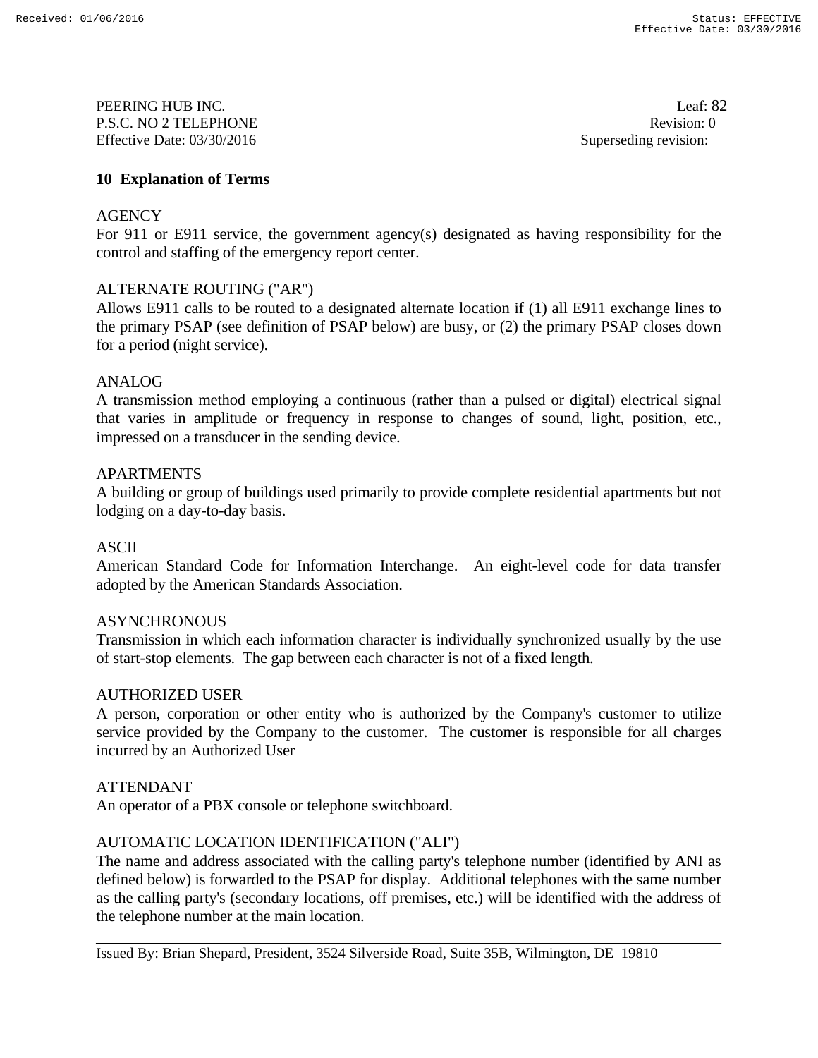## 10 Explanation of Terms

AGENCY
For 911 or E911 service, the government agency(s) designated as having responsibility for the control and staffing of the emergency report center.

ALTERNATE ROUTING ("AR")
Allows E911 calls to be routed to a designated alternate location if (1) all E911 exchange lines to the primary PSAP (see definition of PSAP below) are busy, or (2) the primary PSAP closes down for a period (night service).

ANALOG
A transmission method employing a continuous (rather than a pulsed or digital) electrical signal that varies in amplitude or frequency in response to changes of sound, light, position, etc., impressed on a transducer in the sending device.

APARTMENTS
A building or group of buildings used primarily to provide complete residential apartments but not lodging on a day-to-day basis.

ASCII
American Standard Code for Information Interchange. An eight-level code for data transfer adopted by the American Standards Association.

ASYNCHRONOUS
Transmission in which each information character is individually synchronized usually by the use of start-stop elements. The gap between each character is not of a fixed length.

AUTHORIZED USER
A person, corporation or other entity who is authorized by the Company's customer to utilize service provided by the Company to the customer. The customer is responsible for all charges incurred by an Authorized User

ATTENDANT
An operator of a PBX console or telephone switchboard.

AUTOMATIC LOCATION IDENTIFICATION ("ALI")
The name and address associated with the calling party's telephone number (identified by ANI as defined below) is forwarded to the PSAP for display. Additional telephones with the same number as the calling party's (secondary locations, off premises, etc.) will be identified with the address of the telephone number at the main location.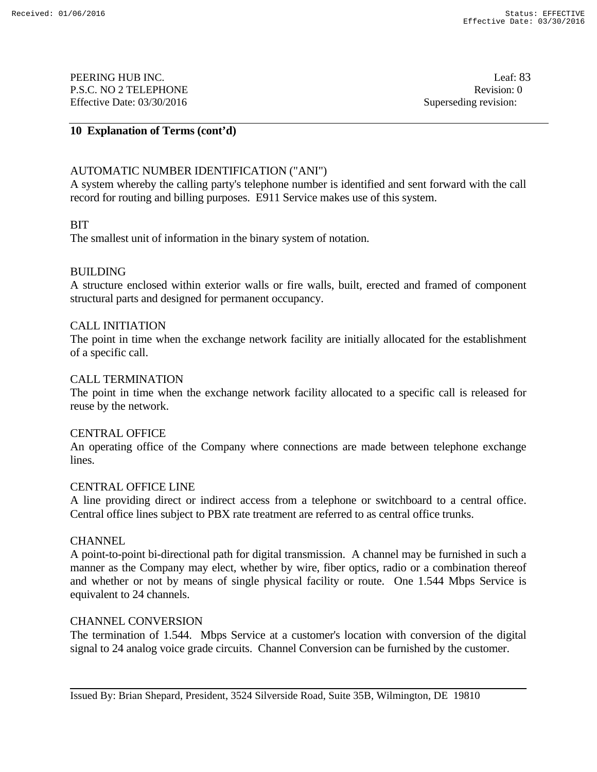## 10 Explanation of Terms (cont'd)

AUTOMATIC NUMBER IDENTIFICATION ("ANI")
A system whereby the calling party's telephone number is identified and sent forward with the call record for routing and billing purposes. E911 Service makes use of this system.

BIT
The smallest unit of information in the binary system of notation.

BUILDING
A structure enclosed within exterior walls or fire walls, built, erected and framed of component structural parts and designed for permanent occupancy.

CALL INITIATION
The point in time when the exchange network facility are initially allocated for the establishment of a specific call.

CALL TERMINATION
The point in time when the exchange network facility allocated to a specific call is released for reuse by the network.

CENTRAL OFFICE
An operating office of the Company where connections are made between telephone exchange lines.

CENTRAL OFFICE LINE
A line providing direct or indirect access from a telephone or switchboard to a central office. Central office lines subject to PBX rate treatment are referred to as central office trunks.

CHANNEL
A point-to-point bi-directional path for digital transmission. A channel may be furnished in such a manner as the Company may elect, whether by wire, fiber optics, radio or a combination thereof and whether or not by means of single physical facility or route. One 1.544 Mbps Service is equivalent to 24 channels.

CHANNEL CONVERSION
The termination of 1.544. Mbps Service at a customer's location with conversion of the digital signal to 24 analog voice grade circuits. Channel Conversion can be furnished by the customer.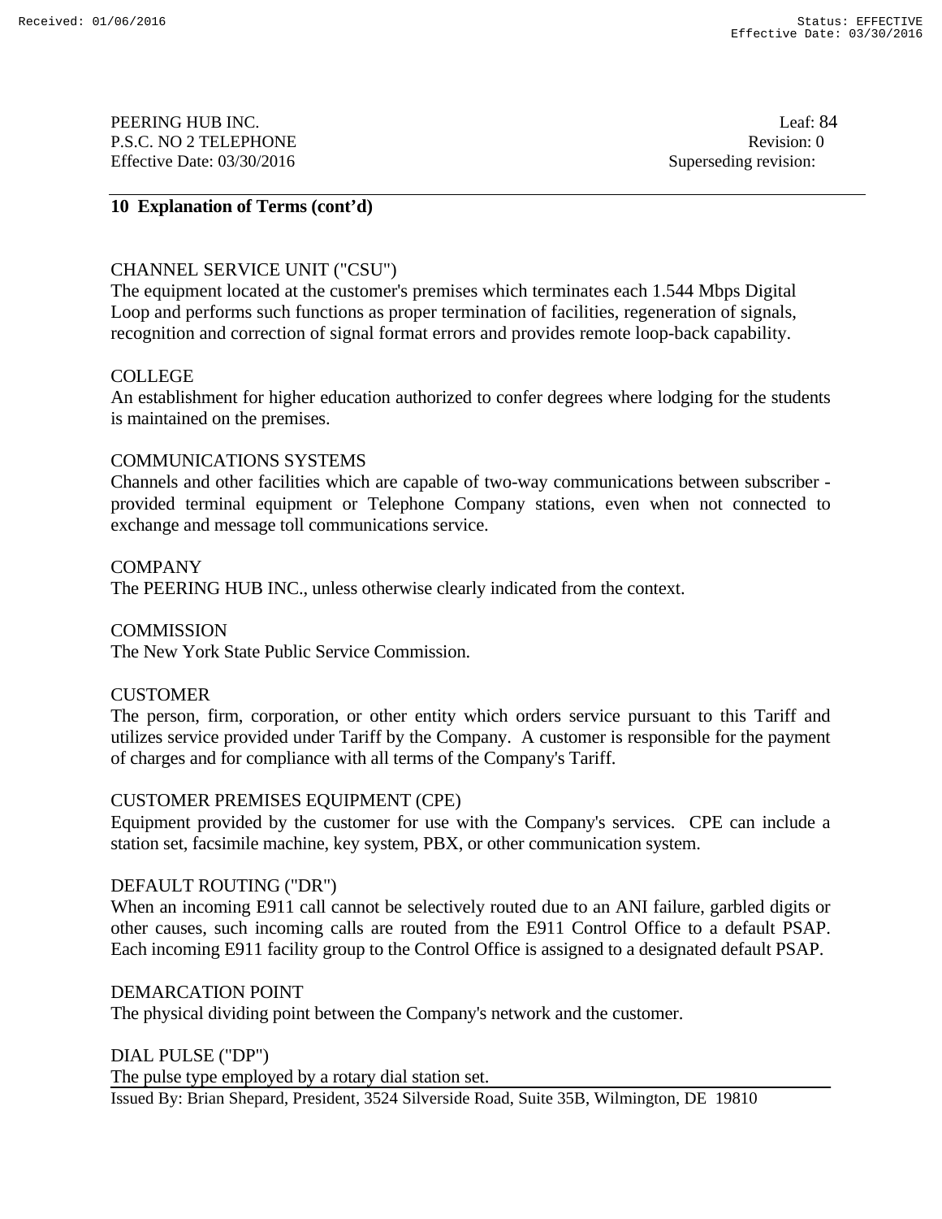## 10 Explanation of Terms (cont'd)

CHANNEL SERVICE UNIT ("CSU")
The equipment located at the customer's premises which terminates each 1.544 Mbps Digital Loop and performs such functions as proper termination of facilities, regeneration of signals, recognition and correction of signal format errors and provides remote loop-back capability.

COLLEGE
An establishment for higher education authorized to confer degrees where lodging for the students is maintained on the premises.

COMMUNICATIONS SYSTEMS
Channels and other facilities which are capable of two-way communications between subscriber - provided terminal equipment or Telephone Company stations, even when not connected to exchange and message toll communications service.

COMPANY
The PEERING HUB INC., unless otherwise clearly indicated from the context.

COMMISSION
The New York State Public Service Commission.

CUSTOMER
The person, firm, corporation, or other entity which orders service pursuant to this Tariff and utilizes service provided under Tariff by the Company. A customer is responsible for the payment of charges and for compliance with all terms of the Company's Tariff.

CUSTOMER PREMISES EQUIPMENT (CPE)
Equipment provided by the customer for use with the Company's services. CPE can include a station set, facsimile machine, key system, PBX, or other communication system.

DEFAULT ROUTING ("DR")
When an incoming E911 call cannot be selectively routed due to an ANI failure, garbled digits or other causes, such incoming calls are routed from the E911 Control Office to a default PSAP. Each incoming E911 facility group to the Control Office is assigned to a designated default PSAP.

DEMARCATION POINT
The physical dividing point between the Company's network and the customer.

DIAL PULSE ("DP")
The pulse type employed by a rotary dial station set.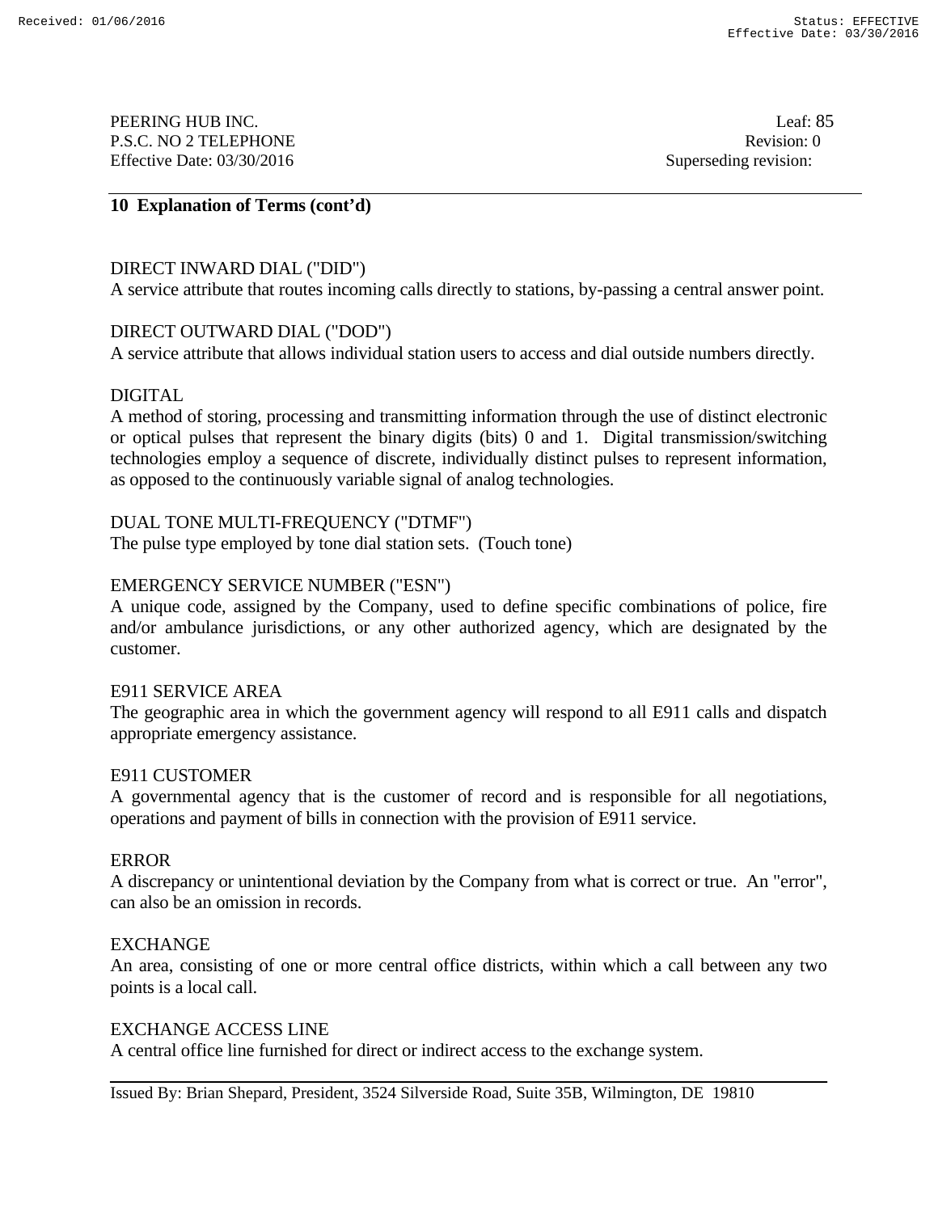## 10 Explanation of Terms (cont'd)

DIRECT INWARD DIAL ("DID")
A service attribute that routes incoming calls directly to stations, by-passing a central answer point.

DIRECT OUTWARD DIAL ("DOD")
A service attribute that allows individual station users to access and dial outside numbers directly.

DIGITAL
A method of storing, processing and transmitting information through the use of distinct electronic or optical pulses that represent the binary digits (bits) 0 and 1. Digital transmission/switching technologies employ a sequence of discrete, individually distinct pulses to represent information, as opposed to the continuously variable signal of analog technologies.

DUAL TONE MULTI-FREQUENCY ("DTMF")
The pulse type employed by tone dial station sets. (Touch tone)

EMERGENCY SERVICE NUMBER ("ESN")
A unique code, assigned by the Company, used to define specific combinations of police, fire and/or ambulance jurisdictions, or any other authorized agency, which are designated by the customer.

E911 SERVICE AREA
The geographic area in which the government agency will respond to all E911 calls and dispatch appropriate emergency assistance.

E911 CUSTOMER
A governmental agency that is the customer of record and is responsible for all negotiations, operations and payment of bills in connection with the provision of E911 service.

ERROR
A discrepancy or unintentional deviation by the Company from what is correct or true. An "error", can also be an omission in records.

EXCHANGE
An area, consisting of one or more central office districts, within which a call between any two points is a local call.

EXCHANGE ACCESS LINE
A central office line furnished for direct or indirect access to the exchange system.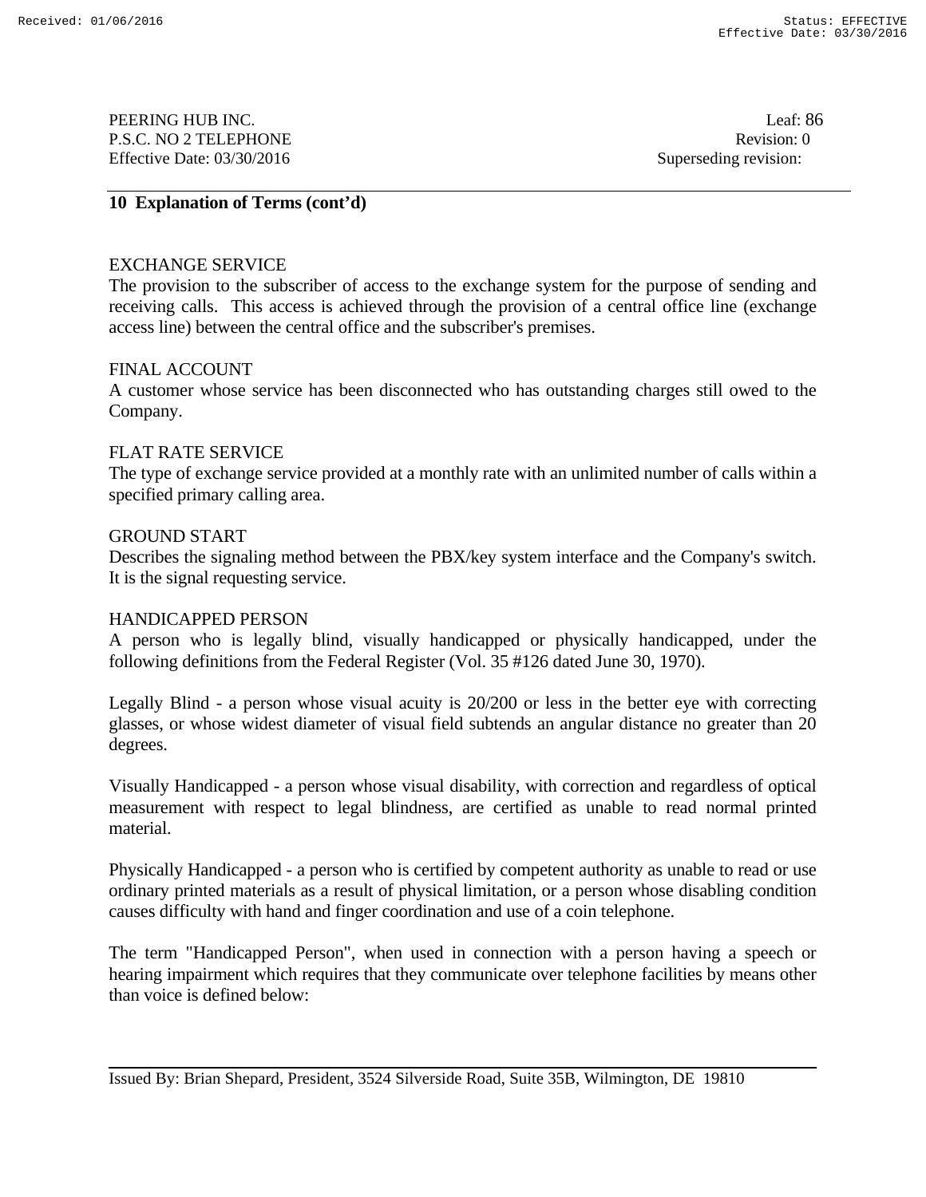## 10 Explanation of Terms (cont'd)

EXCHANGE SERVICE
The provision to the subscriber of access to the exchange system for the purpose of sending and receiving calls. This access is achieved through the provision of a central office line (exchange access line) between the central office and the subscriber's premises.

FINAL ACCOUNT
A customer whose service has been disconnected who has outstanding charges still owed to the Company.

FLAT RATE SERVICE
The type of exchange service provided at a monthly rate with an unlimited number of calls within a specified primary calling area.

GROUND START
Describes the signaling method between the PBX/key system interface and the Company's switch. It is the signal requesting service.

HANDICAPPED PERSON
A person who is legally blind, visually handicapped or physically handicapped, under the following definitions from the Federal Register (Vol. 35 #126 dated June 30, 1970).

Legally Blind - a person whose visual acuity is 20/200 or less in the better eye with correcting glasses, or whose widest diameter of visual field subtends an angular distance no greater than 20 degrees.

Visually Handicapped - a person whose visual disability, with correction and regardless of optical measurement with respect to legal blindness, are certified as unable to read normal printed material.

Physically Handicapped - a person who is certified by competent authority as unable to read or use ordinary printed materials as a result of physical limitation, or a person whose disabling condition causes difficulty with hand and finger coordination and use of a coin telephone.

The term "Handicapped Person", when used in connection with a person having a speech or hearing impairment which requires that they communicate over telephone facilities by means other than voice is defined below: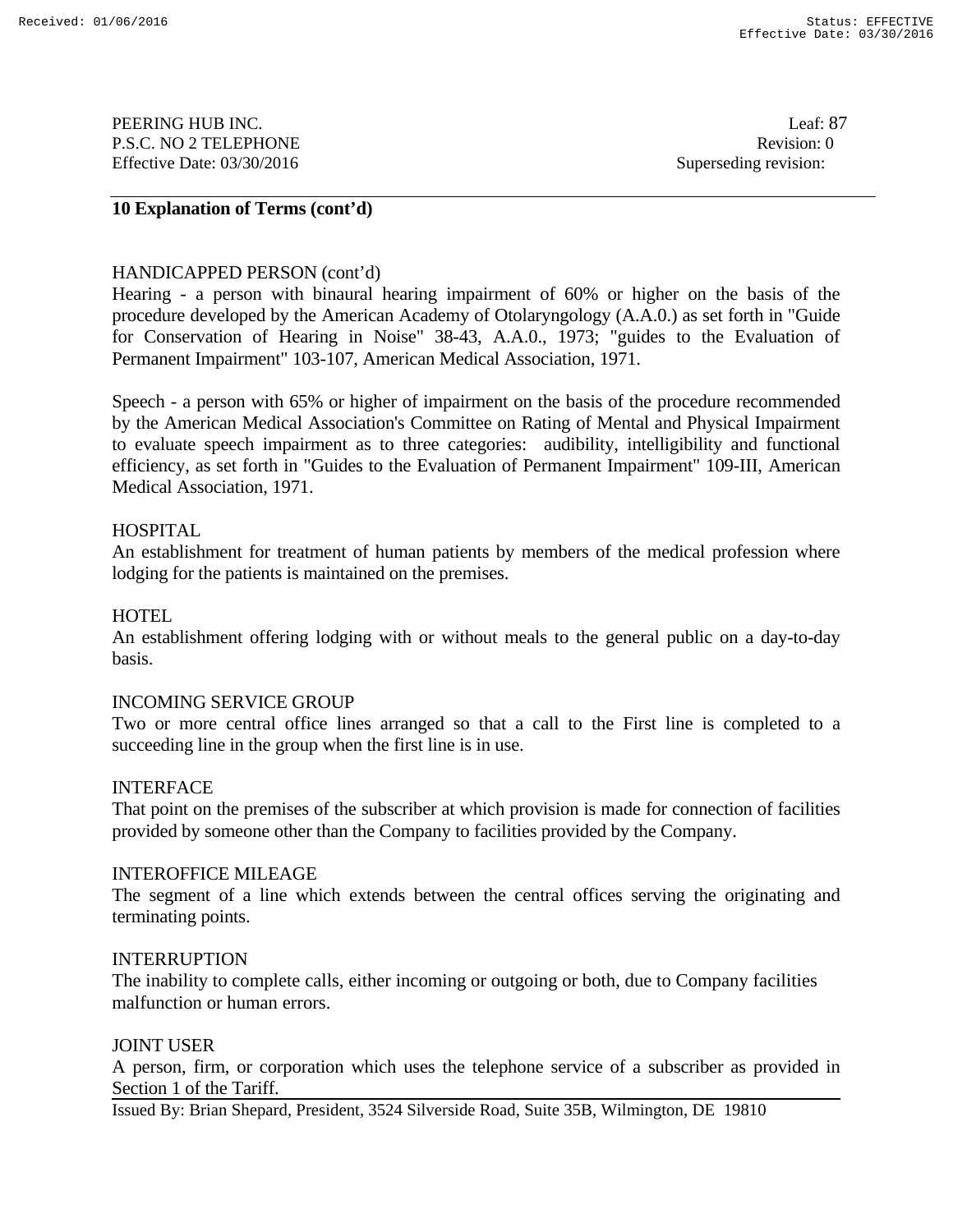## 10 Explanation of Terms (cont'd)

HANDICAPPED PERSON (cont'd)

Hearing - a person with binaural hearing impairment of 60% or higher on the basis of the procedure developed by the American Academy of Otolaryngology (A.A.0.) as set forth in "Guide for Conservation of Hearing in Noise" 38-43, A.A.0., 1973; "guides to the Evaluation of Permanent Impairment" 103-107, American Medical Association, 1971.

Speech - a person with 65% or higher of impairment on the basis of the procedure recommended by the American Medical Association's Committee on Rating of Mental and Physical Impairment to evaluate speech impairment as to three categories: audibility, intelligibility and functional efficiency, as set forth in "Guides to the Evaluation of Permanent Impairment" 109-III, American Medical Association, 1971.

HOSPITAL

An establishment for treatment of human patients by members of the medical profession where lodging for the patients is maintained on the premises.

HOTEL

An establishment offering lodging with or without meals to the general public on a day-to-day basis.

INCOMING SERVICE GROUP

Two or more central office lines arranged so that a call to the First line is completed to a succeeding line in the group when the first line is in use.

INTERFACE

That point on the premises of the subscriber at which provision is made for connection of facilities provided by someone other than the Company to facilities provided by the Company.

INTEROFFICE MILEAGE

The segment of a line which extends between the central offices serving the originating and terminating points.

INTERRUPTION

The inability to complete calls, either incoming or outgoing or both, due to Company facilities malfunction or human errors.

JOINT USER

A person, firm, or corporation which uses the telephone service of a subscriber as provided in Section 1 of the Tariff.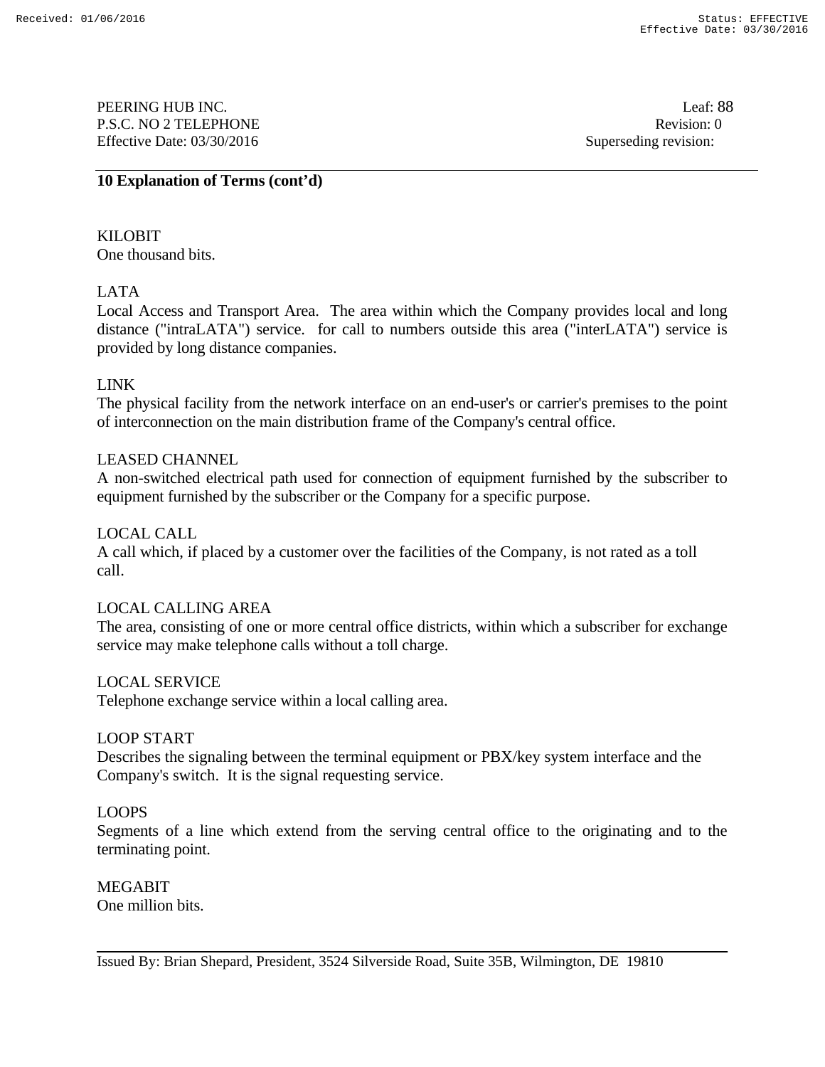## 10 Explanation of Terms (cont'd)

KILOBIT
One thousand bits.

LATA
Local Access and Transport Area. The area within which the Company provides local and long distance ("intraLATA") service. for call to numbers outside this area ("interLATA") service is provided by long distance companies.

LINK
The physical facility from the network interface on an end-user's or carrier's premises to the point of interconnection on the main distribution frame of the Company's central office.

LEASED CHANNEL
A non-switched electrical path used for connection of equipment furnished by the subscriber to equipment furnished by the subscriber or the Company for a specific purpose.

LOCAL CALL
A call which, if placed by a customer over the facilities of the Company, is not rated as a toll call.

LOCAL CALLING AREA
The area, consisting of one or more central office districts, within which a subscriber for exchange service may make telephone calls without a toll charge.

LOCAL SERVICE
Telephone exchange service within a local calling area.

LOOP START
Describes the signaling between the terminal equipment or PBX/key system interface and the Company's switch. It is the signal requesting service.

LOOPS
Segments of a line which extend from the serving central office to the originating and to the terminating point.

MEGABIT
One million bits.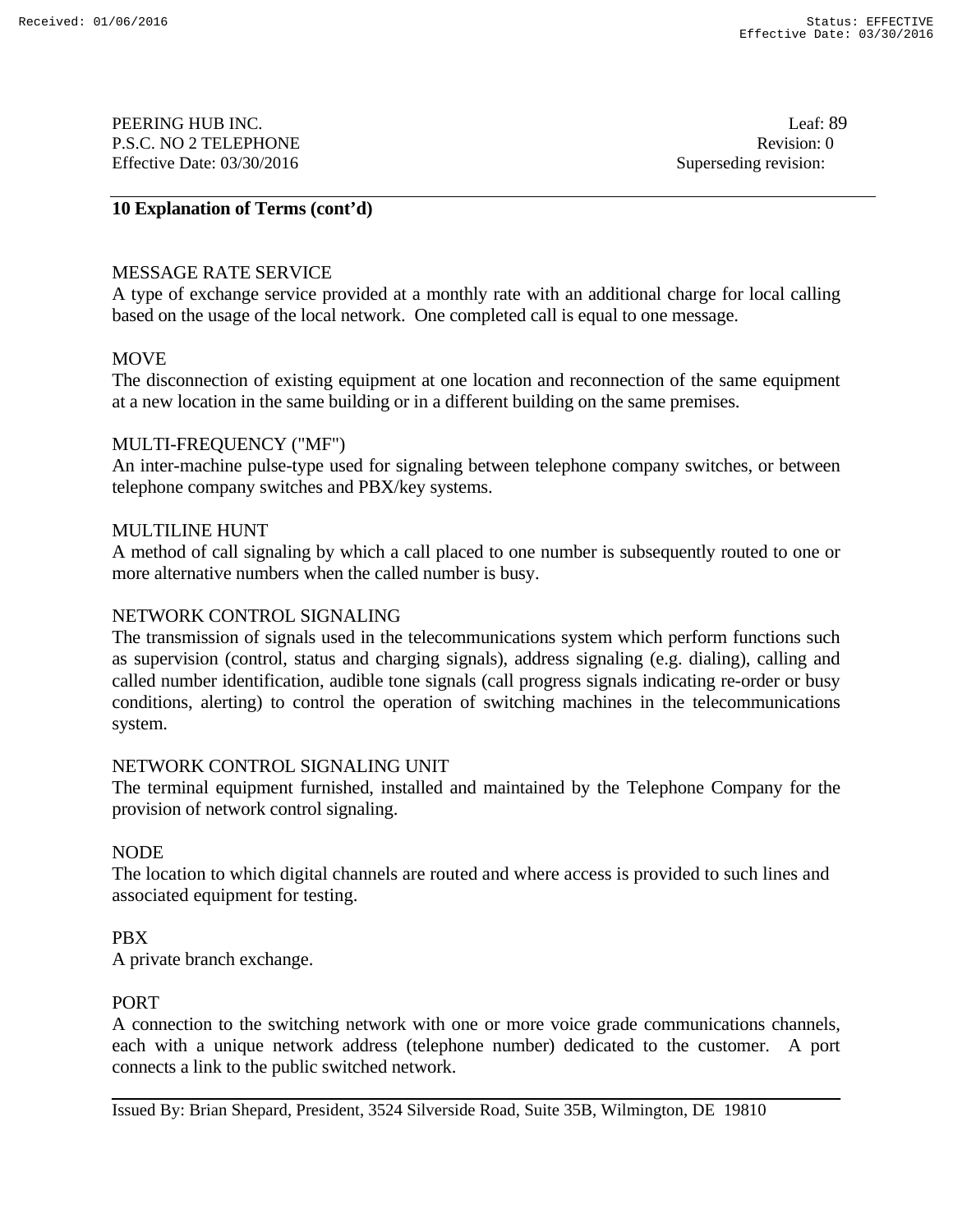## 10 Explanation of Terms (cont'd)

MESSAGE RATE SERVICE
A type of exchange service provided at a monthly rate with an additional charge for local calling based on the usage of the local network. One completed call is equal to one message.

MOVE
The disconnection of existing equipment at one location and reconnection of the same equipment at a new location in the same building or in a different building on the same premises.

MULTI-FREQUENCY ("MF")
An inter-machine pulse-type used for signaling between telephone company switches, or between telephone company switches and PBX/key systems.

MULTILINE HUNT
A method of call signaling by which a call placed to one number is subsequently routed to one or more alternative numbers when the called number is busy.

NETWORK CONTROL SIGNALING
The transmission of signals used in the telecommunications system which perform functions such as supervision (control, status and charging signals), address signaling (e.g. dialing), calling and called number identification, audible tone signals (call progress signals indicating re-order or busy conditions, alerting) to control the operation of switching machines in the telecommunications system.

NETWORK CONTROL SIGNALING UNIT
The terminal equipment furnished, installed and maintained by the Telephone Company for the provision of network control signaling.

NODE
The location to which digital channels are routed and where access is provided to such lines and associated equipment for testing.

PBX
A private branch exchange.

PORT
A connection to the switching network with one or more voice grade communications channels, each with a unique network address (telephone number) dedicated to the customer. A port connects a link to the public switched network.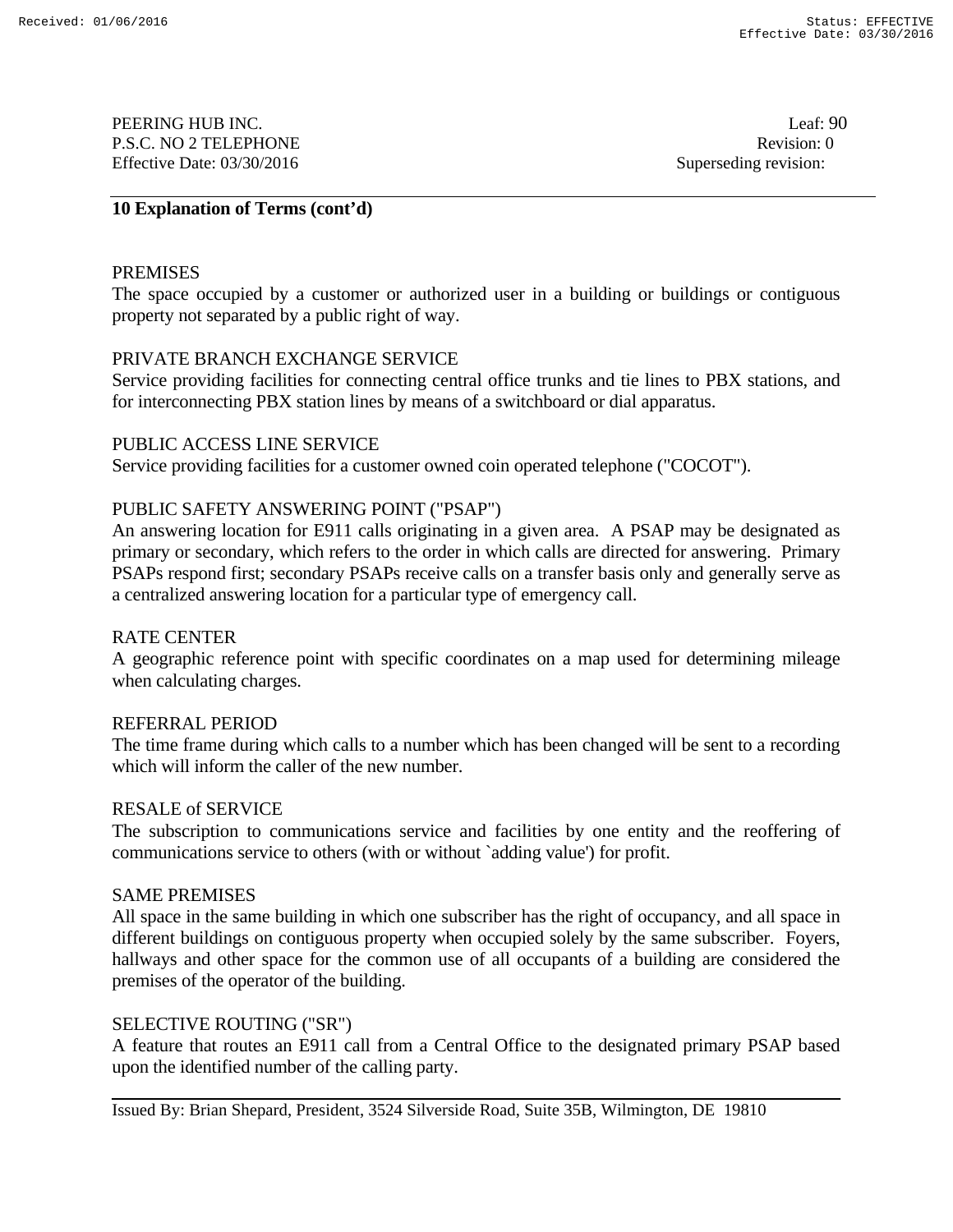## 10 Explanation of Terms (cont'd)

PREMISES
The space occupied by a customer or authorized user in a building or buildings or contiguous property not separated by a public right of way.

PRIVATE BRANCH EXCHANGE SERVICE
Service providing facilities for connecting central office trunks and tie lines to PBX stations, and for interconnecting PBX station lines by means of a switchboard or dial apparatus.

PUBLIC ACCESS LINE SERVICE
Service providing facilities for a customer owned coin operated telephone ("COCOT").

PUBLIC SAFETY ANSWERING POINT ("PSAP")
An answering location for E911 calls originating in a given area. A PSAP may be designated as primary or secondary, which refers to the order in which calls are directed for answering. Primary PSAPs respond first; secondary PSAPs receive calls on a transfer basis only and generally serve as a centralized answering location for a particular type of emergency call.

RATE CENTER
A geographic reference point with specific coordinates on a map used for determining mileage when calculating charges.

REFERRAL PERIOD
The time frame during which calls to a number which has been changed will be sent to a recording which will inform the caller of the new number.

RESALE of SERVICE
The subscription to communications service and facilities by one entity and the reoffering of communications service to others (with or without `adding value') for profit.

SAME PREMISES
All space in the same building in which one subscriber has the right of occupancy, and all space in different buildings on contiguous property when occupied solely by the same subscriber. Foyers, hallways and other space for the common use of all occupants of a building are considered the premises of the operator of the building.

SELECTIVE ROUTING ("SR")
A feature that routes an E911 call from a Central Office to the designated primary PSAP based upon the identified number of the calling party.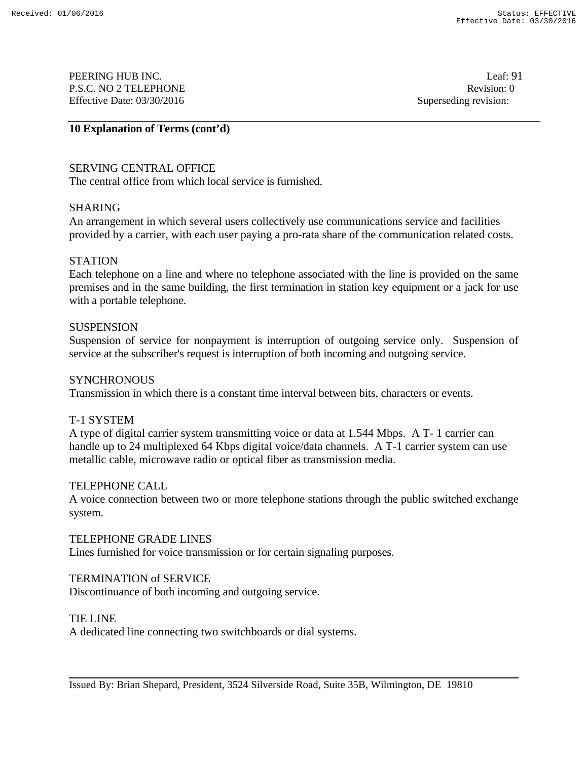## 10 Explanation of Terms (cont'd)

SERVING CENTRAL OFFICE
The central office from which local service is furnished.

SHARING
An arrangement in which several users collectively use communications service and facilities provided by a carrier, with each user paying a pro-rata share of the communication related costs.

STATION
Each telephone on a line and where no telephone associated with the line is provided on the same premises and in the same building, the first termination in station key equipment or a jack for use with a portable telephone.

SUSPENSION
Suspension of service for nonpayment is interruption of outgoing service only. Suspension of service at the subscriber's request is interruption of both incoming and outgoing service.

SYNCHRONOUS
Transmission in which there is a constant time interval between bits, characters or events.

T-1 SYSTEM
A type of digital carrier system transmitting voice or data at 1.544 Mbps. A T- 1 carrier can handle up to 24 multiplexed 64 Kbps digital voice/data channels. A T-1 carrier system can use metallic cable, microwave radio or optical fiber as transmission media.

TELEPHONE CALL
A voice connection between two or more telephone stations through the public switched exchange system.

TELEPHONE GRADE LINES
Lines furnished for voice transmission or for certain signaling purposes.

TERMINATION of SERVICE
Discontinuance of both incoming and outgoing service.

TIE LINE
A dedicated line connecting two switchboards or dial systems.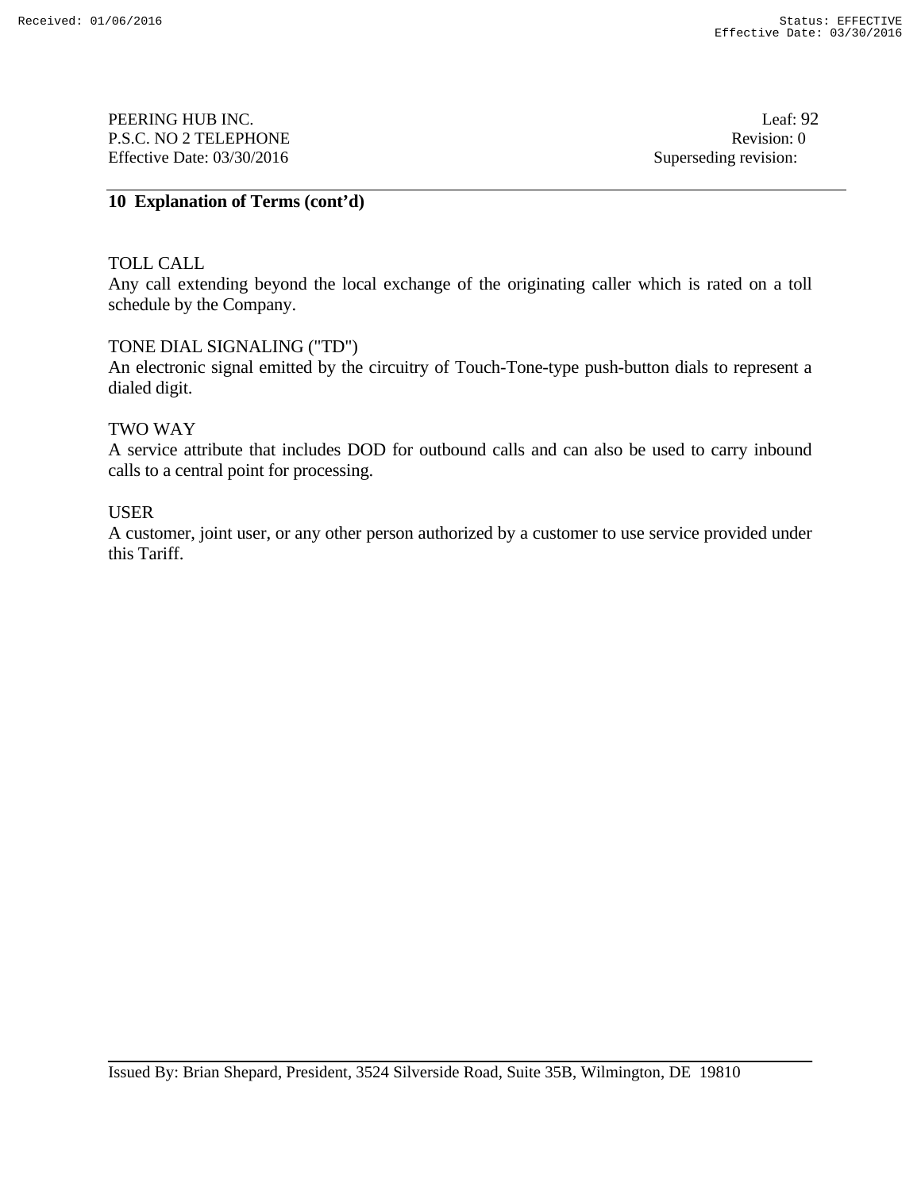## 10 Explanation of Terms (cont'd)

TOLL CALL
Any call extending beyond the local exchange of the originating caller which is rated on a toll schedule by the Company.

TONE DIAL SIGNALING ("TD")
An electronic signal emitted by the circuitry of Touch-Tone-type push-button dials to represent a dialed digit.

TWO WAY
A service attribute that includes DOD for outbound calls and can also be used to carry inbound calls to a central point for processing.

USER
A customer, joint user, or any other person authorized by a customer to use service provided under this Tariff.